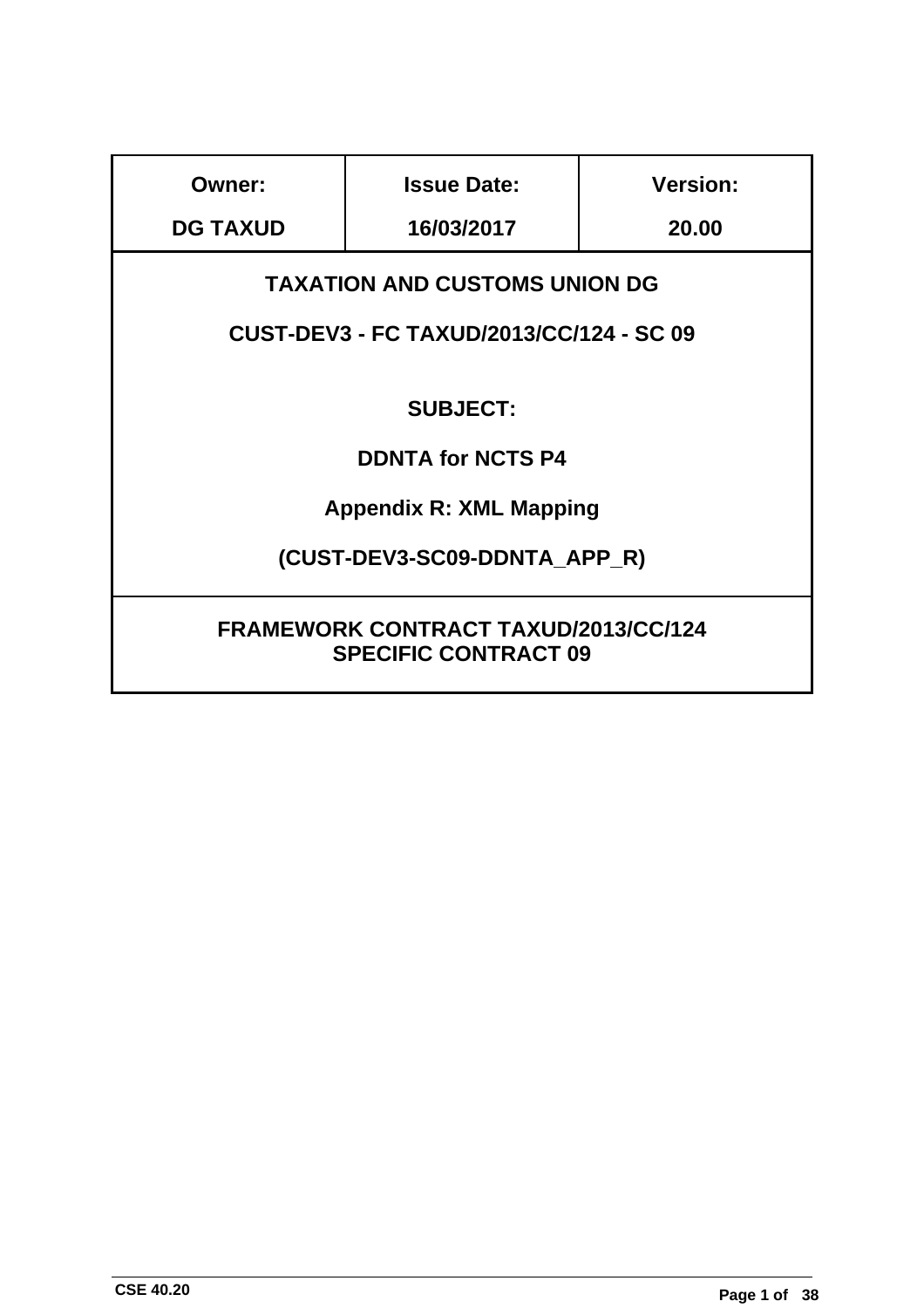| Owner: | Issue Date: | Version: |
|---|---|---|
| DG TAXUD | 16/03/2017 | 20.00 |

**TAXATION AND CUSTOMS UNION DG**

**CUST-DEV3 - FC TAXUD/2013/CC/124 - SC 09**

**SUBJECT:**

**DDNTA for NCTS P4**

**Appendix R: XML Mapping**

**(CUST-DEV3-SC09-DDNTA_APP_R)**

**FRAMEWORK CONTRACT TAXUD/2013/CC/124**
**SPECIFIC CONTRACT 09**

CSE 40.20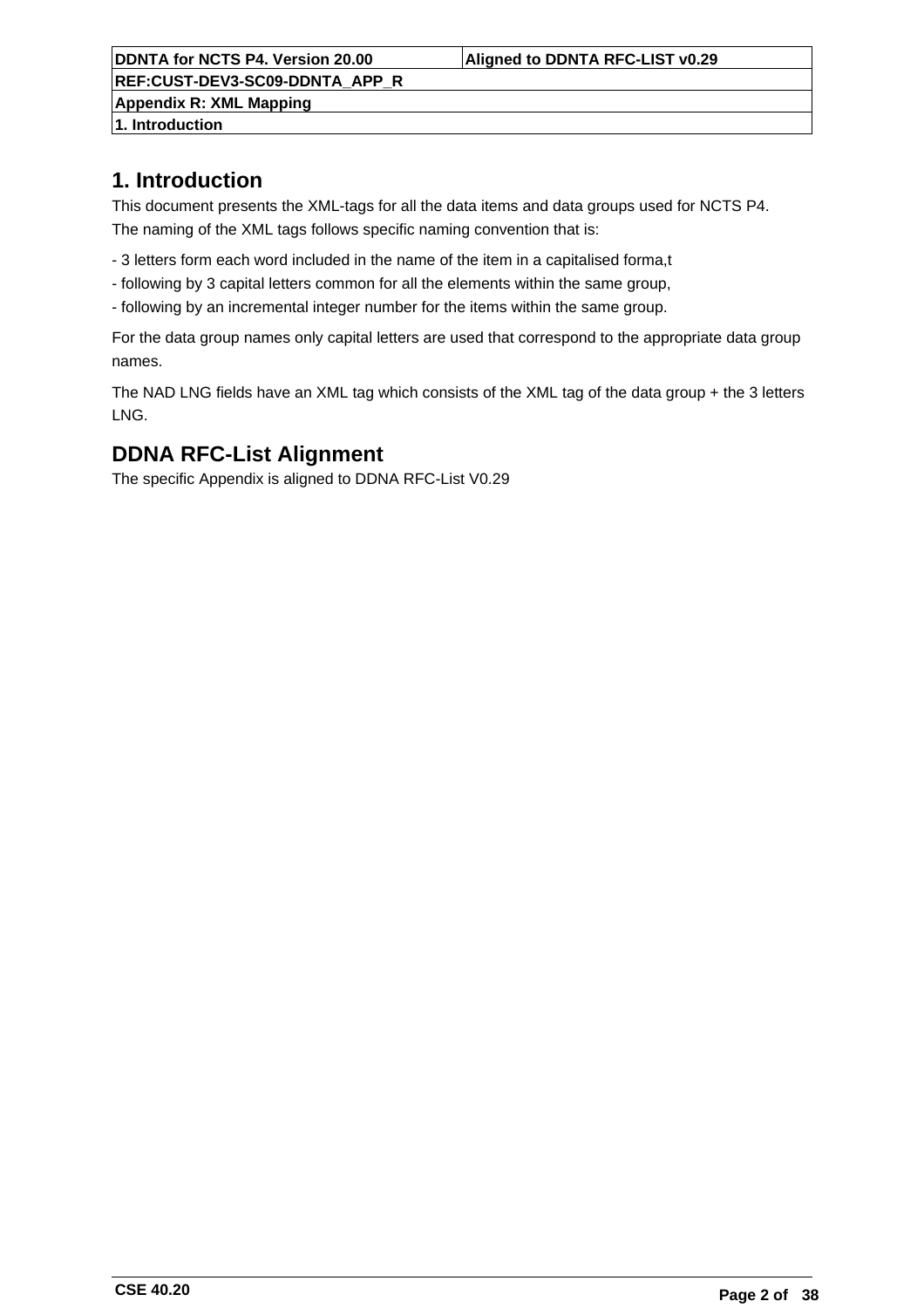# 1. Introduction

This document presents the XML-tags for all the data items and data groups used for NCTS P4.

The naming of the XML tags follows specific naming convention that is:

- 3 letters form each word included in the name of the item in a capitalised forma,t
- following by 3 capital letters common for all the elements within the same group,
- following by an incremental integer number for the items within the same group.

For the data group names only capital letters are used that correspond to the appropriate data group names.

The NAD LNG fields have an XML tag which consists of the XML tag of the data group + the 3 letters LNG.

# DDNA RFC-List Alignment

The specific Appendix is aligned to DDNA RFC-List V0.29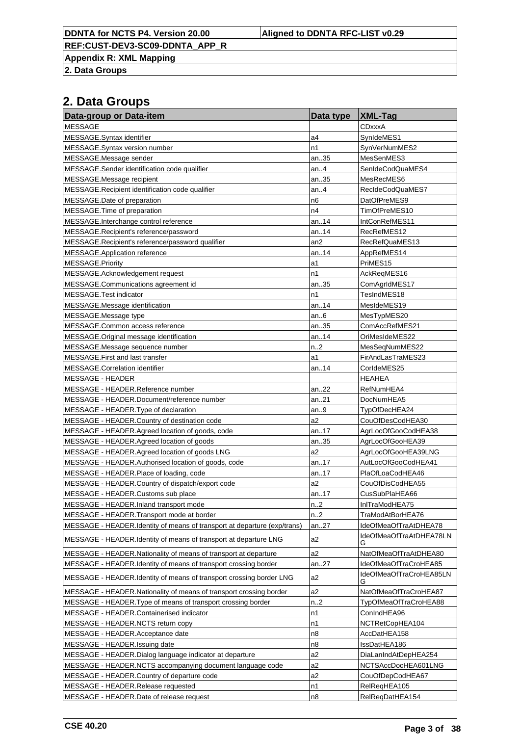## 2. Data Groups

| Data-group or Data-item | Data type | XML-Tag |
|---|---|---|
| MESSAGE | | CDxxxA |
| MESSAGE.Syntax identifier | a4 | SynIdeMES1 |
| MESSAGE.Syntax version number | n1 | SynVerNumMES2 |
| MESSAGE.Message sender | an..35 | MesSenMES3 |
| MESSAGE.Sender identification code qualifier | an..4 | SenIdeCodQuaMES4 |
| MESSAGE.Message recipient | an..35 | MesRecMES6 |
| MESSAGE.Recipient identification code qualifier | an..4 | RecIdeCodQuaMES7 |
| MESSAGE.Date of preparation | n6 | DatOfPreMES9 |
| MESSAGE.Time of preparation | n4 | TimOfPreMES10 |
| MESSAGE.Interchange control reference | an..14 | IntConRefMES11 |
| MESSAGE.Recipient's reference/password | an..14 | RecRefMES12 |
| MESSAGE.Recipient's reference/password qualifier | an2 | RecRefQuaMES13 |
| MESSAGE.Application reference | an..14 | AppRefMES14 |
| MESSAGE.Priority | a1 | PriMES15 |
| MESSAGE.Acknowledgement request | n1 | AckReqMES16 |
| MESSAGE.Communications agreement id | an..35 | ComAgrIdMES17 |
| MESSAGE.Test indicator | n1 | TesIndMES18 |
| MESSAGE.Message identification | an..14 | MesIdeMES19 |
| MESSAGE.Message type | an..6 | MesTypMES20 |
| MESSAGE.Common access reference | an..35 | ComAccRefMES21 |
| MESSAGE.Original message identification | an..14 | OriMesIdeMES22 |
| MESSAGE.Message sequence number | n..2 | MesSeqNumMES22 |
| MESSAGE.First and last transfer | a1 | FirAndLasTraMES23 |
| MESSAGE.Correlation identifier | an..14 | CorIdeMES25 |
| MESSAGE - HEADER | | HEAHEA |
| MESSAGE - HEADER.Reference number | an..22 | RefNumHEA4 |
| MESSAGE - HEADER.Document/reference number | an..21 | DocNumHEA5 |
| MESSAGE - HEADER.Type of declaration | an..9 | TypOfDecHEA24 |
| MESSAGE - HEADER.Country of destination code | a2 | CouOfDesCodHEA30 |
| MESSAGE - HEADER.Agreed location of goods, code | an..17 | AgrLocOfGooCodHEA38 |
| MESSAGE - HEADER.Agreed location of goods | an..35 | AgrLocOfGooHEA39 |
| MESSAGE - HEADER.Agreed location of goods LNG | a2 | AgrLocOfGooHEA39LNG |
| MESSAGE - HEADER.Authorised location of goods, code | an..17 | AutLocOfGooCodHEA41 |
| MESSAGE - HEADER.Place of loading, code | an..17 | PlaOfLoaCodHEA46 |
| MESSAGE - HEADER.Country of dispatch/export code | a2 | CouOfDisCodHEA55 |
| MESSAGE - HEADER.Customs sub place | an..17 | CusSubPlaHEA66 |
| MESSAGE - HEADER.Inland transport mode | n..2 | InlTraModHEA75 |
| MESSAGE - HEADER.Transport mode at border | n..2 | TraModAtBorHEA76 |
| MESSAGE - HEADER.Identity of means of transport at departure (exp/trans) | an..27 | IdeOfMeaOfTraAtDHEA78 |
| MESSAGE - HEADER.Identity of means of transport at departure LNG | a2 | IdeOfMeaOfTraAtDHEA78LNG |
| MESSAGE - HEADER.Nationality of means of transport at departure | a2 | NatOfMeaOfTraAtDHEA80 |
| MESSAGE - HEADER.Identity of means of transport crossing border | an..27 | IdeOfMeaOfTraCroHEA85 |
| MESSAGE - HEADER.Identity of means of transport crossing border LNG | a2 | IdeOfMeaOfTraCroHEA85LNG |
| MESSAGE - HEADER.Nationality of means of transport crossing border | a2 | NatOfMeaOfTraCroHEA87 |
| MESSAGE - HEADER.Type of means of transport crossing border | n..2 | TypOfMeaOfTraCroHEA88 |
| MESSAGE - HEADER.Containerised indicator | n1 | ConIndHEA96 |
| MESSAGE - HEADER.NCTS return copy | n1 | NCTRetCopHEA104 |
| MESSAGE - HEADER.Acceptance date | n8 | AccDatHEA158 |
| MESSAGE - HEADER.Issuing date | n8 | IssDatHEA186 |
| MESSAGE - HEADER.Dialog language indicator at departure | a2 | DiaLanIndAtDepHEA254 |
| MESSAGE - HEADER.NCTS accompanying document language code | a2 | NCTSAccDocHEA601LNG |
| MESSAGE - HEADER.Country of departure code | a2 | CouOfDepCodHEA67 |
| MESSAGE - HEADER.Release requested | n1 | RelReqHEA105 |
| MESSAGE - HEADER.Date of release request | n8 | RelReqDatHEA154 |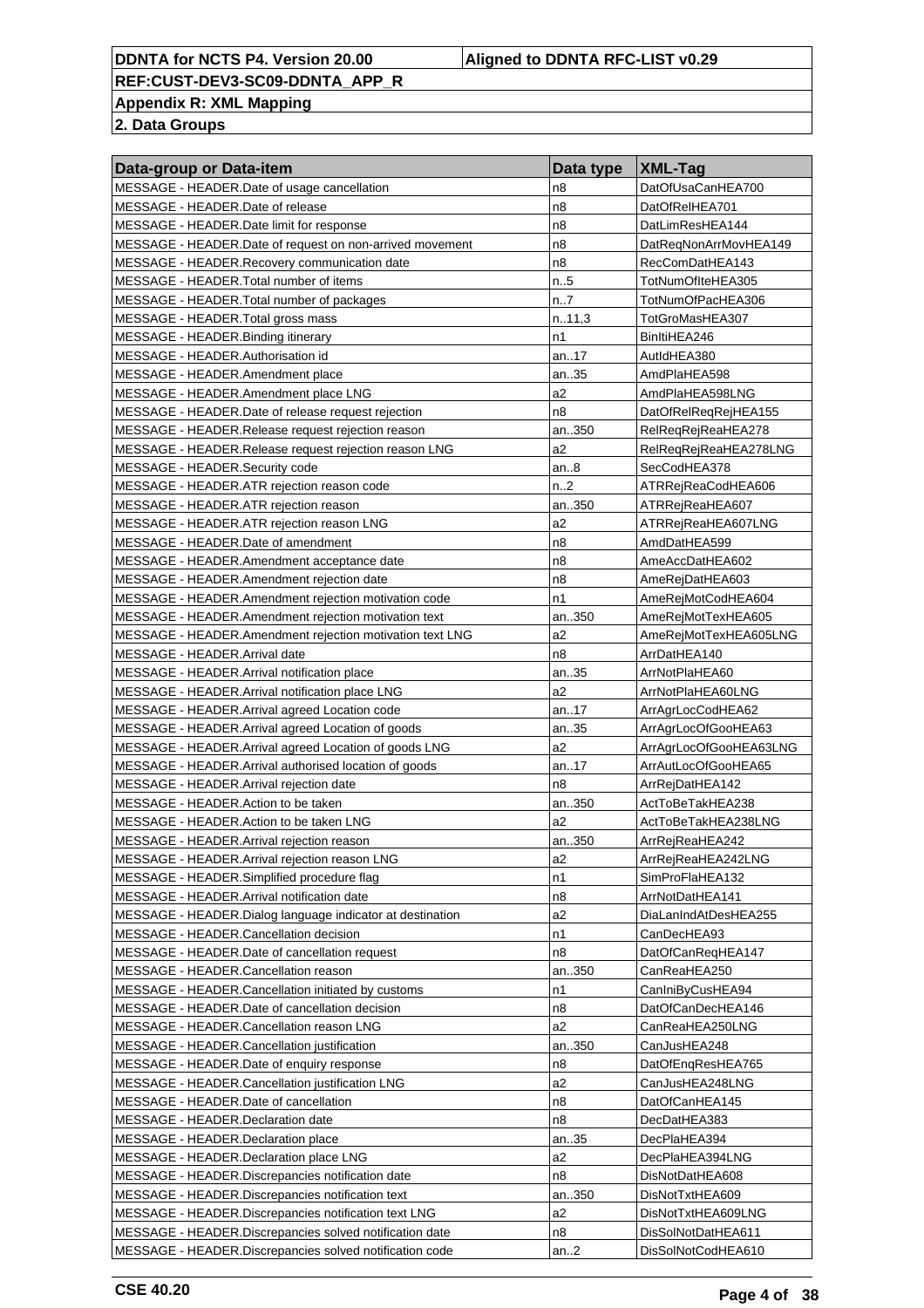| Data-group or Data-item | Data type | XML-Tag |
|---|---|---|
| MESSAGE - HEADER.Date of usage cancellation | n8 | DatOfUsaCanHEA700 |
| MESSAGE - HEADER.Date of release | n8 | DatOfRelHEA701 |
| MESSAGE - HEADER.Date limit for response | n8 | DatLimResHEA144 |
| MESSAGE - HEADER.Date of request on non-arrived movement | n8 | DatReqNonArrMovHEA149 |
| MESSAGE - HEADER.Recovery communication date | n8 | RecComDatHEA143 |
| MESSAGE - HEADER.Total number of items | n..5 | TotNumOfIteHEA305 |
| MESSAGE - HEADER.Total number of packages | n..7 | TotNumOfPacHEA306 |
| MESSAGE - HEADER.Total gross mass | n..11,3 | TotGroMasHEA307 |
| MESSAGE - HEADER.Binding itinerary | n1 | BinItiHEA246 |
| MESSAGE - HEADER.Authorisation id | an..17 | AutIdHEA380 |
| MESSAGE - HEADER.Amendment place | an..35 | AmdPlaHEA598 |
| MESSAGE - HEADER.Amendment place LNG | a2 | AmdPlaHEA598LNG |
| MESSAGE - HEADER.Date of release request rejection | n8 | DatOfRelReqRejHEA155 |
| MESSAGE - HEADER.Release request rejection reason | an..350 | RelReqRejReaHEA278 |
| MESSAGE - HEADER.Release request rejection reason LNG | a2 | RelReqRejReaHEA278LNG |
| MESSAGE - HEADER.Security code | an..8 | SecCodHEA378 |
| MESSAGE - HEADER.ATR rejection reason code | n..2 | ATRRejReaCodHEA606 |
| MESSAGE - HEADER.ATR rejection reason | an..350 | ATRRejReaHEA607 |
| MESSAGE - HEADER.ATR rejection reason LNG | a2 | ATRRejReaHEA607LNG |
| MESSAGE - HEADER.Date of amendment | n8 | AmdDatHEA599 |
| MESSAGE - HEADER.Amendment acceptance date | n8 | AmeAccDatHEA602 |
| MESSAGE - HEADER.Amendment rejection date | n8 | AmeRejDatHEA603 |
| MESSAGE - HEADER.Amendment rejection motivation code | n1 | AmeRejMotCodHEA604 |
| MESSAGE - HEADER.Amendment rejection motivation text | an..350 | AmeRejMotTexHEA605 |
| MESSAGE - HEADER.Amendment rejection motivation text LNG | a2 | AmeRejMotTexHEA605LNG |
| MESSAGE - HEADER.Arrival date | n8 | ArrDatHEA140 |
| MESSAGE - HEADER.Arrival notification place | an..35 | ArrNotPlaHEA60 |
| MESSAGE - HEADER.Arrival notification place LNG | a2 | ArrNotPlaHEA60LNG |
| MESSAGE - HEADER.Arrival agreed Location code | an..17 | ArrAgrLocCodHEA62 |
| MESSAGE - HEADER.Arrival agreed Location of goods | an..35 | ArrAgrLocOfGooHEA63 |
| MESSAGE - HEADER.Arrival agreed Location of goods LNG | a2 | ArrAgrLocOfGooHEA63LNG |
| MESSAGE - HEADER.Arrival authorised location of goods | an..17 | ArrAutLocOfGooHEA65 |
| MESSAGE - HEADER.Arrival rejection date | n8 | ArrRejDatHEA142 |
| MESSAGE - HEADER.Action to be taken | an..350 | ActToBeTakHEA238 |
| MESSAGE - HEADER.Action to be taken LNG | a2 | ActToBeTakHEA238LNG |
| MESSAGE - HEADER.Arrival rejection reason | an..350 | ArrRejReaHEA242 |
| MESSAGE - HEADER.Arrival rejection reason LNG | a2 | ArrRejReaHEA242LNG |
| MESSAGE - HEADER.Simplified procedure flag | n1 | SimProFlaHEA132 |
| MESSAGE - HEADER.Arrival notification date | n8 | ArrNotDatHEA141 |
| MESSAGE - HEADER.Dialog language indicator at destination | a2 | DiaLanIndAtDesHEA255 |
| MESSAGE - HEADER.Cancellation decision | n1 | CanDecHEA93 |
| MESSAGE - HEADER.Date of cancellation request | n8 | DatOfCanReqHEA147 |
| MESSAGE - HEADER.Cancellation reason | an..350 | CanReaHEA250 |
| MESSAGE - HEADER.Cancellation initiated by customs | n1 | CanIniByCusHEA94 |
| MESSAGE - HEADER.Date of cancellation decision | n8 | DatOfCanDecHEA146 |
| MESSAGE - HEADER.Cancellation reason LNG | a2 | CanReaHEA250LNG |
| MESSAGE - HEADER.Cancellation justification | an..350 | CanJusHEA248 |
| MESSAGE - HEADER.Date of enquiry response | n8 | DatOfEnqResHEA765 |
| MESSAGE - HEADER.Cancellation justification LNG | a2 | CanJusHEA248LNG |
| MESSAGE - HEADER.Date of cancellation | n8 | DatOfCanHEA145 |
| MESSAGE - HEADER.Declaration date | n8 | DecDatHEA383 |
| MESSAGE - HEADER.Declaration place | an..35 | DecPlaHEA394 |
| MESSAGE - HEADER.Declaration place LNG | a2 | DecPlaHEA394LNG |
| MESSAGE - HEADER.Discrepancies notification date | n8 | DisNotDatHEA608 |
| MESSAGE - HEADER.Discrepancies notification text | an..350 | DisNotTxtHEA609 |
| MESSAGE - HEADER.Discrepancies notification text LNG | a2 | DisNotTxtHEA609LNG |
| MESSAGE - HEADER.Discrepancies solved notification date | n8 | DisSolNotDatHEA611 |
| MESSAGE - HEADER.Discrepancies solved notification code | an..2 | DisSolNotCodHEA610 |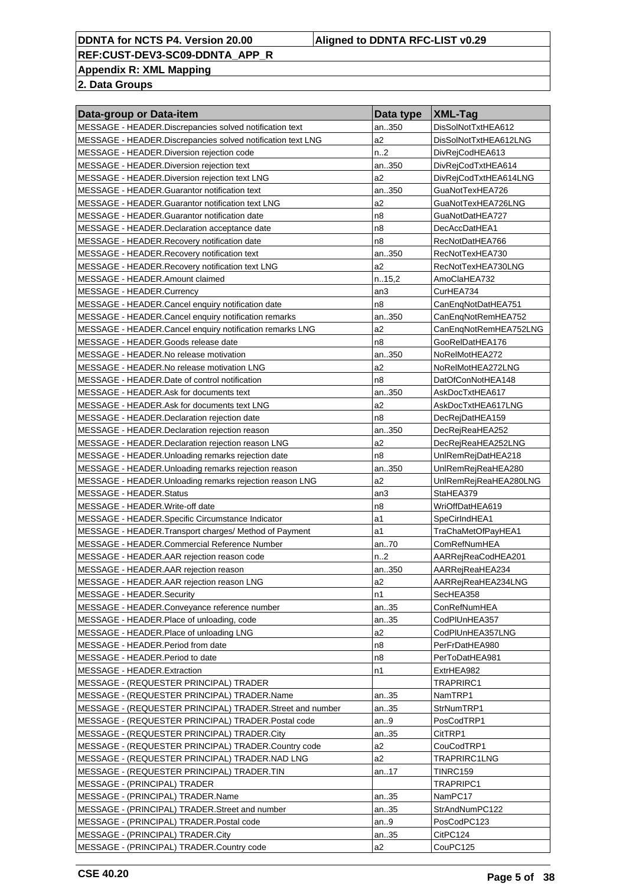| Data-group or Data-item | Data type | XML-Tag |
|---|---|---|
| MESSAGE - HEADER.Discrepancies solved notification text | an..350 | DisSolNotTxtHEA612 |
| MESSAGE - HEADER.Discrepancies solved notification text LNG | a2 | DisSolNotTxtHEA612LNG |
| MESSAGE - HEADER.Diversion rejection code | n..2 | DivRejCodHEA613 |
| MESSAGE - HEADER.Diversion rejection text | an..350 | DivRejCodTxtHEA614 |
| MESSAGE - HEADER.Diversion rejection text LNG | a2 | DivRejCodTxtHEA614LNG |
| MESSAGE - HEADER.Guarantor notification text | an..350 | GuaNotTexHEA726 |
| MESSAGE - HEADER.Guarantor notification text LNG | a2 | GuaNotTexHEA726LNG |
| MESSAGE - HEADER.Guarantor notification date | n8 | GuaNotDatHEA727 |
| MESSAGE - HEADER.Declaration acceptance date | n8 | DecAccDatHEA1 |
| MESSAGE - HEADER.Recovery notification date | n8 | RecNotDatHEA766 |
| MESSAGE - HEADER.Recovery notification text | an..350 | RecNotTexHEA730 |
| MESSAGE - HEADER.Recovery notification text LNG | a2 | RecNotTexHEA730LNG |
| MESSAGE - HEADER.Amount claimed | n..15,2 | AmoClaHEA732 |
| MESSAGE - HEADER.Currency | an3 | CurHEA734 |
| MESSAGE - HEADER.Cancel enquiry notification date | n8 | CanEnqNotDatHEA751 |
| MESSAGE - HEADER.Cancel enquiry notification remarks | an..350 | CanEnqNotRemHEA752 |
| MESSAGE - HEADER.Cancel enquiry notification remarks LNG | a2 | CanEnqNotRemHEA752LNG |
| MESSAGE - HEADER.Goods release date | n8 | GooRelDatHEA176 |
| MESSAGE - HEADER.No release motivation | an..350 | NoRelMotHEA272 |
| MESSAGE - HEADER.No release motivation LNG | a2 | NoRelMotHEA272LNG |
| MESSAGE - HEADER.Date of control notification | n8 | DatOfConNotHEA148 |
| MESSAGE - HEADER.Ask for documents text | an..350 | AskDocTxtHEA617 |
| MESSAGE - HEADER.Ask for documents text LNG | a2 | AskDocTxtHEA617LNG |
| MESSAGE - HEADER.Declaration rejection date | n8 | DecRejDatHEA159 |
| MESSAGE - HEADER.Declaration rejection reason | an..350 | DecRejReaHEA252 |
| MESSAGE - HEADER.Declaration rejection reason LNG | a2 | DecRejReaHEA252LNG |
| MESSAGE - HEADER.Unloading remarks rejection date | n8 | UnlRemRejDatHEA218 |
| MESSAGE - HEADER.Unloading remarks rejection reason | an..350 | UnlRemRejReaHEA280 |
| MESSAGE - HEADER.Unloading remarks rejection reason LNG | a2 | UnlRemRejReaHEA280LNG |
| MESSAGE - HEADER.Status | an3 | StaHEA379 |
| MESSAGE - HEADER.Write-off date | n8 | WriOffDatHEA619 |
| MESSAGE - HEADER.Specific Circumstance Indicator | a1 | SpeCirIndHEA1 |
| MESSAGE - HEADER.Transport charges/ Method of Payment | a1 | TraChaMetOfPayHEA1 |
| MESSAGE - HEADER.Commercial Reference Number | an..70 | ComRefNumHEA |
| MESSAGE - HEADER.AAR rejection reason code | n..2 | AARRejReaCodHEA201 |
| MESSAGE - HEADER.AAR rejection reason | an..350 | AARRejReaHEA234 |
| MESSAGE - HEADER.AAR rejection reason LNG | a2 | AARRejReaHEA234LNG |
| MESSAGE - HEADER.Security | n1 | SecHEA358 |
| MESSAGE - HEADER.Conveyance reference number | an..35 | ConRefNumHEA |
| MESSAGE - HEADER.Place of unloading, code | an..35 | CodPlUnHEA357 |
| MESSAGE - HEADER.Place of unloading LNG | a2 | CodPlUnHEA357LNG |
| MESSAGE - HEADER.Period from date | n8 | PerFrDatHEA980 |
| MESSAGE - HEADER.Period to date | n8 | PerToDatHEA981 |
| MESSAGE - HEADER.Extraction | n1 | ExtrHEA982 |
| MESSAGE - (REQUESTER PRINCIPAL) TRADER | | TRAPRIRC1 |
| MESSAGE - (REQUESTER PRINCIPAL) TRADER.Name | an..35 | NamTRP1 |
| MESSAGE - (REQUESTER PRINCIPAL) TRADER.Street and number | an..35 | StrNumTRP1 |
| MESSAGE - (REQUESTER PRINCIPAL) TRADER.Postal code | an..9 | PosCodTRP1 |
| MESSAGE - (REQUESTER PRINCIPAL) TRADER.City | an..35 | CitTRP1 |
| MESSAGE - (REQUESTER PRINCIPAL) TRADER.Country code | a2 | CouCodTRP1 |
| MESSAGE - (REQUESTER PRINCIPAL) TRADER.NAD LNG | a2 | TRAPRIRC1LNG |
| MESSAGE - (REQUESTER PRINCIPAL) TRADER.TIN | an..17 | TINRC159 |
| MESSAGE - (PRINCIPAL) TRADER | | TRAPRIPC1 |
| MESSAGE - (PRINCIPAL) TRADER.Name | an..35 | NamPC17 |
| MESSAGE - (PRINCIPAL) TRADER.Street and number | an..35 | StrAndNumPC122 |
| MESSAGE - (PRINCIPAL) TRADER.Postal code | an..9 | PosCodPC123 |
| MESSAGE - (PRINCIPAL) TRADER.City | an..35 | CitPC124 |
| MESSAGE - (PRINCIPAL) TRADER.Country code | a2 | CouPC125 |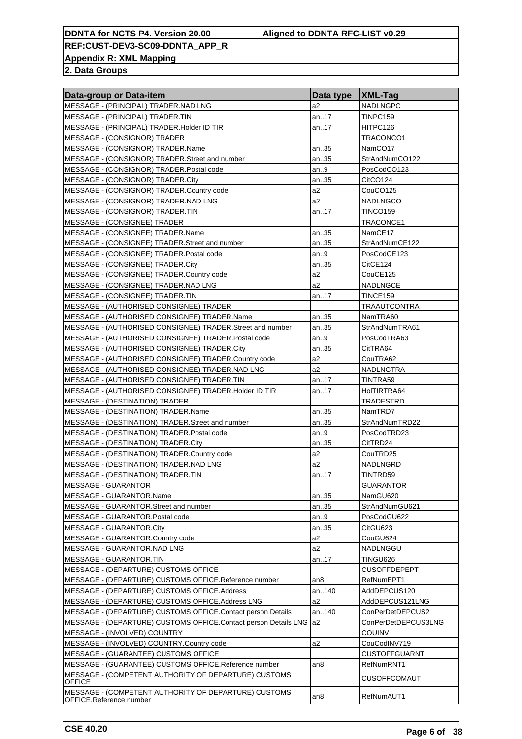| Data-group or Data-item | Data type | XML-Tag |
|---|---|---|
| MESSAGE - (PRINCIPAL) TRADER.NAD LNG | a2 | NADLNGPC |
| MESSAGE - (PRINCIPAL) TRADER.TIN | an..17 | TINPC159 |
| MESSAGE - (PRINCIPAL) TRADER.Holder ID TIR | an..17 | HITPC126 |
| MESSAGE - (CONSIGNOR) TRADER | | TRACONCO1 |
| MESSAGE - (CONSIGNOR) TRADER.Name | an..35 | NamCO17 |
| MESSAGE - (CONSIGNOR) TRADER.Street and number | an..35 | StrAndNumCO122 |
| MESSAGE - (CONSIGNOR) TRADER.Postal code | an..9 | PosCodCO123 |
| MESSAGE - (CONSIGNOR) TRADER.City | an..35 | CitCO124 |
| MESSAGE - (CONSIGNOR) TRADER.Country code | a2 | CouCO125 |
| MESSAGE - (CONSIGNOR) TRADER.NAD LNG | a2 | NADLNGCO |
| MESSAGE - (CONSIGNOR) TRADER.TIN | an..17 | TINCO159 |
| MESSAGE - (CONSIGNEE) TRADER | | TRACONCE1 |
| MESSAGE - (CONSIGNEE) TRADER.Name | an..35 | NamCE17 |
| MESSAGE - (CONSIGNEE) TRADER.Street and number | an..35 | StrAndNumCE122 |
| MESSAGE - (CONSIGNEE) TRADER.Postal code | an..9 | PosCodCE123 |
| MESSAGE - (CONSIGNEE) TRADER.City | an..35 | CitCE124 |
| MESSAGE - (CONSIGNEE) TRADER.Country code | a2 | CouCE125 |
| MESSAGE - (CONSIGNEE) TRADER.NAD LNG | a2 | NADLNGCE |
| MESSAGE - (CONSIGNEE) TRADER.TIN | an..17 | TINCE159 |
| MESSAGE - (AUTHORISED CONSIGNEE) TRADER | | TRAAUTCONTRA |
| MESSAGE - (AUTHORISED CONSIGNEE) TRADER.Name | an..35 | NamTRA60 |
| MESSAGE - (AUTHORISED CONSIGNEE) TRADER.Street and number | an..35 | StrAndNumTRA61 |
| MESSAGE - (AUTHORISED CONSIGNEE) TRADER.Postal code | an..9 | PosCodTRA63 |
| MESSAGE - (AUTHORISED CONSIGNEE) TRADER.City | an..35 | CitTRA64 |
| MESSAGE - (AUTHORISED CONSIGNEE) TRADER.Country code | a2 | CouTRA62 |
| MESSAGE - (AUTHORISED CONSIGNEE) TRADER.NAD LNG | a2 | NADLNGTRA |
| MESSAGE - (AUTHORISED CONSIGNEE) TRADER.TIN | an..17 | TINTRA59 |
| MESSAGE - (AUTHORISED CONSIGNEE) TRADER.Holder ID TIR | an..17 | HolTIRTRA64 |
| MESSAGE - (DESTINATION) TRADER | | TRADESTRD |
| MESSAGE - (DESTINATION) TRADER.Name | an..35 | NamTRD7 |
| MESSAGE - (DESTINATION) TRADER.Street and number | an..35 | StrAndNumTRD22 |
| MESSAGE - (DESTINATION) TRADER.Postal code | an..9 | PosCodTRD23 |
| MESSAGE - (DESTINATION) TRADER.City | an..35 | CitTRD24 |
| MESSAGE - (DESTINATION) TRADER.Country code | a2 | CouTRD25 |
| MESSAGE - (DESTINATION) TRADER.NAD LNG | a2 | NADLNGRD |
| MESSAGE - (DESTINATION) TRADER.TIN | an..17 | TINTRD59 |
| MESSAGE - GUARANTOR | | GUARANTOR |
| MESSAGE - GUARANTOR.Name | an..35 | NamGU620 |
| MESSAGE - GUARANTOR.Street and number | an..35 | StrAndNumGU621 |
| MESSAGE - GUARANTOR.Postal code | an..9 | PosCodGU622 |
| MESSAGE - GUARANTOR.City | an..35 | CitGU623 |
| MESSAGE - GUARANTOR.Country code | a2 | CouGU624 |
| MESSAGE - GUARANTOR.NAD LNG | a2 | NADLNGGU |
| MESSAGE - GUARANTOR.TIN | an..17 | TINGU626 |
| MESSAGE - (DEPARTURE) CUSTOMS OFFICE | | CUSOFFDEPEPT |
| MESSAGE - (DEPARTURE) CUSTOMS OFFICE.Reference number | an8 | RefNumEPT1 |
| MESSAGE - (DEPARTURE) CUSTOMS OFFICE.Address | an..140 | AddDEPCUS120 |
| MESSAGE - (DEPARTURE) CUSTOMS OFFICE.Address LNG | a2 | AddDEPCUS121LNG |
| MESSAGE - (DEPARTURE) CUSTOMS OFFICE.Contact person Details | an..140 | ConPerDetDEPCUS2 |
| MESSAGE - (DEPARTURE) CUSTOMS OFFICE.Contact person Details LNG | a2 | ConPerDetDEPCUS3LNG |
| MESSAGE - (INVOLVED) COUNTRY | | COUINV |
| MESSAGE - (INVOLVED) COUNTRY.Country code | a2 | CouCodINV719 |
| MESSAGE - (GUARANTEE) CUSTOMS OFFICE | | CUSTOFFGUARNT |
| MESSAGE - (GUARANTEE) CUSTOMS OFFICE.Reference number | an8 | RefNumRNT1 |
| MESSAGE - (COMPETENT AUTHORITY OF DEPARTURE) CUSTOMS OFFICE | | CUSOFFCOMAUT |
| MESSAGE - (COMPETENT AUTHORITY OF DEPARTURE) CUSTOMS OFFICE.Reference number | an8 | RefNumAUT1 |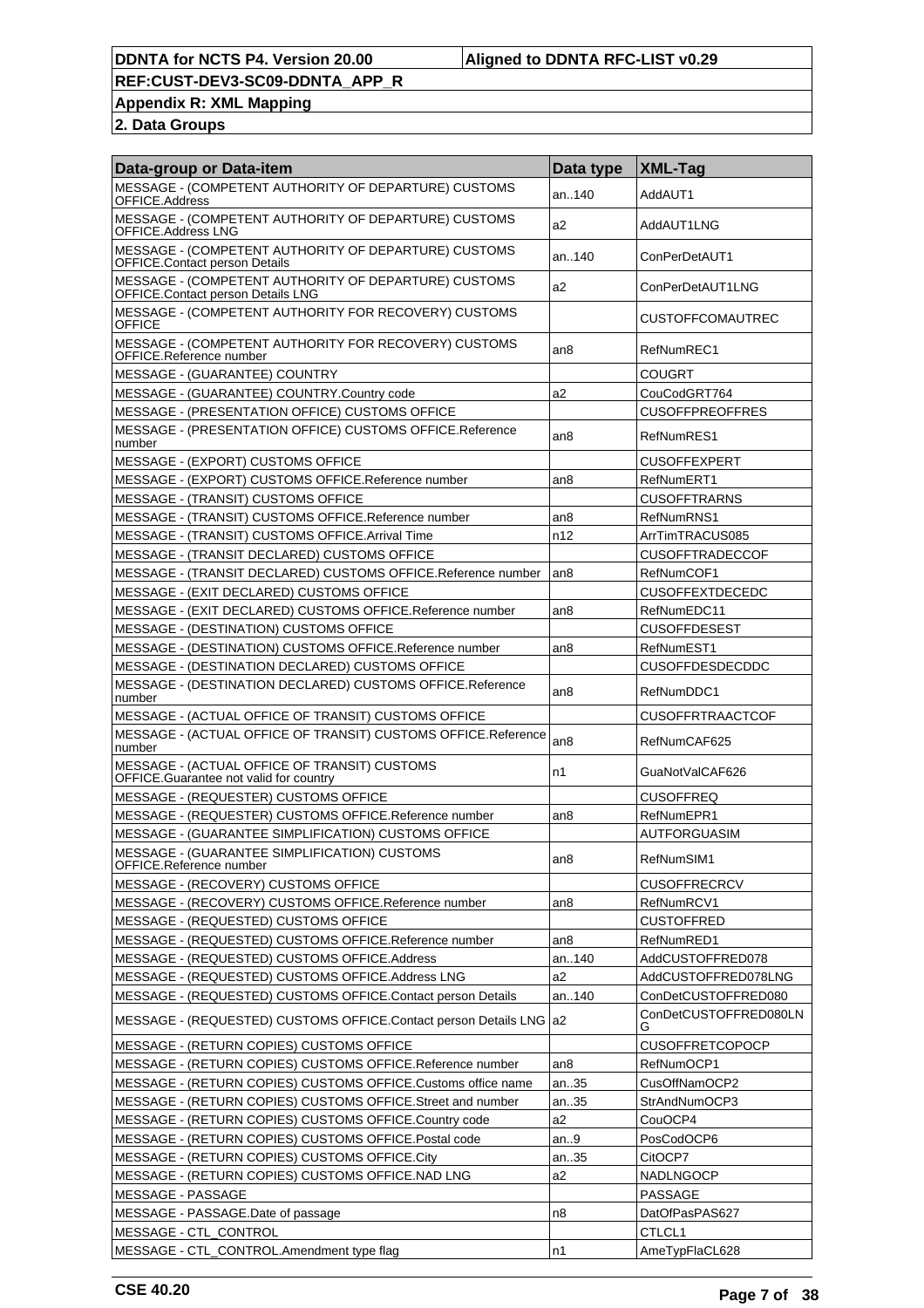| Data-group or Data-item | Data type | XML-Tag |
|---|---|---|
| MESSAGE - (COMPETENT AUTHORITY OF DEPARTURE) CUSTOMS OFFICE.Address | an..140 | AddAUT1 |
| MESSAGE - (COMPETENT AUTHORITY OF DEPARTURE) CUSTOMS OFFICE.Address LNG | a2 | AddAUT1LNG |
| MESSAGE - (COMPETENT AUTHORITY OF DEPARTURE) CUSTOMS OFFICE.Contact person Details | an..140 | ConPerDetAUT1 |
| MESSAGE - (COMPETENT AUTHORITY OF DEPARTURE) CUSTOMS OFFICE.Contact person Details LNG | a2 | ConPerDetAUT1LNG |
| MESSAGE - (COMPETENT AUTHORITY FOR RECOVERY) CUSTOMS OFFICE | | CUSTOFFCOMAUTREC |
| MESSAGE - (COMPETENT AUTHORITY FOR RECOVERY) CUSTOMS OFFICE.Reference number | an8 | RefNumREC1 |
| MESSAGE - (GUARANTEE) COUNTRY | | COUGRT |
| MESSAGE - (GUARANTEE) COUNTRY.Country code | a2 | CouCodGRT764 |
| MESSAGE - (PRESENTATION OFFICE) CUSTOMS OFFICE | | CUSOFFPREOFFRES |
| MESSAGE - (PRESENTATION OFFICE) CUSTOMS OFFICE.Reference number | an8 | RefNumRES1 |
| MESSAGE - (EXPORT) CUSTOMS OFFICE | | CUSOFFEXPERT |
| MESSAGE - (EXPORT) CUSTOMS OFFICE.Reference number | an8 | RefNumERT1 |
| MESSAGE - (TRANSIT) CUSTOMS OFFICE | | CUSOFFTRARNS |
| MESSAGE - (TRANSIT) CUSTOMS OFFICE.Reference number | an8 | RefNumRNS1 |
| MESSAGE - (TRANSIT) CUSTOMS OFFICE.Arrival Time | n12 | ArrTimTRACUS085 |
| MESSAGE - (TRANSIT DECLARED) CUSTOMS OFFICE | | CUSOFFTRADECCOF |
| MESSAGE - (TRANSIT DECLARED) CUSTOMS OFFICE.Reference number | an8 | RefNumCOF1 |
| MESSAGE - (EXIT DECLARED) CUSTOMS OFFICE | | CUSOFFEXTDECEDC |
| MESSAGE - (EXIT DECLARED) CUSTOMS OFFICE.Reference number | an8 | RefNumEDC11 |
| MESSAGE - (DESTINATION) CUSTOMS OFFICE | | CUSOFFDESEST |
| MESSAGE - (DESTINATION) CUSTOMS OFFICE.Reference number | an8 | RefNumEST1 |
| MESSAGE - (DESTINATION DECLARED) CUSTOMS OFFICE | | CUSOFFDESDECDDC |
| MESSAGE - (DESTINATION DECLARED) CUSTOMS OFFICE.Reference number | an8 | RefNumDDC1 |
| MESSAGE - (ACTUAL OFFICE OF TRANSIT) CUSTOMS OFFICE | | CUSOFFRTRAACTCOF |
| MESSAGE - (ACTUAL OFFICE OF TRANSIT) CUSTOMS OFFICE.Reference number | an8 | RefNumCAF625 |
| MESSAGE - (ACTUAL OFFICE OF TRANSIT) CUSTOMS OFFICE.Guarantee not valid for country | n1 | GuaNotValCAF626 |
| MESSAGE - (REQUESTER) CUSTOMS OFFICE | | CUSOFFREQ |
| MESSAGE - (REQUESTER) CUSTOMS OFFICE.Reference number | an8 | RefNumEPR1 |
| MESSAGE - (GUARANTEE SIMPLIFICATION) CUSTOMS OFFICE | | AUTFORGUASIM |
| MESSAGE - (GUARANTEE SIMPLIFICATION) CUSTOMS OFFICE.Reference number | an8 | RefNumSIM1 |
| MESSAGE - (RECOVERY) CUSTOMS OFFICE | | CUSOFFRECRCV |
| MESSAGE - (RECOVERY) CUSTOMS OFFICE.Reference number | an8 | RefNumRCV1 |
| MESSAGE - (REQUESTED) CUSTOMS OFFICE | | CUSTOFFRED |
| MESSAGE - (REQUESTED) CUSTOMS OFFICE.Reference number | an8 | RefNumRED1 |
| MESSAGE - (REQUESTED) CUSTOMS OFFICE.Address | an..140 | AddCUSTOFFRED078 |
| MESSAGE - (REQUESTED) CUSTOMS OFFICE.Address LNG | a2 | AddCUSTOFFRED078LNG |
| MESSAGE - (REQUESTED) CUSTOMS OFFICE.Contact person Details | an..140 | ConDetCUSTOFFRED080 |
| MESSAGE - (REQUESTED) CUSTOMS OFFICE.Contact person Details LNG | a2 | ConDetCUSTOFFRED080LNG |
| MESSAGE - (RETURN COPIES) CUSTOMS OFFICE | | CUSOFFRETCOPOCP |
| MESSAGE - (RETURN COPIES) CUSTOMS OFFICE.Reference number | an8 | RefNumOCP1 |
| MESSAGE - (RETURN COPIES) CUSTOMS OFFICE.Customs office name | an..35 | CusOffNamOCP2 |
| MESSAGE - (RETURN COPIES) CUSTOMS OFFICE.Street and number | an..35 | StrAndNumOCP3 |
| MESSAGE - (RETURN COPIES) CUSTOMS OFFICE.Country code | a2 | CouOCP4 |
| MESSAGE - (RETURN COPIES) CUSTOMS OFFICE.Postal code | an..9 | PosCodOCP6 |
| MESSAGE - (RETURN COPIES) CUSTOMS OFFICE.City | an..35 | CitOCP7 |
| MESSAGE - (RETURN COPIES) CUSTOMS OFFICE.NAD LNG | a2 | NADLNGOCP |
| MESSAGE - PASSAGE | | PASSAGE |
| MESSAGE - PASSAGE.Date of passage | n8 | DatOfPasPAS627 |
| MESSAGE - CTL_CONTROL | | CTLCL1 |
| MESSAGE - CTL_CONTROL.Amendment type flag | n1 | AmeTypFlaCL628 |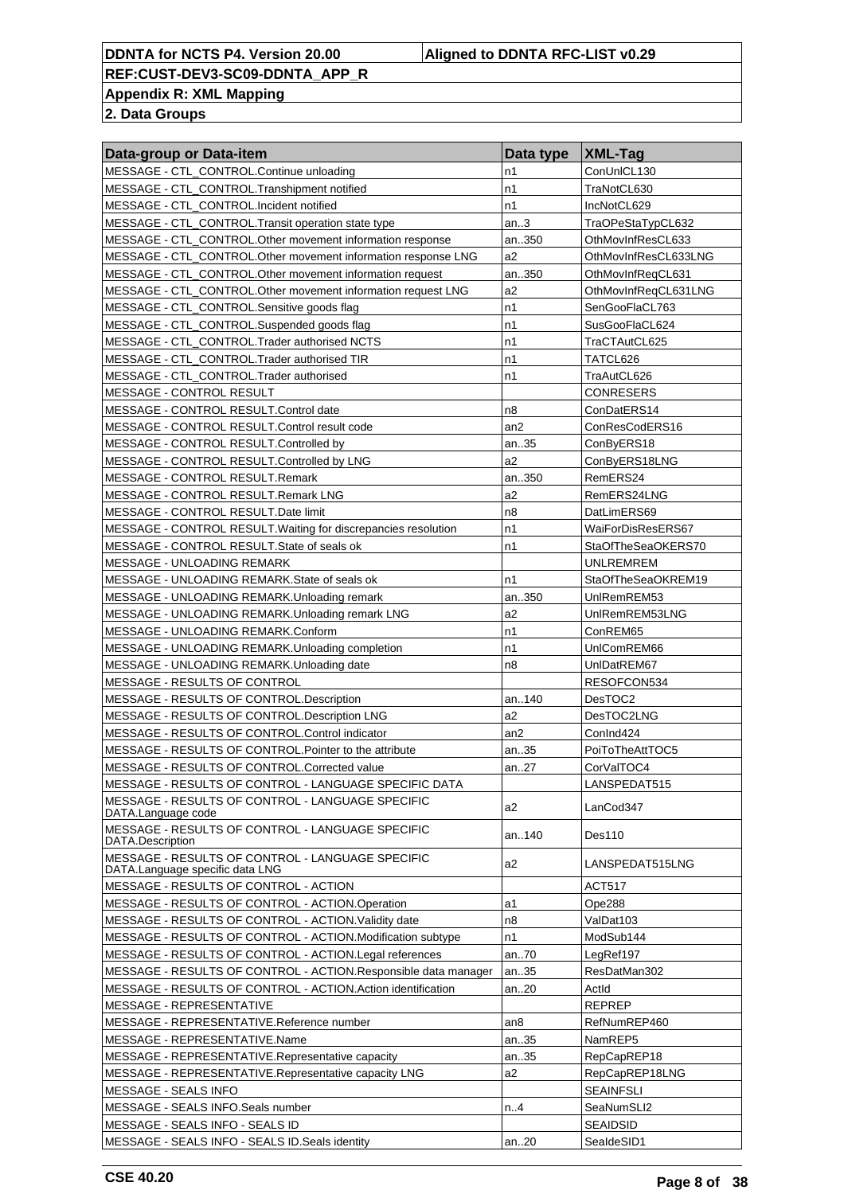| Data-group or Data-item | Data type | XML-Tag |
|---|---|---|
| MESSAGE - CTL_CONTROL.Continue unloading | n1 | ConUnlCL130 |
| MESSAGE - CTL_CONTROL.Transhipment notified | n1 | TraNotCL630 |
| MESSAGE - CTL_CONTROL.Incident notified | n1 | IncNotCL629 |
| MESSAGE - CTL_CONTROL.Transit operation state type | an..3 | TraOPeStaTypCL632 |
| MESSAGE - CTL_CONTROL.Other movement information response | an..350 | OthMovInfResCL633 |
| MESSAGE - CTL_CONTROL.Other movement information response LNG | a2 | OthMovInfResCL633LNG |
| MESSAGE - CTL_CONTROL.Other movement information request | an..350 | OthMovInfReqCL631 |
| MESSAGE - CTL_CONTROL.Other movement information request LNG | a2 | OthMovInfReqCL631LNG |
| MESSAGE - CTL_CONTROL.Sensitive goods flag | n1 | SenGooFlaCL763 |
| MESSAGE - CTL_CONTROL.Suspended goods flag | n1 | SusGooFlaCL624 |
| MESSAGE - CTL_CONTROL.Trader authorised NCTS | n1 | TraCTAutCL625 |
| MESSAGE - CTL_CONTROL.Trader authorised TIR | n1 | TATCL626 |
| MESSAGE - CTL_CONTROL.Trader authorised | n1 | TraAutCL626 |
| MESSAGE - CONTROL RESULT | | CONRESERS |
| MESSAGE - CONTROL RESULT.Control date | n8 | ConDatERS14 |
| MESSAGE - CONTROL RESULT.Control result code | an2 | ConResCodERS16 |
| MESSAGE - CONTROL RESULT.Controlled by | an..35 | ConByERS18 |
| MESSAGE - CONTROL RESULT.Controlled by LNG | a2 | ConByERS18LNG |
| MESSAGE - CONTROL RESULT.Remark | an..350 | RemERS24 |
| MESSAGE - CONTROL RESULT.Remark LNG | a2 | RemERS24LNG |
| MESSAGE - CONTROL RESULT.Date limit | n8 | DatLimERS69 |
| MESSAGE - CONTROL RESULT.Waiting for discrepancies resolution | n1 | WaiForDisResERS67 |
| MESSAGE - CONTROL RESULT.State of seals ok | n1 | StaOfTheSeaOKERS70 |
| MESSAGE - UNLOADING REMARK | | UNLREMREM |
| MESSAGE - UNLOADING REMARK.State of seals ok | n1 | StaOfTheSeaOKREM19 |
| MESSAGE - UNLOADING REMARK.Unloading remark | an..350 | UnlRemREM53 |
| MESSAGE - UNLOADING REMARK.Unloading remark LNG | a2 | UnlRemREM53LNG |
| MESSAGE - UNLOADING REMARK.Conform | n1 | ConREM65 |
| MESSAGE - UNLOADING REMARK.Unloading completion | n1 | UnlComREM66 |
| MESSAGE - UNLOADING REMARK.Unloading date | n8 | UnlDatREM67 |
| MESSAGE - RESULTS OF CONTROL | | RESOFCON534 |
| MESSAGE - RESULTS OF CONTROL.Description | an..140 | DesTOC2 |
| MESSAGE - RESULTS OF CONTROL.Description LNG | a2 | DesTOC2LNG |
| MESSAGE - RESULTS OF CONTROL.Control indicator | an2 | ConInd424 |
| MESSAGE - RESULTS OF CONTROL.Pointer to the attribute | an..35 | PoiToTheAttTOC5 |
| MESSAGE - RESULTS OF CONTROL.Corrected value | an..27 | CorValTOC4 |
| MESSAGE - RESULTS OF CONTROL - LANGUAGE SPECIFIC DATA | | LANSPEDAT515 |
| MESSAGE - RESULTS OF CONTROL - LANGUAGE SPECIFIC DATA.Language code | a2 | LanCod347 |
| MESSAGE - RESULTS OF CONTROL - LANGUAGE SPECIFIC DATA.Description | an..140 | Des110 |
| MESSAGE - RESULTS OF CONTROL - LANGUAGE SPECIFIC DATA.Language specific data LNG | a2 | LANSPEDAT515LNG |
| MESSAGE - RESULTS OF CONTROL - ACTION | | ACT517 |
| MESSAGE - RESULTS OF CONTROL - ACTION.Operation | a1 | Ope288 |
| MESSAGE - RESULTS OF CONTROL - ACTION.Validity date | n8 | ValDat103 |
| MESSAGE - RESULTS OF CONTROL - ACTION.Modification subtype | n1 | ModSub144 |
| MESSAGE - RESULTS OF CONTROL - ACTION.Legal references | an..70 | LegRef197 |
| MESSAGE - RESULTS OF CONTROL - ACTION.Responsible data manager | an..35 | ResDatMan302 |
| MESSAGE - RESULTS OF CONTROL - ACTION.Action identification | an..20 | ActId |
| MESSAGE - REPRESENTATIVE | | REPREP |
| MESSAGE - REPRESENTATIVE.Reference number | an8 | RefNumREP460 |
| MESSAGE - REPRESENTATIVE.Name | an..35 | NamREP5 |
| MESSAGE - REPRESENTATIVE.Representative capacity | an..35 | RepCapREP18 |
| MESSAGE - REPRESENTATIVE.Representative capacity LNG | a2 | RepCapREP18LNG |
| MESSAGE - SEALS INFO | | SEAINFSLI |
| MESSAGE - SEALS INFO.Seals number | n..4 | SeaNumSLI2 |
| MESSAGE - SEALS INFO - SEALS ID | | SEAIDSID |
| MESSAGE - SEALS INFO - SEALS ID.Seals identity | an..20 | SeaIdeSID1 |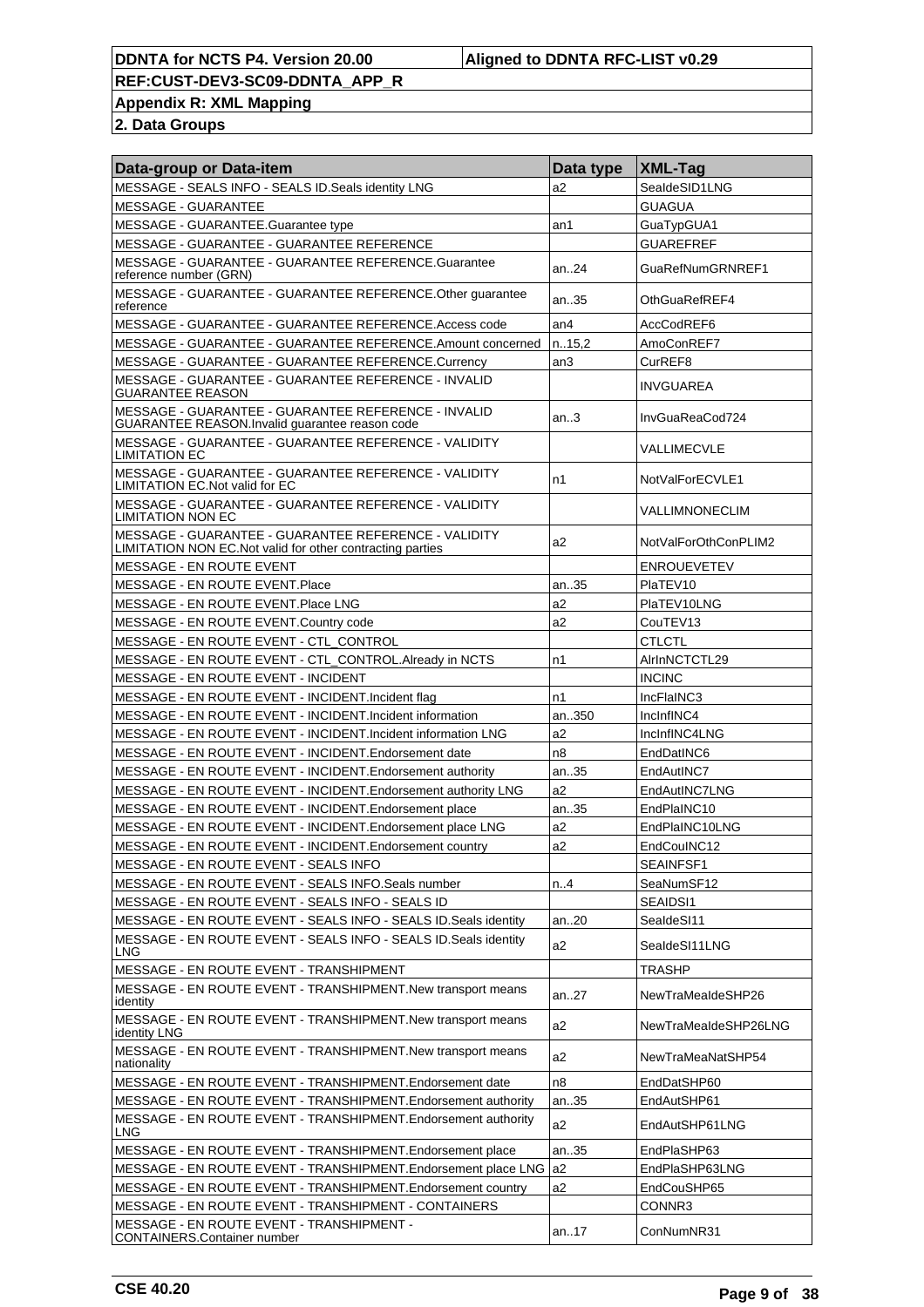| Data-group or Data-item | Data type | XML-Tag |
|---|---|---|
| MESSAGE - SEALS INFO - SEALS ID.Seals identity LNG | a2 | SealdeSID1LNG |
| MESSAGE - GUARANTEE | | GUAGUA |
| MESSAGE - GUARANTEE.Guarantee type | an1 | GuaTypGUA1 |
| MESSAGE - GUARANTEE - GUARANTEE REFERENCE | | GUAREFREF |
| MESSAGE - GUARANTEE - GUARANTEE REFERENCE.Guarantee reference number (GRN) | an..24 | GuaRefNumGRNREF1 |
| MESSAGE - GUARANTEE - GUARANTEE REFERENCE.Other guarantee reference | an..35 | OthGuaRefREF4 |
| MESSAGE - GUARANTEE - GUARANTEE REFERENCE.Access code | an4 | AccCodREF6 |
| MESSAGE - GUARANTEE - GUARANTEE REFERENCE.Amount concerned | n..15,2 | AmoConREF7 |
| MESSAGE - GUARANTEE - GUARANTEE REFERENCE.Currency | an3 | CurREF8 |
| MESSAGE - GUARANTEE - GUARANTEE REFERENCE - INVALID GUARANTEE REASON | | INVGUAREA |
| MESSAGE - GUARANTEE - GUARANTEE REFERENCE - INVALID GUARANTEE REASON.Invalid guarantee reason code | an..3 | InvGuaReaCod724 |
| MESSAGE - GUARANTEE - GUARANTEE REFERENCE - VALIDITY LIMITATION EC | | VALLIMECVLE |
| MESSAGE - GUARANTEE - GUARANTEE REFERENCE - VALIDITY LIMITATION EC.Not valid for EC | n1 | NotValForECVLE1 |
| MESSAGE - GUARANTEE - GUARANTEE REFERENCE - VALIDITY LIMITATION NON EC | | VALLIMNONECLIM |
| MESSAGE - GUARANTEE - GUARANTEE REFERENCE - VALIDITY LIMITATION NON EC.Not valid for other contracting parties | a2 | NotValForOthConPLIM2 |
| MESSAGE - EN ROUTE EVENT | | ENROUEVETEV |
| MESSAGE - EN ROUTE EVENT.Place | an..35 | PlaTEV10 |
| MESSAGE - EN ROUTE EVENT.Place LNG | a2 | PlaTEV10LNG |
| MESSAGE - EN ROUTE EVENT.Country code | a2 | CouTEV13 |
| MESSAGE - EN ROUTE EVENT - CTL_CONTROL | | CTLCTL |
| MESSAGE - EN ROUTE EVENT - CTL_CONTROL.Already in NCTS | n1 | AlrInNCTCTL29 |
| MESSAGE - EN ROUTE EVENT - INCIDENT | | INCINC |
| MESSAGE - EN ROUTE EVENT - INCIDENT.Incident flag | n1 | IncFlaINC3 |
| MESSAGE - EN ROUTE EVENT - INCIDENT.Incident information | an..350 | IncInfINC4 |
| MESSAGE - EN ROUTE EVENT - INCIDENT.Incident information LNG | a2 | IncInfINC4LNG |
| MESSAGE - EN ROUTE EVENT - INCIDENT.Endorsement date | n8 | EndDatINC6 |
| MESSAGE - EN ROUTE EVENT - INCIDENT.Endorsement authority | an..35 | EndAutINC7 |
| MESSAGE - EN ROUTE EVENT - INCIDENT.Endorsement authority LNG | a2 | EndAutINC7LNG |
| MESSAGE - EN ROUTE EVENT - INCIDENT.Endorsement place | an..35 | EndPlaINC10 |
| MESSAGE - EN ROUTE EVENT - INCIDENT.Endorsement place LNG | a2 | EndPlaINC10LNG |
| MESSAGE - EN ROUTE EVENT - INCIDENT.Endorsement country | a2 | EndCouINC12 |
| MESSAGE - EN ROUTE EVENT - SEALS INFO | | SEAINFSF1 |
| MESSAGE - EN ROUTE EVENT - SEALS INFO.Seals number | n..4 | SeaNumSF12 |
| MESSAGE - EN ROUTE EVENT - SEALS INFO - SEALS ID | | SEAIDSI1 |
| MESSAGE - EN ROUTE EVENT - SEALS INFO - SEALS ID.Seals identity | an..20 | SealdeSI11 |
| MESSAGE - EN ROUTE EVENT - SEALS INFO - SEALS ID.Seals identity LNG | a2 | SealdeSI11LNG |
| MESSAGE - EN ROUTE EVENT - TRANSHIPMENT | | TRASHP |
| MESSAGE - EN ROUTE EVENT - TRANSHIPMENT.New transport means identity | an..27 | NewTraMeaIdeSHP26 |
| MESSAGE - EN ROUTE EVENT - TRANSHIPMENT.New transport means identity LNG | a2 | NewTraMeaIdeSHP26LNG |
| MESSAGE - EN ROUTE EVENT - TRANSHIPMENT.New transport means nationality | a2 | NewTraMeaNatSHP54 |
| MESSAGE - EN ROUTE EVENT - TRANSHIPMENT.Endorsement date | n8 | EndDatSHP60 |
| MESSAGE - EN ROUTE EVENT - TRANSHIPMENT.Endorsement authority | an..35 | EndAutSHP61 |
| MESSAGE - EN ROUTE EVENT - TRANSHIPMENT.Endorsement authority LNG | a2 | EndAutSHP61LNG |
| MESSAGE - EN ROUTE EVENT - TRANSHIPMENT.Endorsement place | an..35 | EndPlaSHP63 |
| MESSAGE - EN ROUTE EVENT - TRANSHIPMENT.Endorsement place LNG | a2 | EndPlaSHP63LNG |
| MESSAGE - EN ROUTE EVENT - TRANSHIPMENT.Endorsement country | a2 | EndCouSHP65 |
| MESSAGE - EN ROUTE EVENT - TRANSHIPMENT - CONTAINERS | | CONNR3 |
| MESSAGE - EN ROUTE EVENT - TRANSHIPMENT - CONTAINERS.Container number | an..17 | ConNumNR31 |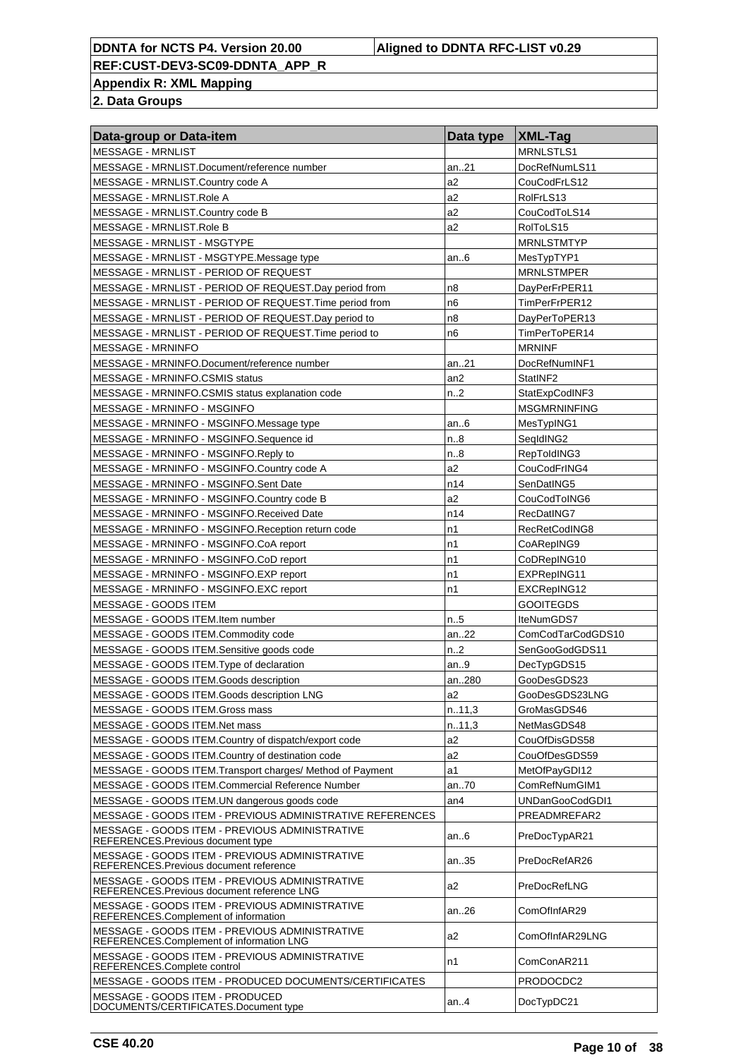**DDNTA for NCTS P4. Version 20.00** | **Aligned to DDNTA RFC-LIST v0.29**

**REF:CUST-DEV3-SC09-DDNTA_APP_R**

**Appendix R: XML Mapping**

**2. Data Groups**

| Data-group or Data-item | Data type | XML-Tag |
| --- | --- | --- |
| MESSAGE - MRNLIST | | MRNLSTLS1 |
| MESSAGE - MRNLIST.Document/reference number | an..21 | DocRefNumLS11 |
| MESSAGE - MRNLIST.Country code A | a2 | CouCodFrLS12 |
| MESSAGE - MRNLIST.Role A | a2 | RolFrLS13 |
| MESSAGE - MRNLIST.Country code B | a2 | CouCodToLS14 |
| MESSAGE - MRNLIST.Role B | a2 | RolToLS15 |
| MESSAGE - MRNLIST - MSGTYPE | | MRNLSTMTYP |
| MESSAGE - MRNLIST - MSGTYPE.Message type | an..6 | MesTypTYP1 |
| MESSAGE - MRNLIST - PERIOD OF REQUEST | | MRNLSTMPER |
| MESSAGE - MRNLIST - PERIOD OF REQUEST.Day period from | n8 | DayPerFrPER11 |
| MESSAGE - MRNLIST - PERIOD OF REQUEST.Time period from | n6 | TimPerFrPER12 |
| MESSAGE - MRNLIST - PERIOD OF REQUEST.Day period to | n8 | DayPerToPER13 |
| MESSAGE - MRNLIST - PERIOD OF REQUEST.Time period to | n6 | TimPerToPER14 |
| MESSAGE - MRNINFO | | MRNINF |
| MESSAGE - MRNINFO.Document/reference number | an..21 | DocRefNumINF1 |
| MESSAGE - MRNINFO.CSMIS status | an2 | StatINF2 |
| MESSAGE - MRNINFO.CSMIS status explanation code | n..2 | StatExpCodINF3 |
| MESSAGE - MRNINFO - MSGINFO | | MSGMRNINFING |
| MESSAGE - MRNINFO - MSGINFO.Message type | an..6 | MesTypING1 |
| MESSAGE - MRNINFO - MSGINFO.Sequence id | n..8 | SeqIdING2 |
| MESSAGE - MRNINFO - MSGINFO.Reply to | n..8 | RepToIdING3 |
| MESSAGE - MRNINFO - MSGINFO.Country code A | a2 | CouCodFrING4 |
| MESSAGE - MRNINFO - MSGINFO.Sent Date | n14 | SenDatING5 |
| MESSAGE - MRNINFO - MSGINFO.Country code B | a2 | CouCodToING6 |
| MESSAGE - MRNINFO - MSGINFO.Received Date | n14 | RecDatING7 |
| MESSAGE - MRNINFO - MSGINFO.Reception return code | n1 | RecRetCodING8 |
| MESSAGE - MRNINFO - MSGINFO.CoA report | n1 | CoARepING9 |
| MESSAGE - MRNINFO - MSGINFO.CoD report | n1 | CoDRepING10 |
| MESSAGE - MRNINFO - MSGINFO.EXP report | n1 | EXPRepING11 |
| MESSAGE - MRNINFO - MSGINFO.EXC report | n1 | EXCRepING12 |
| MESSAGE - GOODS ITEM | | GOOITEGDS |
| MESSAGE - GOODS ITEM.Item number | n..5 | IteNumGDS7 |
| MESSAGE - GOODS ITEM.Commodity code | an..22 | ComCodTarCodGDS10 |
| MESSAGE - GOODS ITEM.Sensitive goods code | n..2 | SenGooGodGDS11 |
| MESSAGE - GOODS ITEM.Type of declaration | an..9 | DecTypGDS15 |
| MESSAGE - GOODS ITEM.Goods description | an..280 | GooDesGDS23 |
| MESSAGE - GOODS ITEM.Goods description LNG | a2 | GooDesGDS23LNG |
| MESSAGE - GOODS ITEM.Gross mass | n..11,3 | GroMasGDS46 |
| MESSAGE - GOODS ITEM.Net mass | n..11,3 | NetMasGDS48 |
| MESSAGE - GOODS ITEM.Country of dispatch/export code | a2 | CouOfDisGDS58 |
| MESSAGE - GOODS ITEM.Country of destination code | a2 | CouOfDesGDS59 |
| MESSAGE - GOODS ITEM.Transport charges/ Method of Payment | a1 | MetOfPayGDI12 |
| MESSAGE - GOODS ITEM.Commercial Reference Number | an..70 | ComRefNumGIM1 |
| MESSAGE - GOODS ITEM.UN dangerous goods code | an4 | UNDanGooCodGDI1 |
| MESSAGE - GOODS ITEM - PREVIOUS ADMINISTRATIVE REFERENCES | | PREADMREFAR2 |
| MESSAGE - GOODS ITEM - PREVIOUS ADMINISTRATIVE REFERENCES.Previous document type | an..6 | PreDocTypAR21 |
| MESSAGE - GOODS ITEM - PREVIOUS ADMINISTRATIVE REFERENCES.Previous document reference | an..35 | PreDocRefAR26 |
| MESSAGE - GOODS ITEM - PREVIOUS ADMINISTRATIVE REFERENCES.Previous document reference LNG | a2 | PreDocRefLNG |
| MESSAGE - GOODS ITEM - PREVIOUS ADMINISTRATIVE REFERENCES.Complement of information | an..26 | ComOfInfAR29 |
| MESSAGE - GOODS ITEM - PREVIOUS ADMINISTRATIVE REFERENCES.Complement of information LNG | a2 | ComOfInfAR29LNG |
| MESSAGE - GOODS ITEM - PREVIOUS ADMINISTRATIVE REFERENCES.Complete control | n1 | ComConAR211 |
| MESSAGE - GOODS ITEM - PRODUCED DOCUMENTS/CERTIFICATES | | PRODOCDC2 |
| MESSAGE - GOODS ITEM - PRODUCED DOCUMENTS/CERTIFICATES.Document type | an..4 | DocTypDC21 |

CSE 40.20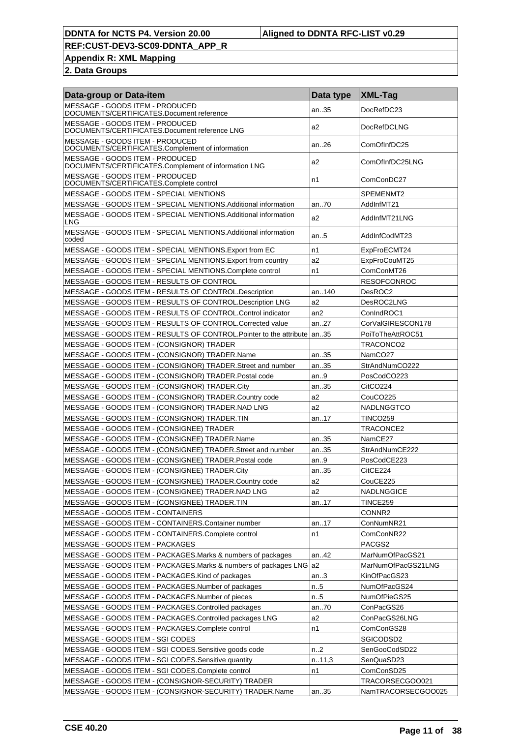| Data-group or Data-item | Data type | XML-Tag |
|---|---|---|
| MESSAGE - GOODS ITEM - PRODUCED DOCUMENTS/CERTIFICATES.Document reference | an..35 | DocRefDC23 |
| MESSAGE - GOODS ITEM - PRODUCED DOCUMENTS/CERTIFICATES.Document reference LNG | a2 | DocRefDCLNG |
| MESSAGE - GOODS ITEM - PRODUCED DOCUMENTS/CERTIFICATES.Complement of information | an..26 | ComOfInfDC25 |
| MESSAGE - GOODS ITEM - PRODUCED DOCUMENTS/CERTIFICATES.Complement of information LNG | a2 | ComOfInfDC25LNG |
| MESSAGE - GOODS ITEM - PRODUCED DOCUMENTS/CERTIFICATES.Complete control | n1 | ComConDC27 |
| MESSAGE - GOODS ITEM - SPECIAL MENTIONS | | SPEMENMT2 |
| MESSAGE - GOODS ITEM - SPECIAL MENTIONS.Additional information | an..70 | AddInfMT21 |
| MESSAGE - GOODS ITEM - SPECIAL MENTIONS.Additional information LNG | a2 | AddInfMT21LNG |
| MESSAGE - GOODS ITEM - SPECIAL MENTIONS.Additional information coded | an..5 | AddInfCodMT23 |
| MESSAGE - GOODS ITEM - SPECIAL MENTIONS.Export from EC | n1 | ExpFroECMT24 |
| MESSAGE - GOODS ITEM - SPECIAL MENTIONS.Export from country | a2 | ExpFroCouMT25 |
| MESSAGE - GOODS ITEM - SPECIAL MENTIONS.Complete control | n1 | ComConMT26 |
| MESSAGE - GOODS ITEM - RESULTS OF CONTROL | | RESOFCONROC |
| MESSAGE - GOODS ITEM - RESULTS OF CONTROL.Description | an..140 | DesROC2 |
| MESSAGE - GOODS ITEM - RESULTS OF CONTROL.Description LNG | a2 | DesROC2LNG |
| MESSAGE - GOODS ITEM - RESULTS OF CONTROL.Control indicator | an2 | ConIndROC1 |
| MESSAGE - GOODS ITEM - RESULTS OF CONTROL.Corrected value | an..27 | CorValGIRESCON178 |
| MESSAGE - GOODS ITEM - RESULTS OF CONTROL.Pointer to the attribute | an..35 | PoiToTheAttROC51 |
| MESSAGE - GOODS ITEM - (CONSIGNOR) TRADER | | TRACONCO2 |
| MESSAGE - GOODS ITEM - (CONSIGNOR) TRADER.Name | an..35 | NamCO27 |
| MESSAGE - GOODS ITEM - (CONSIGNOR) TRADER.Street and number | an..35 | StrAndNumCO222 |
| MESSAGE - GOODS ITEM - (CONSIGNOR) TRADER.Postal code | an..9 | PosCodCO223 |
| MESSAGE - GOODS ITEM - (CONSIGNOR) TRADER.City | an..35 | CitCO224 |
| MESSAGE - GOODS ITEM - (CONSIGNOR) TRADER.Country code | a2 | CouCO225 |
| MESSAGE - GOODS ITEM - (CONSIGNOR) TRADER.NAD LNG | a2 | NADLNGGTCO |
| MESSAGE - GOODS ITEM - (CONSIGNOR) TRADER.TIN | an..17 | TINCO259 |
| MESSAGE - GOODS ITEM - (CONSIGNEE) TRADER | | TRACONCE2 |
| MESSAGE - GOODS ITEM - (CONSIGNEE) TRADER.Name | an..35 | NamCE27 |
| MESSAGE - GOODS ITEM - (CONSIGNEE) TRADER.Street and number | an..35 | StrAndNumCE222 |
| MESSAGE - GOODS ITEM - (CONSIGNEE) TRADER.Postal code | an..9 | PosCodCE223 |
| MESSAGE - GOODS ITEM - (CONSIGNEE) TRADER.City | an..35 | CitCE224 |
| MESSAGE - GOODS ITEM - (CONSIGNEE) TRADER.Country code | a2 | CouCE225 |
| MESSAGE - GOODS ITEM - (CONSIGNEE) TRADER.NAD LNG | a2 | NADLNGGICE |
| MESSAGE - GOODS ITEM - (CONSIGNEE) TRADER.TIN | an..17 | TINCE259 |
| MESSAGE - GOODS ITEM - CONTAINERS | | CONNR2 |
| MESSAGE - GOODS ITEM - CONTAINERS.Container number | an..17 | ConNumNR21 |
| MESSAGE - GOODS ITEM - CONTAINERS.Complete control | n1 | ComConNR22 |
| MESSAGE - GOODS ITEM - PACKAGES | | PACGS2 |
| MESSAGE - GOODS ITEM - PACKAGES.Marks & numbers of packages | an..42 | MarNumOfPacGS21 |
| MESSAGE - GOODS ITEM - PACKAGES.Marks & numbers of packages LNG | a2 | MarNumOfPacGS21LNG |
| MESSAGE - GOODS ITEM - PACKAGES.Kind of packages | an..3 | KinOfPacGS23 |
| MESSAGE - GOODS ITEM - PACKAGES.Number of packages | n..5 | NumOfPacGS24 |
| MESSAGE - GOODS ITEM - PACKAGES.Number of pieces | n..5 | NumOfPieGS25 |
| MESSAGE - GOODS ITEM - PACKAGES.Controlled packages | an..70 | ConPacGS26 |
| MESSAGE - GOODS ITEM - PACKAGES.Controlled packages LNG | a2 | ConPacGS26LNG |
| MESSAGE - GOODS ITEM - PACKAGES.Complete control | n1 | ComConGS28 |
| MESSAGE - GOODS ITEM - SGI CODES | | SGICODSD2 |
| MESSAGE - GOODS ITEM - SGI CODES.Sensitive goods code | n..2 | SenGooCodSD22 |
| MESSAGE - GOODS ITEM - SGI CODES.Sensitive quantity | n..11,3 | SenQuaSD23 |
| MESSAGE - GOODS ITEM - SGI CODES.Complete control | n1 | ComConSD25 |
| MESSAGE - GOODS ITEM - (CONSIGNOR-SECURITY) TRADER | | TRACORSECGOO021 |
| MESSAGE - GOODS ITEM - (CONSIGNOR-SECURITY) TRADER.Name | an..35 | NamTRACORSECGOO025 |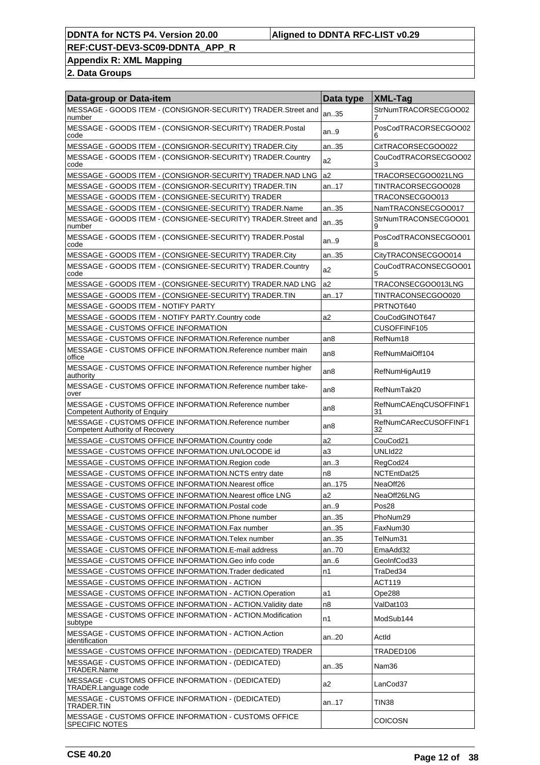| Data-group or Data-item | Data type | XML-Tag |
| --- | --- | --- |
| MESSAGE - GOODS ITEM - (CONSIGNOR-SECURITY) TRADER.Street and number | an..35 | StrNumTRACORSECGOO027 |
| MESSAGE - GOODS ITEM - (CONSIGNOR-SECURITY) TRADER.Postal code | an..9 | PosCodTRACORSECGOO026 |
| MESSAGE - GOODS ITEM - (CONSIGNOR-SECURITY) TRADER.City | an..35 | CitTRACORSECGOO022 |
| MESSAGE - GOODS ITEM - (CONSIGNOR-SECURITY) TRADER.Country code | a2 | CouCodTRACORSECGOO023 |
| MESSAGE - GOODS ITEM - (CONSIGNOR-SECURITY) TRADER.NAD LNG | a2 | TRACORSECGOO021LNG |
| MESSAGE - GOODS ITEM - (CONSIGNOR-SECURITY) TRADER.TIN | an..17 | TINTRACORSECGOO028 |
| MESSAGE - GOODS ITEM - (CONSIGNEE-SECURITY) TRADER | | TRACONSECGOO013 |
| MESSAGE - GOODS ITEM - (CONSIGNEE-SECURITY) TRADER.Name | an..35 | NamTRACONSECGOO017 |
| MESSAGE - GOODS ITEM - (CONSIGNEE-SECURITY) TRADER.Street and number | an..35 | StrNumTRACONSECGOO019 |
| MESSAGE - GOODS ITEM - (CONSIGNEE-SECURITY) TRADER.Postal code | an..9 | PosCodTRACONSECGOO018 |
| MESSAGE - GOODS ITEM - (CONSIGNEE-SECURITY) TRADER.City | an..35 | CityTRACONSECGOO014 |
| MESSAGE - GOODS ITEM - (CONSIGNEE-SECURITY) TRADER.Country code | a2 | CouCodTRACONSECGOO015 |
| MESSAGE - GOODS ITEM - (CONSIGNEE-SECURITY) TRADER.NAD LNG | a2 | TRACONSECGOO013LNG |
| MESSAGE - GOODS ITEM - (CONSIGNEE-SECURITY) TRADER.TIN | an..17 | TINTRACONSECGOO020 |
| MESSAGE - GOODS ITEM - NOTIFY PARTY | | PRTNOT640 |
| MESSAGE - GOODS ITEM - NOTIFY PARTY.Country code | a2 | CouCodGINOT647 |
| MESSAGE - CUSTOMS OFFICE INFORMATION | | CUSOFFINF105 |
| MESSAGE - CUSTOMS OFFICE INFORMATION.Reference number | an8 | RefNum18 |
| MESSAGE - CUSTOMS OFFICE INFORMATION.Reference number main office | an8 | RefNumMaiOff104 |
| MESSAGE - CUSTOMS OFFICE INFORMATION.Reference number higher authority | an8 | RefNumHigAut19 |
| MESSAGE - CUSTOMS OFFICE INFORMATION.Reference number take-over | an8 | RefNumTak20 |
| MESSAGE - CUSTOMS OFFICE INFORMATION.Reference number Competent Authority of Enquiry | an8 | RefNumCAEnqCUSOFFINF131 |
| MESSAGE - CUSTOMS OFFICE INFORMATION.Reference number Competent Authority of Recovery | an8 | RefNumCARecCUSOFFINF132 |
| MESSAGE - CUSTOMS OFFICE INFORMATION.Country code | a2 | CouCod21 |
| MESSAGE - CUSTOMS OFFICE INFORMATION.UN/LOCODE id | a3 | UNLId22 |
| MESSAGE - CUSTOMS OFFICE INFORMATION.Region code | an..3 | RegCod24 |
| MESSAGE - CUSTOMS OFFICE INFORMATION.NCTS entry date | n8 | NCTEntDat25 |
| MESSAGE - CUSTOMS OFFICE INFORMATION.Nearest office | an..175 | NeaOff26 |
| MESSAGE - CUSTOMS OFFICE INFORMATION.Nearest office LNG | a2 | NeaOff26LNG |
| MESSAGE - CUSTOMS OFFICE INFORMATION.Postal code | an..9 | Pos28 |
| MESSAGE - CUSTOMS OFFICE INFORMATION.Phone number | an..35 | PhoNum29 |
| MESSAGE - CUSTOMS OFFICE INFORMATION.Fax number | an..35 | FaxNum30 |
| MESSAGE - CUSTOMS OFFICE INFORMATION.Telex number | an..35 | TelNum31 |
| MESSAGE - CUSTOMS OFFICE INFORMATION.E-mail address | an..70 | EmaAdd32 |
| MESSAGE - CUSTOMS OFFICE INFORMATION.Geo info code | an..6 | GeoInfCod33 |
| MESSAGE - CUSTOMS OFFICE INFORMATION.Trader dedicated | n1 | TraDed34 |
| MESSAGE - CUSTOMS OFFICE INFORMATION - ACTION | | ACT119 |
| MESSAGE - CUSTOMS OFFICE INFORMATION - ACTION.Operation | a1 | Ope288 |
| MESSAGE - CUSTOMS OFFICE INFORMATION - ACTION.Validity date | n8 | ValDat103 |
| MESSAGE - CUSTOMS OFFICE INFORMATION - ACTION.Modification subtype | n1 | ModSub144 |
| MESSAGE - CUSTOMS OFFICE INFORMATION - ACTION.Action identification | an..20 | ActId |
| MESSAGE - CUSTOMS OFFICE INFORMATION - (DEDICATED) TRADER | | TRADED106 |
| MESSAGE - CUSTOMS OFFICE INFORMATION - (DEDICATED) TRADER.Name | an..35 | Nam36 |
| MESSAGE - CUSTOMS OFFICE INFORMATION - (DEDICATED) TRADER.Language code | a2 | LanCod37 |
| MESSAGE - CUSTOMS OFFICE INFORMATION - (DEDICATED) TRADER.TIN | an..17 | TIN38 |
| MESSAGE - CUSTOMS OFFICE INFORMATION - CUSTOMS OFFICE SPECIFIC NOTES | | COICOSN |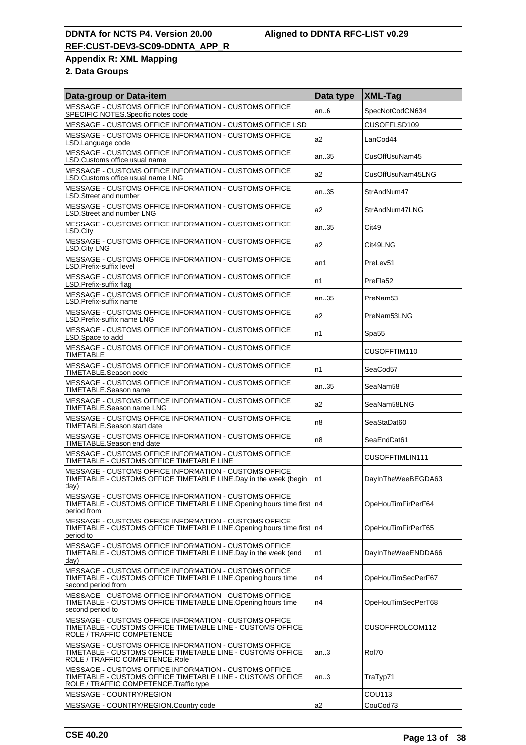| Data-group or Data-item | Data type | XML-Tag |
|---|---|---|
| MESSAGE - CUSTOMS OFFICE INFORMATION - CUSTOMS OFFICE SPECIFIC NOTES.Specific notes code | an..6 | SpecNotCodCN634 |
| MESSAGE - CUSTOMS OFFICE INFORMATION - CUSTOMS OFFICE LSD | | CUSOFFLSD109 |
| MESSAGE - CUSTOMS OFFICE INFORMATION - CUSTOMS OFFICE LSD.Language code | a2 | LanCod44 |
| MESSAGE - CUSTOMS OFFICE INFORMATION - CUSTOMS OFFICE LSD.Customs office usual name | an..35 | CusOffUsuNam45 |
| MESSAGE - CUSTOMS OFFICE INFORMATION - CUSTOMS OFFICE LSD.Customs office usual name LNG | a2 | CusOffUsuNam45LNG |
| MESSAGE - CUSTOMS OFFICE INFORMATION - CUSTOMS OFFICE LSD.Street and number | an..35 | StrAndNum47 |
| MESSAGE - CUSTOMS OFFICE INFORMATION - CUSTOMS OFFICE LSD.Street and number LNG | a2 | StrAndNum47LNG |
| MESSAGE - CUSTOMS OFFICE INFORMATION - CUSTOMS OFFICE LSD.City | an..35 | Cit49 |
| MESSAGE - CUSTOMS OFFICE INFORMATION - CUSTOMS OFFICE LSD.City LNG | a2 | Cit49LNG |
| MESSAGE - CUSTOMS OFFICE INFORMATION - CUSTOMS OFFICE LSD.Prefix-suffix level | an1 | PreLev51 |
| MESSAGE - CUSTOMS OFFICE INFORMATION - CUSTOMS OFFICE LSD.Prefix-suffix flag | n1 | PreFla52 |
| MESSAGE - CUSTOMS OFFICE INFORMATION - CUSTOMS OFFICE LSD.Prefix-suffix name | an..35 | PreNam53 |
| MESSAGE - CUSTOMS OFFICE INFORMATION - CUSTOMS OFFICE LSD.Prefix-suffix name LNG | a2 | PreNam53LNG |
| MESSAGE - CUSTOMS OFFICE INFORMATION - CUSTOMS OFFICE LSD.Space to add | n1 | Spa55 |
| MESSAGE - CUSTOMS OFFICE INFORMATION - CUSTOMS OFFICE TIMETABLE | | CUSOFFTIM110 |
| MESSAGE - CUSTOMS OFFICE INFORMATION - CUSTOMS OFFICE TIMETABLE.Season code | n1 | SeaCod57 |
| MESSAGE - CUSTOMS OFFICE INFORMATION - CUSTOMS OFFICE TIMETABLE.Season name | an..35 | SeaNam58 |
| MESSAGE - CUSTOMS OFFICE INFORMATION - CUSTOMS OFFICE TIMETABLE.Season name LNG | a2 | SeaNam58LNG |
| MESSAGE - CUSTOMS OFFICE INFORMATION - CUSTOMS OFFICE TIMETABLE.Season start date | n8 | SeaStaDat60 |
| MESSAGE - CUSTOMS OFFICE INFORMATION - CUSTOMS OFFICE TIMETABLE.Season end date | n8 | SeaEndDat61 |
| MESSAGE - CUSTOMS OFFICE INFORMATION - CUSTOMS OFFICE TIMETABLE - CUSTOMS OFFICE TIMETABLE LINE | | CUSOFFTIMLIN111 |
| MESSAGE - CUSTOMS OFFICE INFORMATION - CUSTOMS OFFICE TIMETABLE - CUSTOMS OFFICE TIMETABLE LINE.Day in the week (begin day) | n1 | DayInTheWeeBEGDA63 |
| MESSAGE - CUSTOMS OFFICE INFORMATION - CUSTOMS OFFICE TIMETABLE - CUSTOMS OFFICE TIMETABLE LINE.Opening hours time first period from | n4 | OpeHouTimFirPerF64 |
| MESSAGE - CUSTOMS OFFICE INFORMATION - CUSTOMS OFFICE TIMETABLE - CUSTOMS OFFICE TIMETABLE LINE.Opening hours time first period to | n4 | OpeHouTimFirPerT65 |
| MESSAGE - CUSTOMS OFFICE INFORMATION - CUSTOMS OFFICE TIMETABLE - CUSTOMS OFFICE TIMETABLE LINE.Day in the week (end day) | n1 | DayInTheWeeENDDA66 |
| MESSAGE - CUSTOMS OFFICE INFORMATION - CUSTOMS OFFICE TIMETABLE - CUSTOMS OFFICE TIMETABLE LINE.Opening hours time second period from | n4 | OpeHouTimSecPerF67 |
| MESSAGE - CUSTOMS OFFICE INFORMATION - CUSTOMS OFFICE TIMETABLE - CUSTOMS OFFICE TIMETABLE LINE.Opening hours time second period to | n4 | OpeHouTimSecPerT68 |
| MESSAGE - CUSTOMS OFFICE INFORMATION - CUSTOMS OFFICE TIMETABLE - CUSTOMS OFFICE TIMETABLE LINE - CUSTOMS OFFICE ROLE / TRAFFIC COMPETENCE | | CUSOFFROLCOM112 |
| MESSAGE - CUSTOMS OFFICE INFORMATION - CUSTOMS OFFICE TIMETABLE - CUSTOMS OFFICE TIMETABLE LINE - CUSTOMS OFFICE ROLE / TRAFFIC COMPETENCE.Role | an..3 | Rol70 |
| MESSAGE - CUSTOMS OFFICE INFORMATION - CUSTOMS OFFICE TIMETABLE - CUSTOMS OFFICE TIMETABLE LINE - CUSTOMS OFFICE ROLE / TRAFFIC COMPETENCE.Traffic type | an..3 | TraTyp71 |
| MESSAGE - COUNTRY/REGION | | COU113 |
| MESSAGE - COUNTRY/REGION.Country code | a2 | CouCod73 |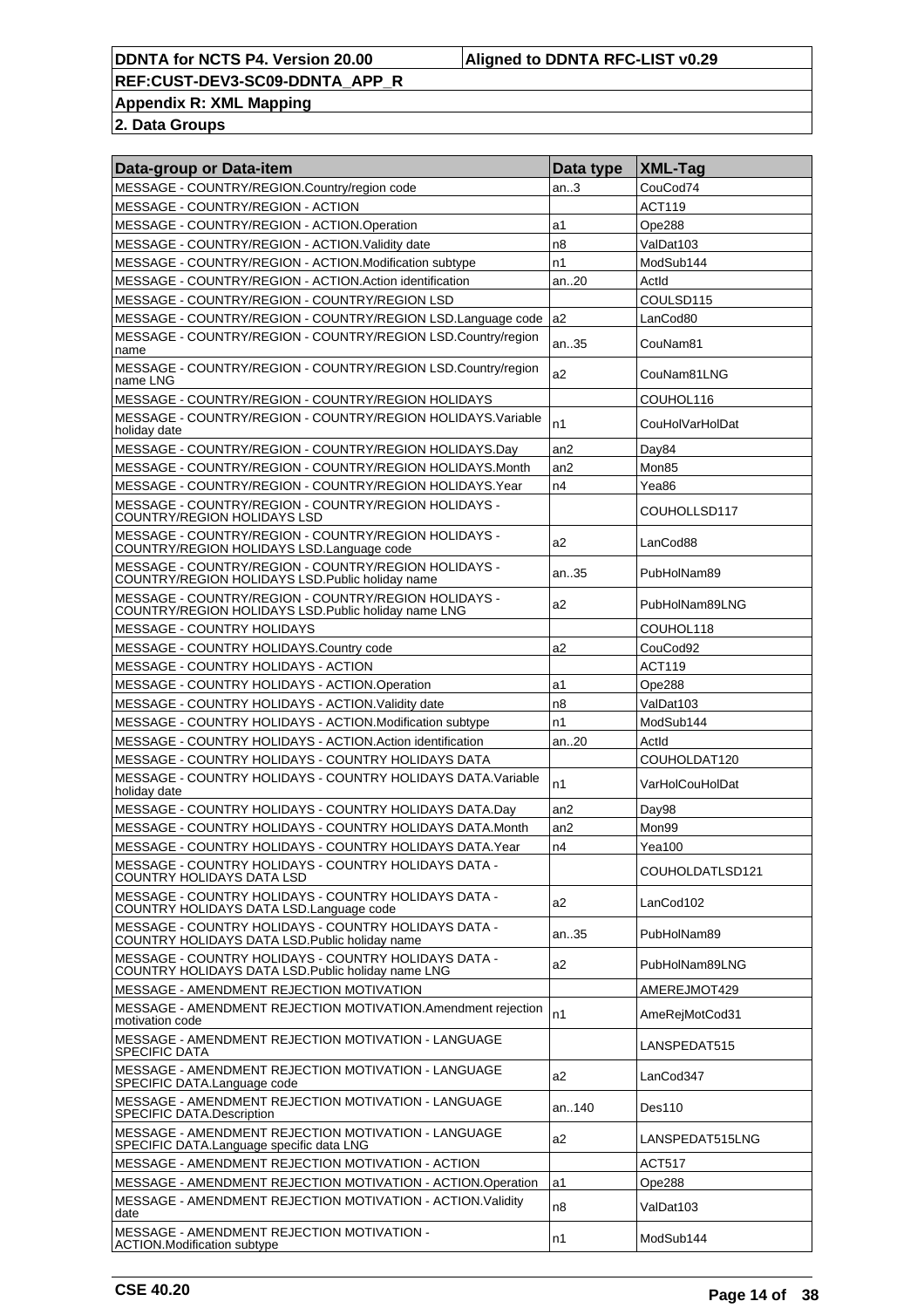| Data-group or Data-item | Data type | XML-Tag |
|---|---|---|
| MESSAGE - COUNTRY/REGION.Country/region code | an..3 | CouCod74 |
| MESSAGE - COUNTRY/REGION - ACTION | | ACT119 |
| MESSAGE - COUNTRY/REGION - ACTION.Operation | a1 | Ope288 |
| MESSAGE - COUNTRY/REGION - ACTION.Validity date | n8 | ValDat103 |
| MESSAGE - COUNTRY/REGION - ACTION.Modification subtype | n1 | ModSub144 |
| MESSAGE - COUNTRY/REGION - ACTION.Action identification | an..20 | ActId |
| MESSAGE - COUNTRY/REGION - COUNTRY/REGION LSD | | COULSD115 |
| MESSAGE - COUNTRY/REGION - COUNTRY/REGION LSD.Language code | a2 | LanCod80 |
| MESSAGE - COUNTRY/REGION - COUNTRY/REGION LSD.Country/region name | an..35 | CouNam81 |
| MESSAGE - COUNTRY/REGION - COUNTRY/REGION LSD.Country/region name LNG | a2 | CouNam81LNG |
| MESSAGE - COUNTRY/REGION - COUNTRY/REGION HOLIDAYS | | COUHOL116 |
| MESSAGE - COUNTRY/REGION - COUNTRY/REGION HOLIDAYS.Variable holiday date | n1 | CouHolVarHolDat |
| MESSAGE - COUNTRY/REGION - COUNTRY/REGION HOLIDAYS.Day | an2 | Day84 |
| MESSAGE - COUNTRY/REGION - COUNTRY/REGION HOLIDAYS.Month | an2 | Mon85 |
| MESSAGE - COUNTRY/REGION - COUNTRY/REGION HOLIDAYS.Year | n4 | Yea86 |
| MESSAGE - COUNTRY/REGION - COUNTRY/REGION HOLIDAYS - COUNTRY/REGION HOLIDAYS LSD | | COUHOLLSD117 |
| MESSAGE - COUNTRY/REGION - COUNTRY/REGION HOLIDAYS - COUNTRY/REGION HOLIDAYS LSD.Language code | a2 | LanCod88 |
| MESSAGE - COUNTRY/REGION - COUNTRY/REGION HOLIDAYS - COUNTRY/REGION HOLIDAYS LSD.Public holiday name | an..35 | PubHolNam89 |
| MESSAGE - COUNTRY/REGION - COUNTRY/REGION HOLIDAYS - COUNTRY/REGION HOLIDAYS LSD.Public holiday name LNG | a2 | PubHolNam89LNG |
| MESSAGE - COUNTRY HOLIDAYS | | COUHOL118 |
| MESSAGE - COUNTRY HOLIDAYS.Country code | a2 | CouCod92 |
| MESSAGE - COUNTRY HOLIDAYS - ACTION | | ACT119 |
| MESSAGE - COUNTRY HOLIDAYS - ACTION.Operation | a1 | Ope288 |
| MESSAGE - COUNTRY HOLIDAYS - ACTION.Validity date | n8 | ValDat103 |
| MESSAGE - COUNTRY HOLIDAYS - ACTION.Modification subtype | n1 | ModSub144 |
| MESSAGE - COUNTRY HOLIDAYS - ACTION.Action identification | an..20 | ActId |
| MESSAGE - COUNTRY HOLIDAYS - COUNTRY HOLIDAYS DATA | | COUHOLDAT120 |
| MESSAGE - COUNTRY HOLIDAYS - COUNTRY HOLIDAYS DATA.Variable holiday date | n1 | VarHolCouHolDat |
| MESSAGE - COUNTRY HOLIDAYS - COUNTRY HOLIDAYS DATA.Day | an2 | Day98 |
| MESSAGE - COUNTRY HOLIDAYS - COUNTRY HOLIDAYS DATA.Month | an2 | Mon99 |
| MESSAGE - COUNTRY HOLIDAYS - COUNTRY HOLIDAYS DATA.Year | n4 | Yea100 |
| MESSAGE - COUNTRY HOLIDAYS - COUNTRY HOLIDAYS DATA - COUNTRY HOLIDAYS DATA LSD | | COUHOLDATLSD121 |
| MESSAGE - COUNTRY HOLIDAYS - COUNTRY HOLIDAYS DATA - COUNTRY HOLIDAYS DATA LSD.Language code | a2 | LanCod102 |
| MESSAGE - COUNTRY HOLIDAYS - COUNTRY HOLIDAYS DATA - COUNTRY HOLIDAYS DATA LSD.Public holiday name | an..35 | PubHolNam89 |
| MESSAGE - COUNTRY HOLIDAYS - COUNTRY HOLIDAYS DATA - COUNTRY HOLIDAYS DATA LSD.Public holiday name LNG | a2 | PubHolNam89LNG |
| MESSAGE - AMENDMENT REJECTION MOTIVATION | | AMEREJMOT429 |
| MESSAGE - AMENDMENT REJECTION MOTIVATION.Amendment rejection motivation code | n1 | AmeRejMotCod31 |
| MESSAGE - AMENDMENT REJECTION MOTIVATION - LANGUAGE SPECIFIC DATA | | LANSPEDAT515 |
| MESSAGE - AMENDMENT REJECTION MOTIVATION - LANGUAGE SPECIFIC DATA.Language code | a2 | LanCod347 |
| MESSAGE - AMENDMENT REJECTION MOTIVATION - LANGUAGE SPECIFIC DATA.Description | an..140 | Des110 |
| MESSAGE - AMENDMENT REJECTION MOTIVATION - LANGUAGE SPECIFIC DATA.Language specific data LNG | a2 | LANSPEDAT515LNG |
| MESSAGE - AMENDMENT REJECTION MOTIVATION - ACTION | | ACT517 |
| MESSAGE - AMENDMENT REJECTION MOTIVATION - ACTION.Operation | a1 | Ope288 |
| MESSAGE - AMENDMENT REJECTION MOTIVATION - ACTION.Validity date | n8 | ValDat103 |
| MESSAGE - AMENDMENT REJECTION MOTIVATION - ACTION.Modification subtype | n1 | ModSub144 |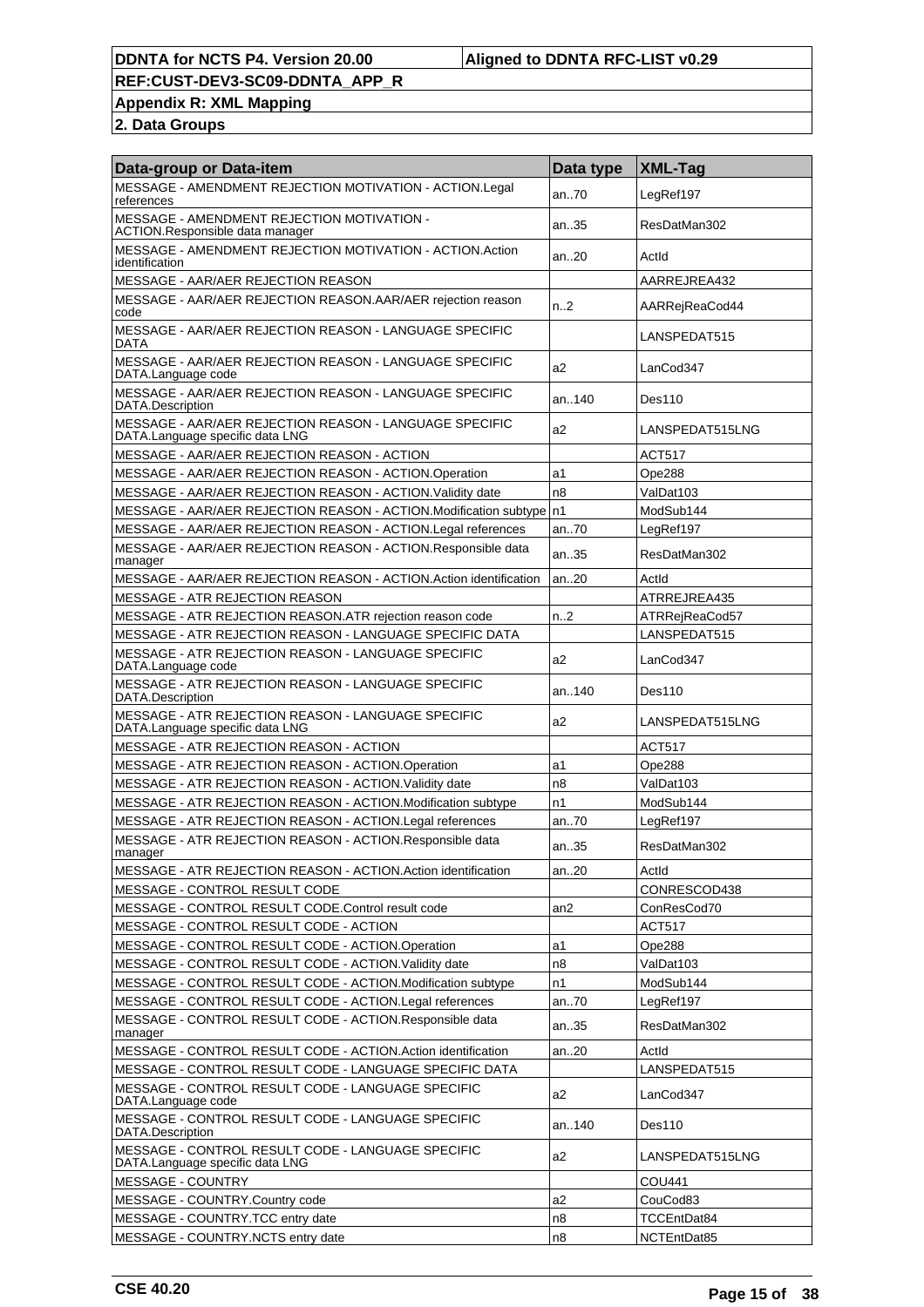| Data-group or Data-item | Data type | XML-Tag |
|---|---|---|
| MESSAGE - AMENDMENT REJECTION MOTIVATION - ACTION.Legal references | an..70 | LegRef197 |
| MESSAGE - AMENDMENT REJECTION MOTIVATION - ACTION.Responsible data manager | an..35 | ResDatMan302 |
| MESSAGE - AMENDMENT REJECTION MOTIVATION - ACTION.Action identification | an..20 | ActId |
| MESSAGE - AAR/AER REJECTION REASON | | AARREJREA432 |
| MESSAGE - AAR/AER REJECTION REASON.AAR/AER rejection reason code | n..2 | AARRejReaCod44 |
| MESSAGE - AAR/AER REJECTION REASON - LANGUAGE SPECIFIC DATA | | LANSPEDAT515 |
| MESSAGE - AAR/AER REJECTION REASON - LANGUAGE SPECIFIC DATA.Language code | a2 | LanCod347 |
| MESSAGE - AAR/AER REJECTION REASON - LANGUAGE SPECIFIC DATA.Description | an..140 | Des110 |
| MESSAGE - AAR/AER REJECTION REASON - LANGUAGE SPECIFIC DATA.Language specific data LNG | a2 | LANSPEDAT515LNG |
| MESSAGE - AAR/AER REJECTION REASON - ACTION | | ACT517 |
| MESSAGE - AAR/AER REJECTION REASON - ACTION.Operation | a1 | Ope288 |
| MESSAGE - AAR/AER REJECTION REASON - ACTION.Validity date | n8 | ValDat103 |
| MESSAGE - AAR/AER REJECTION REASON - ACTION.Modification subtype | n1 | ModSub144 |
| MESSAGE - AAR/AER REJECTION REASON - ACTION.Legal references | an..70 | LegRef197 |
| MESSAGE - AAR/AER REJECTION REASON - ACTION.Responsible data manager | an..35 | ResDatMan302 |
| MESSAGE - AAR/AER REJECTION REASON - ACTION.Action identification | an..20 | ActId |
| MESSAGE - ATR REJECTION REASON | | ATRREJREA435 |
| MESSAGE - ATR REJECTION REASON.ATR rejection reason code | n..2 | ATRRejReaCod57 |
| MESSAGE - ATR REJECTION REASON - LANGUAGE SPECIFIC DATA | | LANSPEDAT515 |
| MESSAGE - ATR REJECTION REASON - LANGUAGE SPECIFIC DATA.Language code | a2 | LanCod347 |
| MESSAGE - ATR REJECTION REASON - LANGUAGE SPECIFIC DATA.Description | an..140 | Des110 |
| MESSAGE - ATR REJECTION REASON - LANGUAGE SPECIFIC DATA.Language specific data LNG | a2 | LANSPEDAT515LNG |
| MESSAGE - ATR REJECTION REASON - ACTION | | ACT517 |
| MESSAGE - ATR REJECTION REASON - ACTION.Operation | a1 | Ope288 |
| MESSAGE - ATR REJECTION REASON - ACTION.Validity date | n8 | ValDat103 |
| MESSAGE - ATR REJECTION REASON - ACTION.Modification subtype | n1 | ModSub144 |
| MESSAGE - ATR REJECTION REASON - ACTION.Legal references | an..70 | LegRef197 |
| MESSAGE - ATR REJECTION REASON - ACTION.Responsible data manager | an..35 | ResDatMan302 |
| MESSAGE - ATR REJECTION REASON - ACTION.Action identification | an..20 | ActId |
| MESSAGE - CONTROL RESULT CODE | | CONRESCOD438 |
| MESSAGE - CONTROL RESULT CODE.Control result code | an2 | ConResCod70 |
| MESSAGE - CONTROL RESULT CODE - ACTION | | ACT517 |
| MESSAGE - CONTROL RESULT CODE - ACTION.Operation | a1 | Ope288 |
| MESSAGE - CONTROL RESULT CODE - ACTION.Validity date | n8 | ValDat103 |
| MESSAGE - CONTROL RESULT CODE - ACTION.Modification subtype | n1 | ModSub144 |
| MESSAGE - CONTROL RESULT CODE - ACTION.Legal references | an..70 | LegRef197 |
| MESSAGE - CONTROL RESULT CODE - ACTION.Responsible data manager | an..35 | ResDatMan302 |
| MESSAGE - CONTROL RESULT CODE - ACTION.Action identification | an..20 | ActId |
| MESSAGE - CONTROL RESULT CODE - LANGUAGE SPECIFIC DATA | | LANSPEDAT515 |
| MESSAGE - CONTROL RESULT CODE - LANGUAGE SPECIFIC DATA.Language code | a2 | LanCod347 |
| MESSAGE - CONTROL RESULT CODE - LANGUAGE SPECIFIC DATA.Description | an..140 | Des110 |
| MESSAGE - CONTROL RESULT CODE - LANGUAGE SPECIFIC DATA.Language specific data LNG | a2 | LANSPEDAT515LNG |
| MESSAGE - COUNTRY | | COU441 |
| MESSAGE - COUNTRY.Country code | a2 | CouCod83 |
| MESSAGE - COUNTRY.TCC entry date | n8 | TCCEntDat84 |
| MESSAGE - COUNTRY.NCTS entry date | n8 | NCTEntDat85 |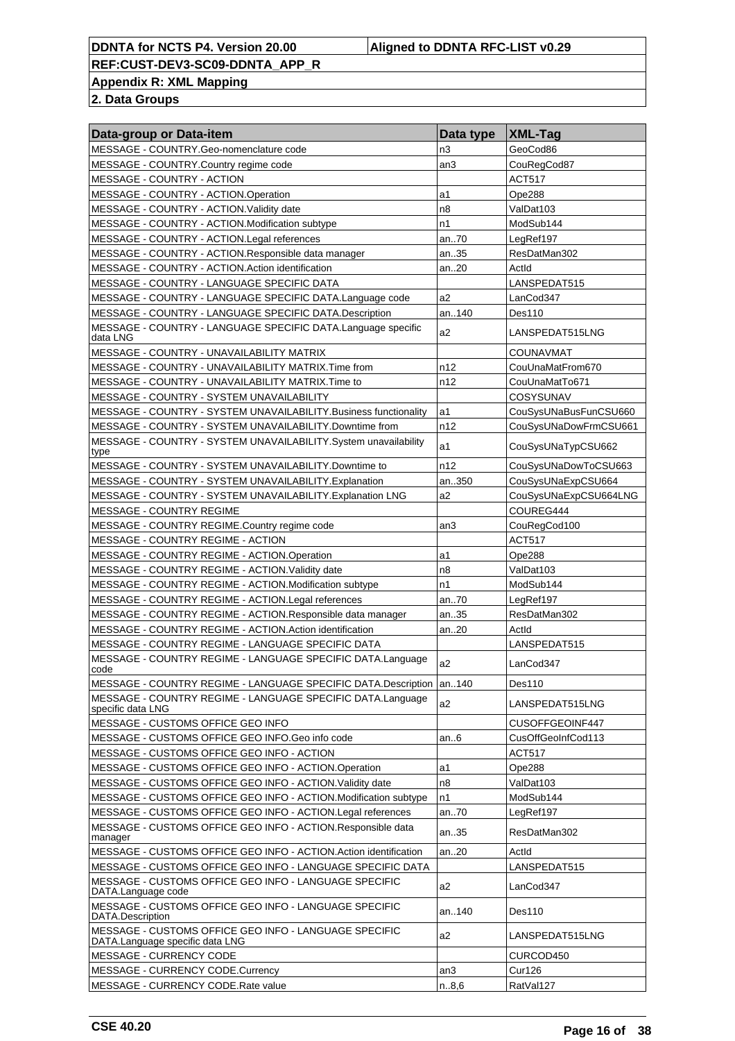| Data-group or Data-item | Data type | XML-Tag |
|---|---|---|
| MESSAGE - COUNTRY.Geo-nomenclature code | n3 | GeoCod86 |
| MESSAGE - COUNTRY.Country regime code | an3 | CouRegCod87 |
| MESSAGE - COUNTRY - ACTION | | ACT517 |
| MESSAGE - COUNTRY - ACTION.Operation | a1 | Ope288 |
| MESSAGE - COUNTRY - ACTION.Validity date | n8 | ValDat103 |
| MESSAGE - COUNTRY - ACTION.Modification subtype | n1 | ModSub144 |
| MESSAGE - COUNTRY - ACTION.Legal references | an..70 | LegRef197 |
| MESSAGE - COUNTRY - ACTION.Responsible data manager | an..35 | ResDatMan302 |
| MESSAGE - COUNTRY - ACTION.Action identification | an..20 | ActId |
| MESSAGE - COUNTRY - LANGUAGE SPECIFIC DATA | | LANSPEDAT515 |
| MESSAGE - COUNTRY - LANGUAGE SPECIFIC DATA.Language code | a2 | LanCod347 |
| MESSAGE - COUNTRY - LANGUAGE SPECIFIC DATA.Description | an..140 | Des110 |
| MESSAGE - COUNTRY - LANGUAGE SPECIFIC DATA.Language specific data LNG | a2 | LANSPEDAT515LNG |
| MESSAGE - COUNTRY - UNAVAILABILITY MATRIX | | COUNAVMAT |
| MESSAGE - COUNTRY - UNAVAILABILITY MATRIX.Time from | n12 | CouUnaMatFrom670 |
| MESSAGE - COUNTRY - UNAVAILABILITY MATRIX.Time to | n12 | CouUnaMatTo671 |
| MESSAGE - COUNTRY - SYSTEM UNAVAILABILITY | | COSYSUNAV |
| MESSAGE - COUNTRY - SYSTEM UNAVAILABILITY.Business functionality | a1 | CouSysUNaBusFunCSU660 |
| MESSAGE - COUNTRY - SYSTEM UNAVAILABILITY.Downtime from | n12 | CouSysUNaDowFrmCSU661 |
| MESSAGE - COUNTRY - SYSTEM UNAVAILABILITY.System unavailability type | a1 | CouSysUNaTypCSU662 |
| MESSAGE - COUNTRY - SYSTEM UNAVAILABILITY.Downtime to | n12 | CouSysUNaDowToCSU663 |
| MESSAGE - COUNTRY - SYSTEM UNAVAILABILITY.Explanation | an..350 | CouSysUNaExpCSU664 |
| MESSAGE - COUNTRY - SYSTEM UNAVAILABILITY.Explanation LNG | a2 | CouSysUNaExpCSU664LNG |
| MESSAGE - COUNTRY REGIME | | COUREG444 |
| MESSAGE - COUNTRY REGIME.Country regime code | an3 | CouRegCod100 |
| MESSAGE - COUNTRY REGIME - ACTION | | ACT517 |
| MESSAGE - COUNTRY REGIME - ACTION.Operation | a1 | Ope288 |
| MESSAGE - COUNTRY REGIME - ACTION.Validity date | n8 | ValDat103 |
| MESSAGE - COUNTRY REGIME - ACTION.Modification subtype | n1 | ModSub144 |
| MESSAGE - COUNTRY REGIME - ACTION.Legal references | an..70 | LegRef197 |
| MESSAGE - COUNTRY REGIME - ACTION.Responsible data manager | an..35 | ResDatMan302 |
| MESSAGE - COUNTRY REGIME - ACTION.Action identification | an..20 | ActId |
| MESSAGE - COUNTRY REGIME - LANGUAGE SPECIFIC DATA | | LANSPEDAT515 |
| MESSAGE - COUNTRY REGIME - LANGUAGE SPECIFIC DATA.Language code | a2 | LanCod347 |
| MESSAGE - COUNTRY REGIME - LANGUAGE SPECIFIC DATA.Description | an..140 | Des110 |
| MESSAGE - COUNTRY REGIME - LANGUAGE SPECIFIC DATA.Language specific data LNG | a2 | LANSPEDAT515LNG |
| MESSAGE - CUSTOMS OFFICE GEO INFO | | CUSOFFGEOINF447 |
| MESSAGE - CUSTOMS OFFICE GEO INFO.Geo info code | an..6 | CusOffGeoInfCod113 |
| MESSAGE - CUSTOMS OFFICE GEO INFO - ACTION | | ACT517 |
| MESSAGE - CUSTOMS OFFICE GEO INFO - ACTION.Operation | a1 | Ope288 |
| MESSAGE - CUSTOMS OFFICE GEO INFO - ACTION.Validity date | n8 | ValDat103 |
| MESSAGE - CUSTOMS OFFICE GEO INFO - ACTION.Modification subtype | n1 | ModSub144 |
| MESSAGE - CUSTOMS OFFICE GEO INFO - ACTION.Legal references | an..70 | LegRef197 |
| MESSAGE - CUSTOMS OFFICE GEO INFO - ACTION.Responsible data manager | an..35 | ResDatMan302 |
| MESSAGE - CUSTOMS OFFICE GEO INFO - ACTION.Action identification | an..20 | ActId |
| MESSAGE - CUSTOMS OFFICE GEO INFO - LANGUAGE SPECIFIC DATA | | LANSPEDAT515 |
| MESSAGE - CUSTOMS OFFICE GEO INFO - LANGUAGE SPECIFIC DATA.Language code | a2 | LanCod347 |
| MESSAGE - CUSTOMS OFFICE GEO INFO - LANGUAGE SPECIFIC DATA.Description | an..140 | Des110 |
| MESSAGE - CUSTOMS OFFICE GEO INFO - LANGUAGE SPECIFIC DATA.Language specific data LNG | a2 | LANSPEDAT515LNG |
| MESSAGE - CURRENCY CODE | | CURCOD450 |
| MESSAGE - CURRENCY CODE.Currency | an3 | Cur126 |
| MESSAGE - CURRENCY CODE.Rate value | n..8,6 | RatVal127 |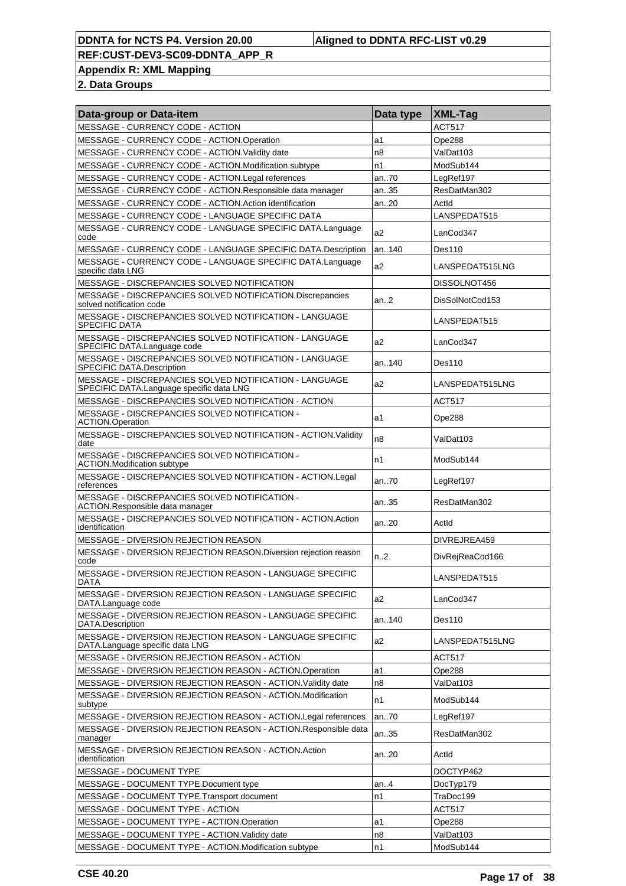| Data-group or Data-item | Data type | XML-Tag |
| --- | --- | --- |
| MESSAGE - CURRENCY CODE - ACTION | | ACT517 |
| MESSAGE - CURRENCY CODE - ACTION.Operation | a1 | Ope288 |
| MESSAGE - CURRENCY CODE - ACTION.Validity date | n8 | ValDat103 |
| MESSAGE - CURRENCY CODE - ACTION.Modification subtype | n1 | ModSub144 |
| MESSAGE - CURRENCY CODE - ACTION.Legal references | an..70 | LegRef197 |
| MESSAGE - CURRENCY CODE - ACTION.Responsible data manager | an..35 | ResDatMan302 |
| MESSAGE - CURRENCY CODE - ACTION.Action identification | an..20 | ActId |
| MESSAGE - CURRENCY CODE - LANGUAGE SPECIFIC DATA | | LANSPEDAT515 |
| MESSAGE - CURRENCY CODE - LANGUAGE SPECIFIC DATA.Language code | a2 | LanCod347 |
| MESSAGE - CURRENCY CODE - LANGUAGE SPECIFIC DATA.Description | an..140 | Des110 |
| MESSAGE - CURRENCY CODE - LANGUAGE SPECIFIC DATA.Language specific data LNG | a2 | LANSPEDAT515LNG |
| MESSAGE - DISCREPANCIES SOLVED NOTIFICATION | | DISSOLNOT456 |
| MESSAGE - DISCREPANCIES SOLVED NOTIFICATION.Discrepancies solved notification code | an..2 | DisSolNotCod153 |
| MESSAGE - DISCREPANCIES SOLVED NOTIFICATION - LANGUAGE SPECIFIC DATA | | LANSPEDAT515 |
| MESSAGE - DISCREPANCIES SOLVED NOTIFICATION - LANGUAGE SPECIFIC DATA.Language code | a2 | LanCod347 |
| MESSAGE - DISCREPANCIES SOLVED NOTIFICATION - LANGUAGE SPECIFIC DATA.Description | an..140 | Des110 |
| MESSAGE - DISCREPANCIES SOLVED NOTIFICATION - LANGUAGE SPECIFIC DATA.Language specific data LNG | a2 | LANSPEDAT515LNG |
| MESSAGE - DISCREPANCIES SOLVED NOTIFICATION - ACTION | | ACT517 |
| MESSAGE - DISCREPANCIES SOLVED NOTIFICATION - ACTION.Operation | a1 | Ope288 |
| MESSAGE - DISCREPANCIES SOLVED NOTIFICATION - ACTION.Validity date | n8 | ValDat103 |
| MESSAGE - DISCREPANCIES SOLVED NOTIFICATION - ACTION.Modification subtype | n1 | ModSub144 |
| MESSAGE - DISCREPANCIES SOLVED NOTIFICATION - ACTION.Legal references | an..70 | LegRef197 |
| MESSAGE - DISCREPANCIES SOLVED NOTIFICATION - ACTION.Responsible data manager | an..35 | ResDatMan302 |
| MESSAGE - DISCREPANCIES SOLVED NOTIFICATION - ACTION.Action identification | an..20 | ActId |
| MESSAGE - DIVERSION REJECTION REASON | | DIVREJREA459 |
| MESSAGE - DIVERSION REJECTION REASON.Diversion rejection reason code | n..2 | DivRejReaCod166 |
| MESSAGE - DIVERSION REJECTION REASON - LANGUAGE SPECIFIC DATA | | LANSPEDAT515 |
| MESSAGE - DIVERSION REJECTION REASON - LANGUAGE SPECIFIC DATA.Language code | a2 | LanCod347 |
| MESSAGE - DIVERSION REJECTION REASON - LANGUAGE SPECIFIC DATA.Description | an..140 | Des110 |
| MESSAGE - DIVERSION REJECTION REASON - LANGUAGE SPECIFIC DATA.Language specific data LNG | a2 | LANSPEDAT515LNG |
| MESSAGE - DIVERSION REJECTION REASON - ACTION | | ACT517 |
| MESSAGE - DIVERSION REJECTION REASON - ACTION.Operation | a1 | Ope288 |
| MESSAGE - DIVERSION REJECTION REASON - ACTION.Validity date | n8 | ValDat103 |
| MESSAGE - DIVERSION REJECTION REASON - ACTION.Modification subtype | n1 | ModSub144 |
| MESSAGE - DIVERSION REJECTION REASON - ACTION.Legal references | an..70 | LegRef197 |
| MESSAGE - DIVERSION REJECTION REASON - ACTION.Responsible data manager | an..35 | ResDatMan302 |
| MESSAGE - DIVERSION REJECTION REASON - ACTION.Action identification | an..20 | ActId |
| MESSAGE - DOCUMENT TYPE | | DOCTYP462 |
| MESSAGE - DOCUMENT TYPE.Document type | an..4 | DocTyp179 |
| MESSAGE - DOCUMENT TYPE.Transport document | n1 | TraDoc199 |
| MESSAGE - DOCUMENT TYPE - ACTION | | ACT517 |
| MESSAGE - DOCUMENT TYPE - ACTION.Operation | a1 | Ope288 |
| MESSAGE - DOCUMENT TYPE - ACTION.Validity date | n8 | ValDat103 |
| MESSAGE - DOCUMENT TYPE - ACTION.Modification subtype | n1 | ModSub144 |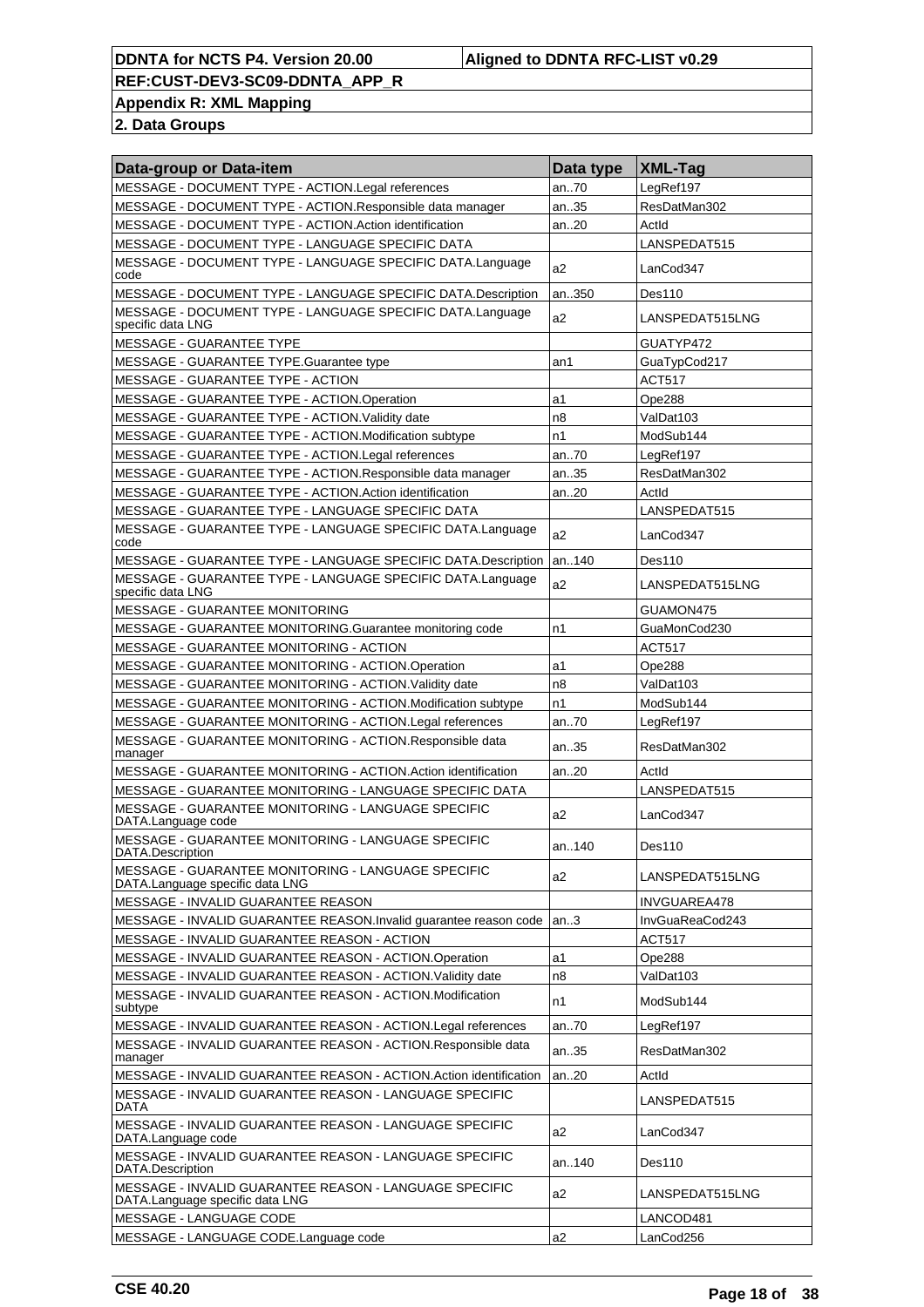| Data-group or Data-item | Data type | XML-Tag |
|---|---|---|
| MESSAGE - DOCUMENT TYPE - ACTION.Legal references | an..70 | LegRef197 |
| MESSAGE - DOCUMENT TYPE - ACTION.Responsible data manager | an..35 | ResDatMan302 |
| MESSAGE - DOCUMENT TYPE - ACTION.Action identification | an..20 | ActId |
| MESSAGE - DOCUMENT TYPE - LANGUAGE SPECIFIC DATA | | LANSPEDAT515 |
| MESSAGE - DOCUMENT TYPE - LANGUAGE SPECIFIC DATA.Language code | a2 | LanCod347 |
| MESSAGE - DOCUMENT TYPE - LANGUAGE SPECIFIC DATA.Description | an..350 | Des110 |
| MESSAGE - DOCUMENT TYPE - LANGUAGE SPECIFIC DATA.Language specific data LNG | a2 | LANSPEDAT515LNG |
| MESSAGE - GUARANTEE TYPE | | GUATYP472 |
| MESSAGE - GUARANTEE TYPE.Guarantee type | an1 | GuaTypCod217 |
| MESSAGE - GUARANTEE TYPE - ACTION | | ACT517 |
| MESSAGE - GUARANTEE TYPE - ACTION.Operation | a1 | Ope288 |
| MESSAGE - GUARANTEE TYPE - ACTION.Validity date | n8 | ValDat103 |
| MESSAGE - GUARANTEE TYPE - ACTION.Modification subtype | n1 | ModSub144 |
| MESSAGE - GUARANTEE TYPE - ACTION.Legal references | an..70 | LegRef197 |
| MESSAGE - GUARANTEE TYPE - ACTION.Responsible data manager | an..35 | ResDatMan302 |
| MESSAGE - GUARANTEE TYPE - ACTION.Action identification | an..20 | ActId |
| MESSAGE - GUARANTEE TYPE - LANGUAGE SPECIFIC DATA | | LANSPEDAT515 |
| MESSAGE - GUARANTEE TYPE - LANGUAGE SPECIFIC DATA.Language code | a2 | LanCod347 |
| MESSAGE - GUARANTEE TYPE - LANGUAGE SPECIFIC DATA.Description | an..140 | Des110 |
| MESSAGE - GUARANTEE TYPE - LANGUAGE SPECIFIC DATA.Language specific data LNG | a2 | LANSPEDAT515LNG |
| MESSAGE - GUARANTEE MONITORING | | GUAMON475 |
| MESSAGE - GUARANTEE MONITORING.Guarantee monitoring code | n1 | GuaMonCod230 |
| MESSAGE - GUARANTEE MONITORING - ACTION | | ACT517 |
| MESSAGE - GUARANTEE MONITORING - ACTION.Operation | a1 | Ope288 |
| MESSAGE - GUARANTEE MONITORING - ACTION.Validity date | n8 | ValDat103 |
| MESSAGE - GUARANTEE MONITORING - ACTION.Modification subtype | n1 | ModSub144 |
| MESSAGE - GUARANTEE MONITORING - ACTION.Legal references | an..70 | LegRef197 |
| MESSAGE - GUARANTEE MONITORING - ACTION.Responsible data manager | an..35 | ResDatMan302 |
| MESSAGE - GUARANTEE MONITORING - ACTION.Action identification | an..20 | ActId |
| MESSAGE - GUARANTEE MONITORING - LANGUAGE SPECIFIC DATA | | LANSPEDAT515 |
| MESSAGE - GUARANTEE MONITORING - LANGUAGE SPECIFIC DATA.Language code | a2 | LanCod347 |
| MESSAGE - GUARANTEE MONITORING - LANGUAGE SPECIFIC DATA.Description | an..140 | Des110 |
| MESSAGE - GUARANTEE MONITORING - LANGUAGE SPECIFIC DATA.Language specific data LNG | a2 | LANSPEDAT515LNG |
| MESSAGE - INVALID GUARANTEE REASON | | INVGUAREA478 |
| MESSAGE - INVALID GUARANTEE REASON.Invalid guarantee reason code | an..3 | InvGuaReaCod243 |
| MESSAGE - INVALID GUARANTEE REASON - ACTION | | ACT517 |
| MESSAGE - INVALID GUARANTEE REASON - ACTION.Operation | a1 | Ope288 |
| MESSAGE - INVALID GUARANTEE REASON - ACTION.Validity date | n8 | ValDat103 |
| MESSAGE - INVALID GUARANTEE REASON - ACTION.Modification subtype | n1 | ModSub144 |
| MESSAGE - INVALID GUARANTEE REASON - ACTION.Legal references | an..70 | LegRef197 |
| MESSAGE - INVALID GUARANTEE REASON - ACTION.Responsible data manager | an..35 | ResDatMan302 |
| MESSAGE - INVALID GUARANTEE REASON - ACTION.Action identification | an..20 | ActId |
| MESSAGE - INVALID GUARANTEE REASON - LANGUAGE SPECIFIC DATA | | LANSPEDAT515 |
| MESSAGE - INVALID GUARANTEE REASON - LANGUAGE SPECIFIC DATA.Language code | a2 | LanCod347 |
| MESSAGE - INVALID GUARANTEE REASON - LANGUAGE SPECIFIC DATA.Description | an..140 | Des110 |
| MESSAGE - INVALID GUARANTEE REASON - LANGUAGE SPECIFIC DATA.Language specific data LNG | a2 | LANSPEDAT515LNG |
| MESSAGE - LANGUAGE CODE | | LANCOD481 |
| MESSAGE - LANGUAGE CODE.Language code | a2 | LanCod256 |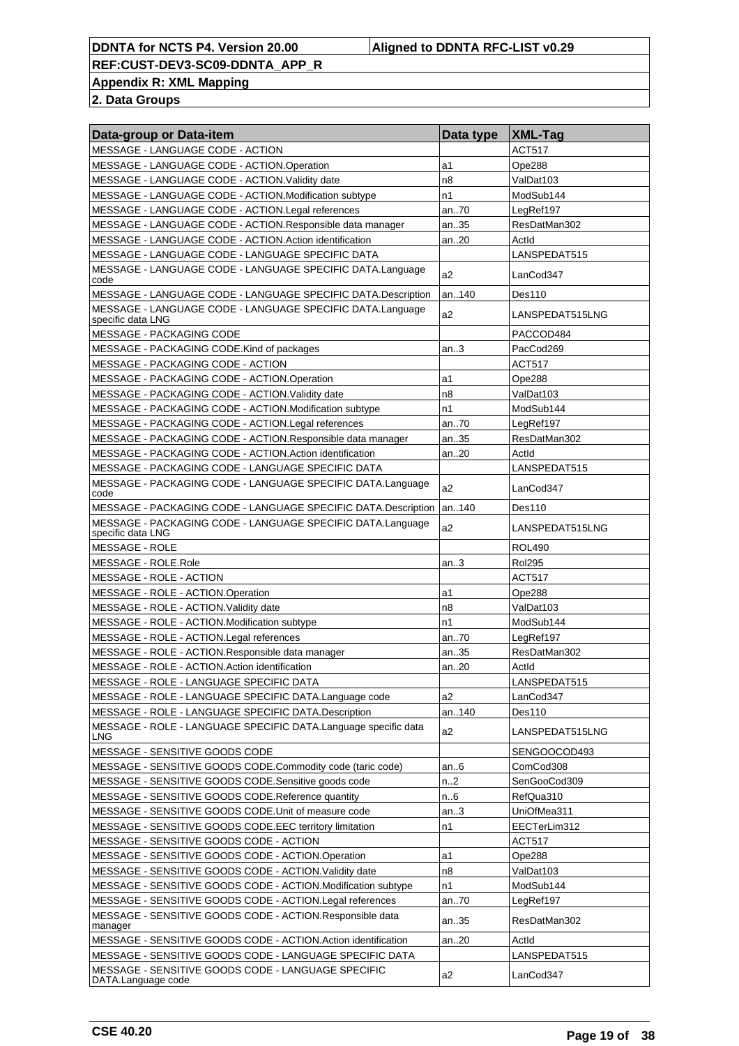| Data-group or Data-item | Data type | XML-Tag |
|---|---|---|
| MESSAGE - LANGUAGE CODE - ACTION | | ACT517 |
| MESSAGE - LANGUAGE CODE - ACTION.Operation | a1 | Ope288 |
| MESSAGE - LANGUAGE CODE - ACTION.Validity date | n8 | ValDat103 |
| MESSAGE - LANGUAGE CODE - ACTION.Modification subtype | n1 | ModSub144 |
| MESSAGE - LANGUAGE CODE - ACTION.Legal references | an..70 | LegRef197 |
| MESSAGE - LANGUAGE CODE - ACTION.Responsible data manager | an..35 | ResDatMan302 |
| MESSAGE - LANGUAGE CODE - ACTION.Action identification | an..20 | ActId |
| MESSAGE - LANGUAGE CODE - LANGUAGE SPECIFIC DATA | | LANSPEDAT515 |
| MESSAGE - LANGUAGE CODE - LANGUAGE SPECIFIC DATA.Language code | a2 | LanCod347 |
| MESSAGE - LANGUAGE CODE - LANGUAGE SPECIFIC DATA.Description | an..140 | Des110 |
| MESSAGE - LANGUAGE CODE - LANGUAGE SPECIFIC DATA.Language specific data LNG | a2 | LANSPEDAT515LNG |
| MESSAGE - PACKAGING CODE | | PACCOD484 |
| MESSAGE - PACKAGING CODE.Kind of packages | an..3 | PacCod269 |
| MESSAGE - PACKAGING CODE - ACTION | | ACT517 |
| MESSAGE - PACKAGING CODE - ACTION.Operation | a1 | Ope288 |
| MESSAGE - PACKAGING CODE - ACTION.Validity date | n8 | ValDat103 |
| MESSAGE - PACKAGING CODE - ACTION.Modification subtype | n1 | ModSub144 |
| MESSAGE - PACKAGING CODE - ACTION.Legal references | an..70 | LegRef197 |
| MESSAGE - PACKAGING CODE - ACTION.Responsible data manager | an..35 | ResDatMan302 |
| MESSAGE - PACKAGING CODE - ACTION.Action identification | an..20 | ActId |
| MESSAGE - PACKAGING CODE - LANGUAGE SPECIFIC DATA | | LANSPEDAT515 |
| MESSAGE - PACKAGING CODE - LANGUAGE SPECIFIC DATA.Language code | a2 | LanCod347 |
| MESSAGE - PACKAGING CODE - LANGUAGE SPECIFIC DATA.Description | an..140 | Des110 |
| MESSAGE - PACKAGING CODE - LANGUAGE SPECIFIC DATA.Language specific data LNG | a2 | LANSPEDAT515LNG |
| MESSAGE - ROLE | | ROL490 |
| MESSAGE - ROLE.Role | an..3 | Rol295 |
| MESSAGE - ROLE - ACTION | | ACT517 |
| MESSAGE - ROLE - ACTION.Operation | a1 | Ope288 |
| MESSAGE - ROLE - ACTION.Validity date | n8 | ValDat103 |
| MESSAGE - ROLE - ACTION.Modification subtype | n1 | ModSub144 |
| MESSAGE - ROLE - ACTION.Legal references | an..70 | LegRef197 |
| MESSAGE - ROLE - ACTION.Responsible data manager | an..35 | ResDatMan302 |
| MESSAGE - ROLE - ACTION.Action identification | an..20 | ActId |
| MESSAGE - ROLE - LANGUAGE SPECIFIC DATA | | LANSPEDAT515 |
| MESSAGE - ROLE - LANGUAGE SPECIFIC DATA.Language code | a2 | LanCod347 |
| MESSAGE - ROLE - LANGUAGE SPECIFIC DATA.Description | an..140 | Des110 |
| MESSAGE - ROLE - LANGUAGE SPECIFIC DATA.Language specific data LNG | a2 | LANSPEDAT515LNG |
| MESSAGE - SENSITIVE GOODS CODE | | SENGOOCOD493 |
| MESSAGE - SENSITIVE GOODS CODE.Commodity code (taric code) | an..6 | ComCod308 |
| MESSAGE - SENSITIVE GOODS CODE.Sensitive goods code | n..2 | SenGooCod309 |
| MESSAGE - SENSITIVE GOODS CODE.Reference quantity | n..6 | RefQua310 |
| MESSAGE - SENSITIVE GOODS CODE.Unit of measure code | an..3 | UniOfMea311 |
| MESSAGE - SENSITIVE GOODS CODE.EEC territory limitation | n1 | EECTerLim312 |
| MESSAGE - SENSITIVE GOODS CODE - ACTION | | ACT517 |
| MESSAGE - SENSITIVE GOODS CODE - ACTION.Operation | a1 | Ope288 |
| MESSAGE - SENSITIVE GOODS CODE - ACTION.Validity date | n8 | ValDat103 |
| MESSAGE - SENSITIVE GOODS CODE - ACTION.Modification subtype | n1 | ModSub144 |
| MESSAGE - SENSITIVE GOODS CODE - ACTION.Legal references | an..70 | LegRef197 |
| MESSAGE - SENSITIVE GOODS CODE - ACTION.Responsible data manager | an..35 | ResDatMan302 |
| MESSAGE - SENSITIVE GOODS CODE - ACTION.Action identification | an..20 | ActId |
| MESSAGE - SENSITIVE GOODS CODE - LANGUAGE SPECIFIC DATA | | LANSPEDAT515 |
| MESSAGE - SENSITIVE GOODS CODE - LANGUAGE SPECIFIC DATA.Language code | a2 | LanCod347 |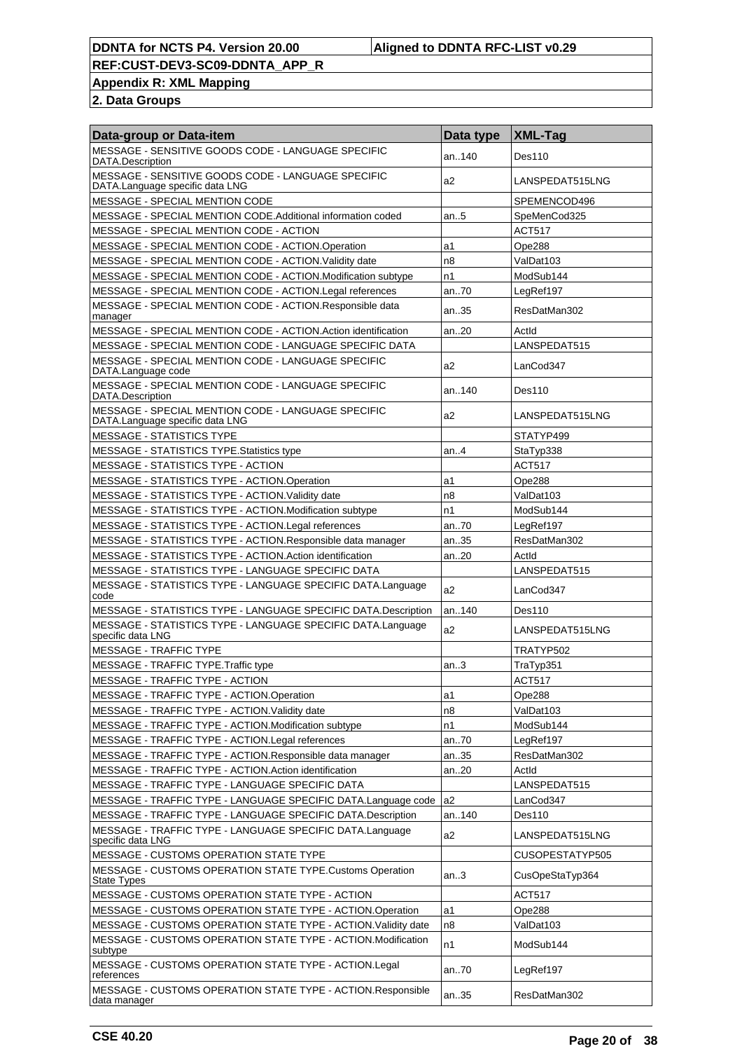| Data-group or Data-item | Data type | XML-Tag |
|---|---|---|
| MESSAGE - SENSITIVE GOODS CODE - LANGUAGE SPECIFIC DATA.Description | an..140 | Des110 |
| MESSAGE - SENSITIVE GOODS CODE - LANGUAGE SPECIFIC DATA.Language specific data LNG | a2 | LANSPEDAT515LNG |
| MESSAGE - SPECIAL MENTION CODE | | SPEMENCOD496 |
| MESSAGE - SPECIAL MENTION CODE.Additional information coded | an..5 | SpeMenCod325 |
| MESSAGE - SPECIAL MENTION CODE - ACTION | | ACT517 |
| MESSAGE - SPECIAL MENTION CODE - ACTION.Operation | a1 | Ope288 |
| MESSAGE - SPECIAL MENTION CODE - ACTION.Validity date | n8 | ValDat103 |
| MESSAGE - SPECIAL MENTION CODE - ACTION.Modification subtype | n1 | ModSub144 |
| MESSAGE - SPECIAL MENTION CODE - ACTION.Legal references | an..70 | LegRef197 |
| MESSAGE - SPECIAL MENTION CODE - ACTION.Responsible data manager | an..35 | ResDatMan302 |
| MESSAGE - SPECIAL MENTION CODE - ACTION.Action identification | an..20 | ActId |
| MESSAGE - SPECIAL MENTION CODE - LANGUAGE SPECIFIC DATA | | LANSPEDAT515 |
| MESSAGE - SPECIAL MENTION CODE - LANGUAGE SPECIFIC DATA.Language code | a2 | LanCod347 |
| MESSAGE - SPECIAL MENTION CODE - LANGUAGE SPECIFIC DATA.Description | an..140 | Des110 |
| MESSAGE - SPECIAL MENTION CODE - LANGUAGE SPECIFIC DATA.Language specific data LNG | a2 | LANSPEDAT515LNG |
| MESSAGE - STATISTICS TYPE | | STATYP499 |
| MESSAGE - STATISTICS TYPE.Statistics type | an..4 | StaTyp338 |
| MESSAGE - STATISTICS TYPE - ACTION | | ACT517 |
| MESSAGE - STATISTICS TYPE - ACTION.Operation | a1 | Ope288 |
| MESSAGE - STATISTICS TYPE - ACTION.Validity date | n8 | ValDat103 |
| MESSAGE - STATISTICS TYPE - ACTION.Modification subtype | n1 | ModSub144 |
| MESSAGE - STATISTICS TYPE - ACTION.Legal references | an..70 | LegRef197 |
| MESSAGE - STATISTICS TYPE - ACTION.Responsible data manager | an..35 | ResDatMan302 |
| MESSAGE - STATISTICS TYPE - ACTION.Action identification | an..20 | ActId |
| MESSAGE - STATISTICS TYPE - LANGUAGE SPECIFIC DATA | | LANSPEDAT515 |
| MESSAGE - STATISTICS TYPE - LANGUAGE SPECIFIC DATA.Language code | a2 | LanCod347 |
| MESSAGE - STATISTICS TYPE - LANGUAGE SPECIFIC DATA.Description | an..140 | Des110 |
| MESSAGE - STATISTICS TYPE - LANGUAGE SPECIFIC DATA.Language specific data LNG | a2 | LANSPEDAT515LNG |
| MESSAGE - TRAFFIC TYPE | | TRATYP502 |
| MESSAGE - TRAFFIC TYPE.Traffic type | an..3 | TraTyp351 |
| MESSAGE - TRAFFIC TYPE - ACTION | | ACT517 |
| MESSAGE - TRAFFIC TYPE - ACTION.Operation | a1 | Ope288 |
| MESSAGE - TRAFFIC TYPE - ACTION.Validity date | n8 | ValDat103 |
| MESSAGE - TRAFFIC TYPE - ACTION.Modification subtype | n1 | ModSub144 |
| MESSAGE - TRAFFIC TYPE - ACTION.Legal references | an..70 | LegRef197 |
| MESSAGE - TRAFFIC TYPE - ACTION.Responsible data manager | an..35 | ResDatMan302 |
| MESSAGE - TRAFFIC TYPE - ACTION.Action identification | an..20 | ActId |
| MESSAGE - TRAFFIC TYPE - LANGUAGE SPECIFIC DATA | | LANSPEDAT515 |
| MESSAGE - TRAFFIC TYPE - LANGUAGE SPECIFIC DATA.Language code | a2 | LanCod347 |
| MESSAGE - TRAFFIC TYPE - LANGUAGE SPECIFIC DATA.Description | an..140 | Des110 |
| MESSAGE - TRAFFIC TYPE - LANGUAGE SPECIFIC DATA.Language specific data LNG | a2 | LANSPEDAT515LNG |
| MESSAGE - CUSTOMS OPERATION STATE TYPE | | CUSOPESTATYP505 |
| MESSAGE - CUSTOMS OPERATION STATE TYPE.Customs Operation State Types | an..3 | CusOpeStaTyp364 |
| MESSAGE - CUSTOMS OPERATION STATE TYPE - ACTION | | ACT517 |
| MESSAGE - CUSTOMS OPERATION STATE TYPE - ACTION.Operation | a1 | Ope288 |
| MESSAGE - CUSTOMS OPERATION STATE TYPE - ACTION.Validity date | n8 | ValDat103 |
| MESSAGE - CUSTOMS OPERATION STATE TYPE - ACTION.Modification subtype | n1 | ModSub144 |
| MESSAGE - CUSTOMS OPERATION STATE TYPE - ACTION.Legal references | an..70 | LegRef197 |
| MESSAGE - CUSTOMS OPERATION STATE TYPE - ACTION.Responsible data manager | an..35 | ResDatMan302 |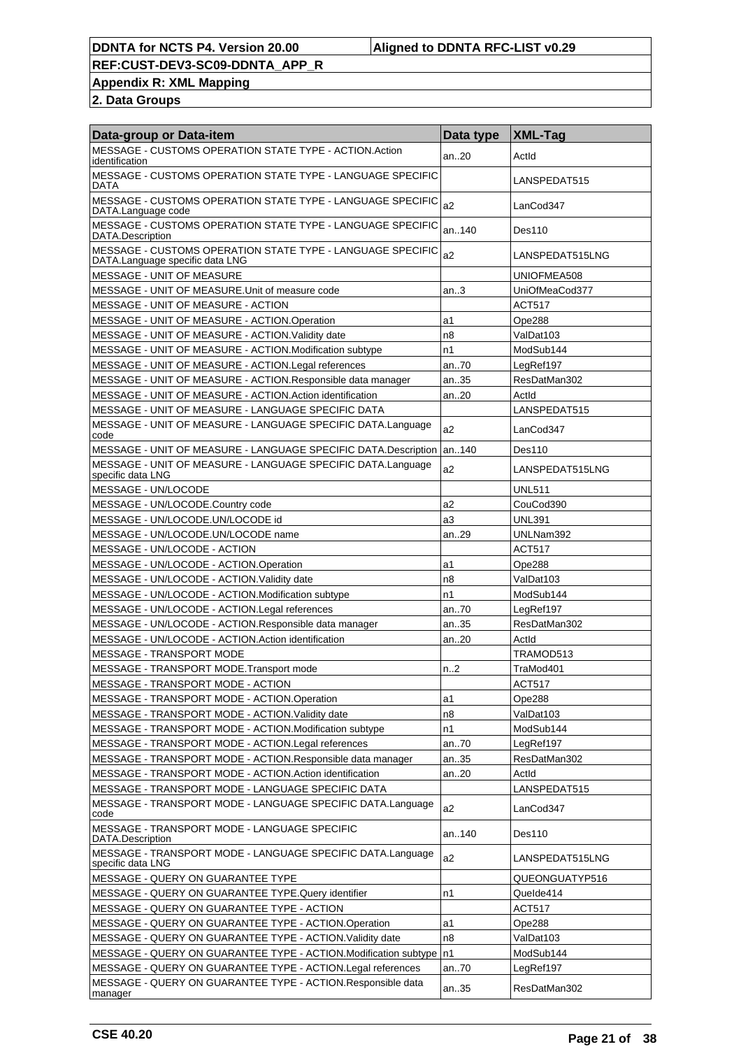| Data-group or Data-item | Data type | XML-Tag |
|---|---|---|
| MESSAGE - CUSTOMS OPERATION STATE TYPE - ACTION.Action identification | an..20 | ActId |
| MESSAGE - CUSTOMS OPERATION STATE TYPE - LANGUAGE SPECIFIC DATA | | LANSPEDAT515 |
| MESSAGE - CUSTOMS OPERATION STATE TYPE - LANGUAGE SPECIFIC DATA.Language code | a2 | LanCod347 |
| MESSAGE - CUSTOMS OPERATION STATE TYPE - LANGUAGE SPECIFIC DATA.Description | an..140 | Des110 |
| MESSAGE - CUSTOMS OPERATION STATE TYPE - LANGUAGE SPECIFIC DATA.Language specific data LNG | a2 | LANSPEDAT515LNG |
| MESSAGE - UNIT OF MEASURE | | UNIOFMEA508 |
| MESSAGE - UNIT OF MEASURE.Unit of measure code | an..3 | UniOfMeaCod377 |
| MESSAGE - UNIT OF MEASURE - ACTION | | ACT517 |
| MESSAGE - UNIT OF MEASURE - ACTION.Operation | a1 | Ope288 |
| MESSAGE - UNIT OF MEASURE - ACTION.Validity date | n8 | ValDat103 |
| MESSAGE - UNIT OF MEASURE - ACTION.Modification subtype | n1 | ModSub144 |
| MESSAGE - UNIT OF MEASURE - ACTION.Legal references | an..70 | LegRef197 |
| MESSAGE - UNIT OF MEASURE - ACTION.Responsible data manager | an..35 | ResDatMan302 |
| MESSAGE - UNIT OF MEASURE - ACTION.Action identification | an..20 | ActId |
| MESSAGE - UNIT OF MEASURE - LANGUAGE SPECIFIC DATA | | LANSPEDAT515 |
| MESSAGE - UNIT OF MEASURE - LANGUAGE SPECIFIC DATA.Language code | a2 | LanCod347 |
| MESSAGE - UNIT OF MEASURE - LANGUAGE SPECIFIC DATA.Description | an..140 | Des110 |
| MESSAGE - UNIT OF MEASURE - LANGUAGE SPECIFIC DATA.Language specific data LNG | a2 | LANSPEDAT515LNG |
| MESSAGE - UN/LOCODE | | UNL511 |
| MESSAGE - UN/LOCODE.Country code | a2 | CouCod390 |
| MESSAGE - UN/LOCODE.UN/LOCODE id | a3 | UNL391 |
| MESSAGE - UN/LOCODE.UN/LOCODE name | an..29 | UNLNam392 |
| MESSAGE - UN/LOCODE - ACTION | | ACT517 |
| MESSAGE - UN/LOCODE - ACTION.Operation | a1 | Ope288 |
| MESSAGE - UN/LOCODE - ACTION.Validity date | n8 | ValDat103 |
| MESSAGE - UN/LOCODE - ACTION.Modification subtype | n1 | ModSub144 |
| MESSAGE - UN/LOCODE - ACTION.Legal references | an..70 | LegRef197 |
| MESSAGE - UN/LOCODE - ACTION.Responsible data manager | an..35 | ResDatMan302 |
| MESSAGE - UN/LOCODE - ACTION.Action identification | an..20 | ActId |
| MESSAGE - TRANSPORT MODE | | TRAMOD513 |
| MESSAGE - TRANSPORT MODE.Transport mode | n..2 | TraMod401 |
| MESSAGE - TRANSPORT MODE - ACTION | | ACT517 |
| MESSAGE - TRANSPORT MODE - ACTION.Operation | a1 | Ope288 |
| MESSAGE - TRANSPORT MODE - ACTION.Validity date | n8 | ValDat103 |
| MESSAGE - TRANSPORT MODE - ACTION.Modification subtype | n1 | ModSub144 |
| MESSAGE - TRANSPORT MODE - ACTION.Legal references | an..70 | LegRef197 |
| MESSAGE - TRANSPORT MODE - ACTION.Responsible data manager | an..35 | ResDatMan302 |
| MESSAGE - TRANSPORT MODE - ACTION.Action identification | an..20 | ActId |
| MESSAGE - TRANSPORT MODE - LANGUAGE SPECIFIC DATA | | LANSPEDAT515 |
| MESSAGE - TRANSPORT MODE - LANGUAGE SPECIFIC DATA.Language code | a2 | LanCod347 |
| MESSAGE - TRANSPORT MODE - LANGUAGE SPECIFIC DATA.Description | an..140 | Des110 |
| MESSAGE - TRANSPORT MODE - LANGUAGE SPECIFIC DATA.Language specific data LNG | a2 | LANSPEDAT515LNG |
| MESSAGE - QUERY ON GUARANTEE TYPE | | QUEONGUATYP516 |
| MESSAGE - QUERY ON GUARANTEE TYPE.Query identifier | n1 | QueIde414 |
| MESSAGE - QUERY ON GUARANTEE TYPE - ACTION | | ACT517 |
| MESSAGE - QUERY ON GUARANTEE TYPE - ACTION.Operation | a1 | Ope288 |
| MESSAGE - QUERY ON GUARANTEE TYPE - ACTION.Validity date | n8 | ValDat103 |
| MESSAGE - QUERY ON GUARANTEE TYPE - ACTION.Modification subtype | n1 | ModSub144 |
| MESSAGE - QUERY ON GUARANTEE TYPE - ACTION.Legal references | an..70 | LegRef197 |
| MESSAGE - QUERY ON GUARANTEE TYPE - ACTION.Responsible data manager | an..35 | ResDatMan302 |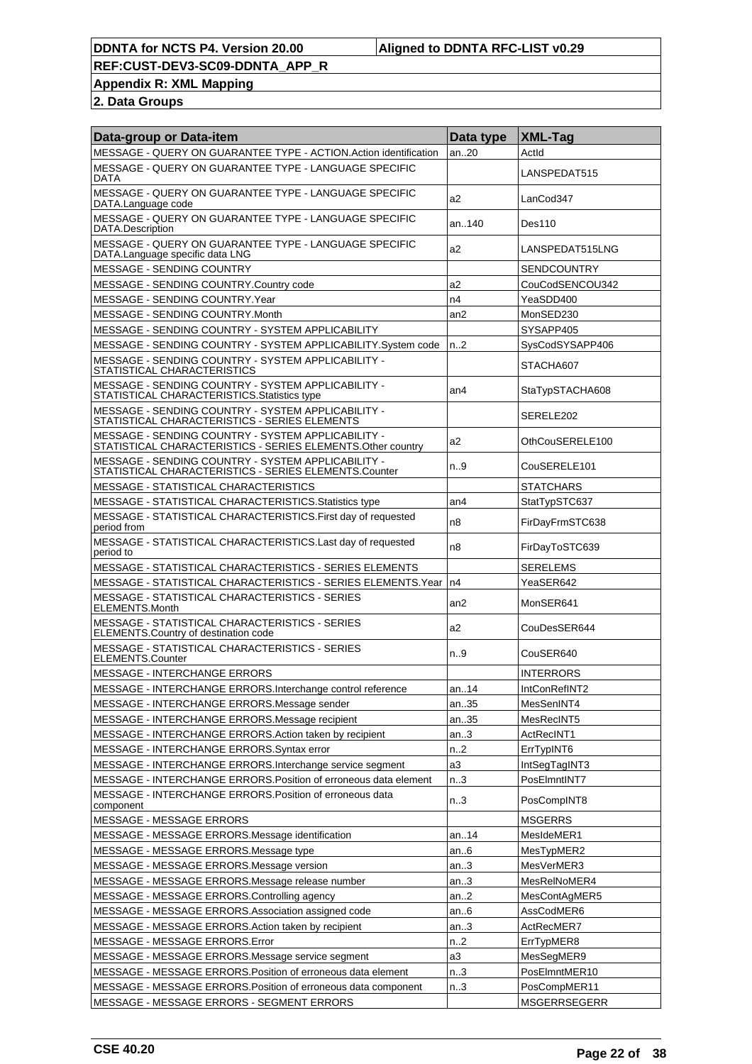**DDNTA for NCTS P4. Version 20.00** | **Aligned to DDNTA RFC-LIST v0.29**

**REF:CUST-DEV3-SC09-DDNTA_APP_R**

**Appendix R: XML Mapping**

**2. Data Groups**

| Data-group or Data-item | Data type | XML-Tag |
|---|---|---|
| MESSAGE - QUERY ON GUARANTEE TYPE - ACTION.Action identification | an..20 | ActId |
| MESSAGE - QUERY ON GUARANTEE TYPE - LANGUAGE SPECIFIC DATA | | LANSPEDAT515 |
| MESSAGE - QUERY ON GUARANTEE TYPE - LANGUAGE SPECIFIC DATA.Language code | a2 | LanCod347 |
| MESSAGE - QUERY ON GUARANTEE TYPE - LANGUAGE SPECIFIC DATA.Description | an..140 | Des110 |
| MESSAGE - QUERY ON GUARANTEE TYPE - LANGUAGE SPECIFIC DATA.Language specific data LNG | a2 | LANSPEDAT515LNG |
| MESSAGE - SENDING COUNTRY | | SENDCOUNTRY |
| MESSAGE - SENDING COUNTRY.Country code | a2 | CouCodSENCOU342 |
| MESSAGE - SENDING COUNTRY.Year | n4 | YeaSDD400 |
| MESSAGE - SENDING COUNTRY.Month | an2 | MonSED230 |
| MESSAGE - SENDING COUNTRY - SYSTEM APPLICABILITY | | SYSAPP405 |
| MESSAGE - SENDING COUNTRY - SYSTEM APPLICABILITY.System code | n..2 | SysCodSYSAPP406 |
| MESSAGE - SENDING COUNTRY - SYSTEM APPLICABILITY - STATISTICAL CHARACTERISTICS | | STACHA607 |
| MESSAGE - SENDING COUNTRY - SYSTEM APPLICABILITY - STATISTICAL CHARACTERISTICS.Statistics type | an4 | StaTypSTACHA608 |
| MESSAGE - SENDING COUNTRY - SYSTEM APPLICABILITY - STATISTICAL CHARACTERISTICS - SERIES ELEMENTS | | SERELE202 |
| MESSAGE - SENDING COUNTRY - SYSTEM APPLICABILITY - STATISTICAL CHARACTERISTICS - SERIES ELEMENTS.Other country | a2 | OthCouSERELE100 |
| MESSAGE - SENDING COUNTRY - SYSTEM APPLICABILITY - STATISTICAL CHARACTERISTICS - SERIES ELEMENTS.Counter | n..9 | CouSERELE101 |
| MESSAGE - STATISTICAL CHARACTERISTICS | | STATCHARS |
| MESSAGE - STATISTICAL CHARACTERISTICS.Statistics type | an4 | StatTypSTC637 |
| MESSAGE - STATISTICAL CHARACTERISTICS.First day of requested period from | n8 | FirDayFrmSTC638 |
| MESSAGE - STATISTICAL CHARACTERISTICS.Last day of requested period to | n8 | FirDayToSTC639 |
| MESSAGE - STATISTICAL CHARACTERISTICS - SERIES ELEMENTS | | SERELEMS |
| MESSAGE - STATISTICAL CHARACTERISTICS - SERIES ELEMENTS.Year | n4 | YeaSER642 |
| MESSAGE - STATISTICAL CHARACTERISTICS - SERIES ELEMENTS.Month | an2 | MonSER641 |
| MESSAGE - STATISTICAL CHARACTERISTICS - SERIES ELEMENTS.Country of destination code | a2 | CouDesSER644 |
| MESSAGE - STATISTICAL CHARACTERISTICS - SERIES ELEMENTS.Counter | n..9 | CouSER640 |
| MESSAGE - INTERCHANGE ERRORS | | INTERRORS |
| MESSAGE - INTERCHANGE ERRORS.Interchange control reference | an..14 | IntConRefINT2 |
| MESSAGE - INTERCHANGE ERRORS.Message sender | an..35 | MesSenINT4 |
| MESSAGE - INTERCHANGE ERRORS.Message recipient | an..35 | MesRecINT5 |
| MESSAGE - INTERCHANGE ERRORS.Action taken by recipient | an..3 | ActRecINT1 |
| MESSAGE - INTERCHANGE ERRORS.Syntax error | n..2 | ErrTypINT6 |
| MESSAGE - INTERCHANGE ERRORS.Interchange service segment | a3 | IntSegTagINT3 |
| MESSAGE - INTERCHANGE ERRORS.Position of erroneous data element | n..3 | PosElmntINT7 |
| MESSAGE - INTERCHANGE ERRORS.Position of erroneous data component | n..3 | PosCompINT8 |
| MESSAGE - MESSAGE ERRORS | | MSGERRS |
| MESSAGE - MESSAGE ERRORS.Message identification | an..14 | MesIdeMER1 |
| MESSAGE - MESSAGE ERRORS.Message type | an..6 | MesTypMER2 |
| MESSAGE - MESSAGE ERRORS.Message version | an..3 | MesVerMER3 |
| MESSAGE - MESSAGE ERRORS.Message release number | an..3 | MesRelNoMER4 |
| MESSAGE - MESSAGE ERRORS.Controlling agency | an..2 | MesContAgMER5 |
| MESSAGE - MESSAGE ERRORS.Association assigned code | an..6 | AssCodMER6 |
| MESSAGE - MESSAGE ERRORS.Action taken by recipient | an..3 | ActRecMER7 |
| MESSAGE - MESSAGE ERRORS.Error | n..2 | ErrTypMER8 |
| MESSAGE - MESSAGE ERRORS.Message service segment | a3 | MesSegMER9 |
| MESSAGE - MESSAGE ERRORS.Position of erroneous data element | n..3 | PosElmntMER10 |
| MESSAGE - MESSAGE ERRORS.Position of erroneous data component | n..3 | PosCompMER11 |
| MESSAGE - MESSAGE ERRORS - SEGMENT ERRORS | | MSGERRSEGERR |

**CSE 40.20**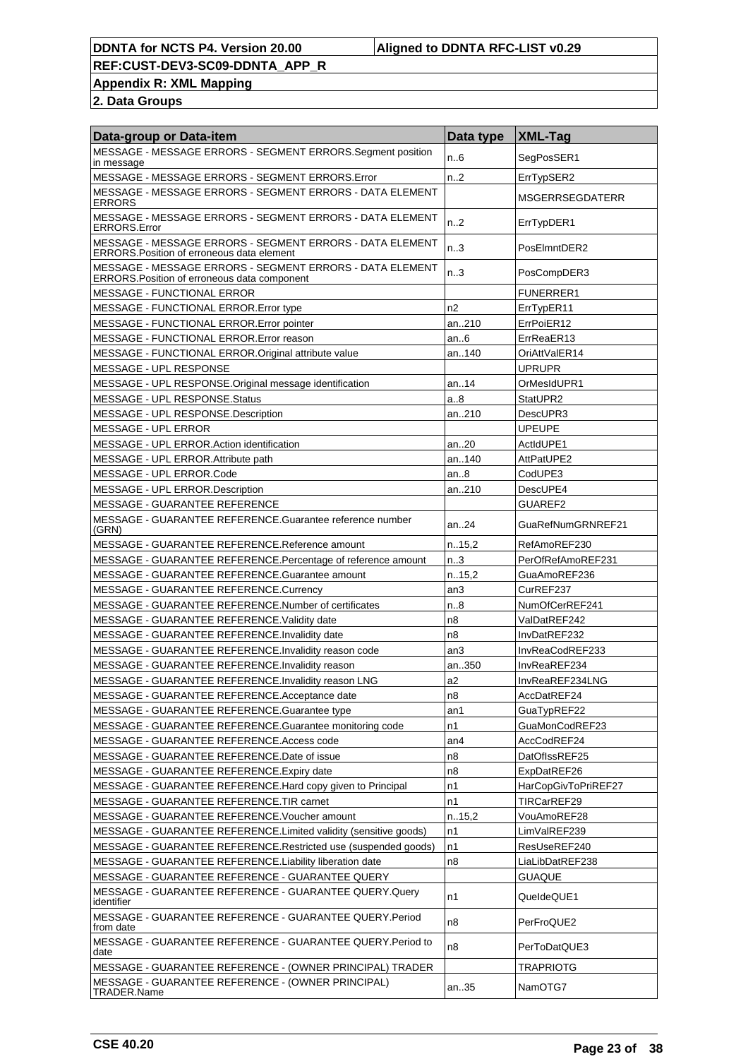| Data-group or Data-item | Data type | XML-Tag |
|---|---|---|
| MESSAGE - MESSAGE ERRORS - SEGMENT ERRORS.Segment position in message | n..6 | SegPosSER1 |
| MESSAGE - MESSAGE ERRORS - SEGMENT ERRORS.Error | n..2 | ErrTypSER2 |
| MESSAGE - MESSAGE ERRORS - SEGMENT ERRORS - DATA ELEMENT ERRORS | | MSGERRSEGDATERR |
| MESSAGE - MESSAGE ERRORS - SEGMENT ERRORS - DATA ELEMENT ERRORS.Error | n..2 | ErrTypDER1 |
| MESSAGE - MESSAGE ERRORS - SEGMENT ERRORS - DATA ELEMENT ERRORS.Position of erroneous data element | n..3 | PosElmntDER2 |
| MESSAGE - MESSAGE ERRORS - SEGMENT ERRORS - DATA ELEMENT ERRORS.Position of erroneous data component | n..3 | PosCompDER3 |
| MESSAGE - FUNCTIONAL ERROR | | FUNERRER1 |
| MESSAGE - FUNCTIONAL ERROR.Error type | n2 | ErrTypER11 |
| MESSAGE - FUNCTIONAL ERROR.Error pointer | an..210 | ErrPoiER12 |
| MESSAGE - FUNCTIONAL ERROR.Error reason | an..6 | ErrReaER13 |
| MESSAGE - FUNCTIONAL ERROR.Original attribute value | an..140 | OriAttValER14 |
| MESSAGE - UPL RESPONSE | | UPRUPR |
| MESSAGE - UPL RESPONSE.Original message identification | an..14 | OrMesIdUPR1 |
| MESSAGE - UPL RESPONSE.Status | a..8 | StatUPR2 |
| MESSAGE - UPL RESPONSE.Description | an..210 | DescUPR3 |
| MESSAGE - UPL ERROR | | UPEUPE |
| MESSAGE - UPL ERROR.Action identification | an..20 | ActIdUPE1 |
| MESSAGE - UPL ERROR.Attribute path | an..140 | AttPatUPE2 |
| MESSAGE - UPL ERROR.Code | an..8 | CodUPE3 |
| MESSAGE - UPL ERROR.Description | an..210 | DescUPE4 |
| MESSAGE - GUARANTEE REFERENCE | | GUAREF2 |
| MESSAGE - GUARANTEE REFERENCE.Guarantee reference number (GRN) | an..24 | GuaRefNumGRNREF21 |
| MESSAGE - GUARANTEE REFERENCE.Reference amount | n..15,2 | RefAmoREF230 |
| MESSAGE - GUARANTEE REFERENCE.Percentage of reference amount | n..3 | PerOfRefAmoREF231 |
| MESSAGE - GUARANTEE REFERENCE.Guarantee amount | n..15,2 | GuaAmoREF236 |
| MESSAGE - GUARANTEE REFERENCE.Currency | an3 | CurREF237 |
| MESSAGE - GUARANTEE REFERENCE.Number of certificates | n..8 | NumOfCerREF241 |
| MESSAGE - GUARANTEE REFERENCE.Validity date | n8 | ValDatREF242 |
| MESSAGE - GUARANTEE REFERENCE.Invalidity date | n8 | InvDatREF232 |
| MESSAGE - GUARANTEE REFERENCE.Invalidity reason code | an3 | InvReaCodREF233 |
| MESSAGE - GUARANTEE REFERENCE.Invalidity reason | an..350 | InvReaREF234 |
| MESSAGE - GUARANTEE REFERENCE.Invalidity reason LNG | a2 | InvReaREF234LNG |
| MESSAGE - GUARANTEE REFERENCE.Acceptance date | n8 | AccDatREF24 |
| MESSAGE - GUARANTEE REFERENCE.Guarantee type | an1 | GuaTypREF22 |
| MESSAGE - GUARANTEE REFERENCE.Guarantee monitoring code | n1 | GuaMonCodREF23 |
| MESSAGE - GUARANTEE REFERENCE.Access code | an4 | AccCodREF24 |
| MESSAGE - GUARANTEE REFERENCE.Date of issue | n8 | DatOfIssREF25 |
| MESSAGE - GUARANTEE REFERENCE.Expiry date | n8 | ExpDatREF26 |
| MESSAGE - GUARANTEE REFERENCE.Hard copy given to Principal | n1 | HarCopGivToPriREF27 |
| MESSAGE - GUARANTEE REFERENCE.TIR carnet | n1 | TIRCarREF29 |
| MESSAGE - GUARANTEE REFERENCE.Voucher amount | n..15,2 | VouAmoREF28 |
| MESSAGE - GUARANTEE REFERENCE.Limited validity (sensitive goods) | n1 | LimValREF239 |
| MESSAGE - GUARANTEE REFERENCE.Restricted use (suspended goods) | n1 | ResUseREF240 |
| MESSAGE - GUARANTEE REFERENCE.Liability liberation date | n8 | LiaLibDatREF238 |
| MESSAGE - GUARANTEE REFERENCE - GUARANTEE QUERY | | GUAQUE |
| MESSAGE - GUARANTEE REFERENCE - GUARANTEE QUERY.Query identifier | n1 | QueIdeQUE1 |
| MESSAGE - GUARANTEE REFERENCE - GUARANTEE QUERY.Period from date | n8 | PerFroQUE2 |
| MESSAGE - GUARANTEE REFERENCE - GUARANTEE QUERY.Period to date | n8 | PerToDatQUE3 |
| MESSAGE - GUARANTEE REFERENCE - (OWNER PRINCIPAL) TRADER | | TRAPRIOTG |
| MESSAGE - GUARANTEE REFERENCE - (OWNER PRINCIPAL) TRADER.Name | an..35 | NamOTG7 |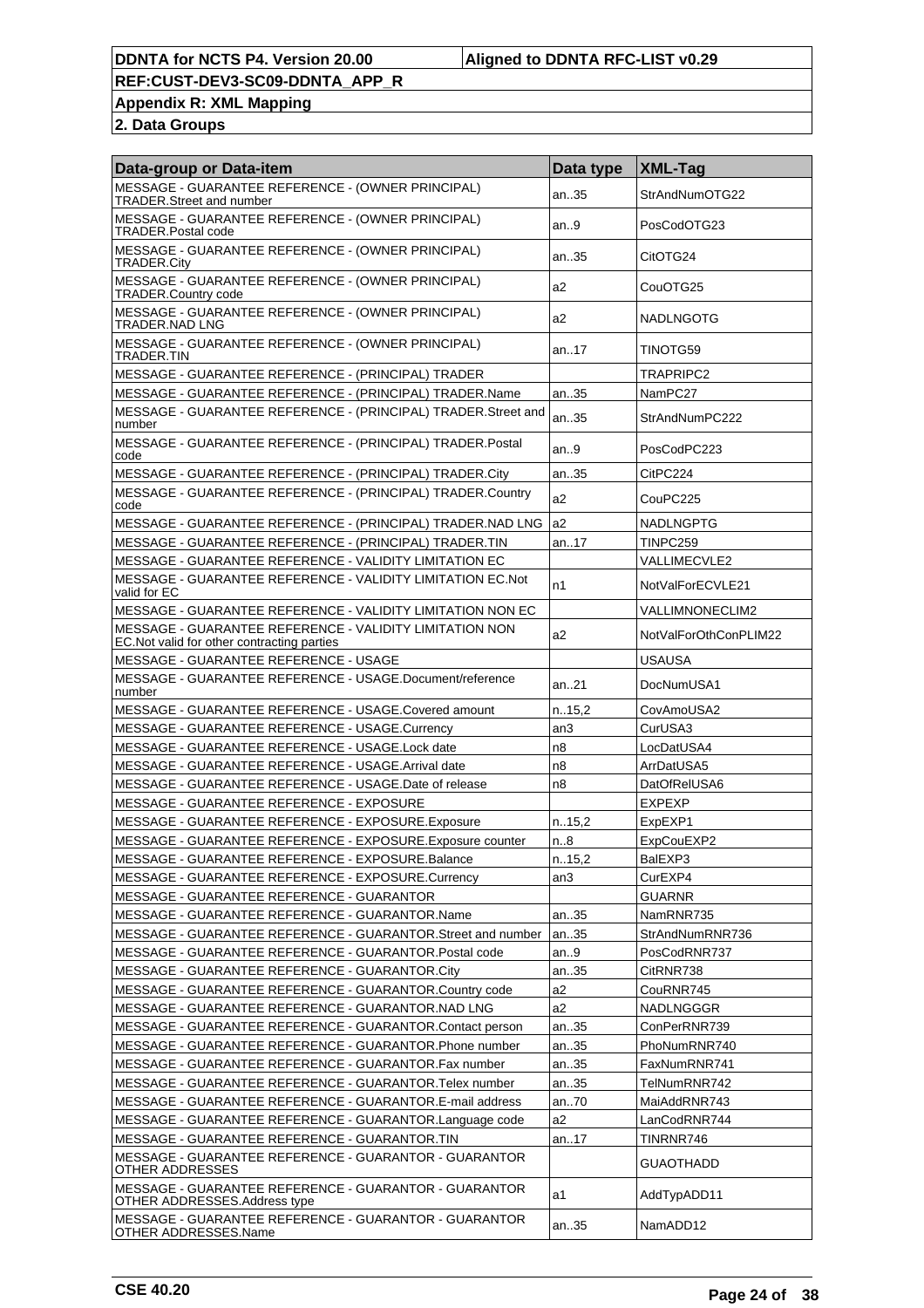| Data-group or Data-item | Data type | XML-Tag |
|---|---|---|
| MESSAGE - GUARANTEE REFERENCE - (OWNER PRINCIPAL) TRADER.Street and number | an..35 | StrAndNumOTG22 |
| MESSAGE - GUARANTEE REFERENCE - (OWNER PRINCIPAL) TRADER.Postal code | an..9 | PosCodOTG23 |
| MESSAGE - GUARANTEE REFERENCE - (OWNER PRINCIPAL) TRADER.City | an..35 | CitOTG24 |
| MESSAGE - GUARANTEE REFERENCE - (OWNER PRINCIPAL) TRADER.Country code | a2 | CouOTG25 |
| MESSAGE - GUARANTEE REFERENCE - (OWNER PRINCIPAL) TRADER.NAD LNG | a2 | NADLNGOTG |
| MESSAGE - GUARANTEE REFERENCE - (OWNER PRINCIPAL) TRADER.TIN | an..17 | TINOTG59 |
| MESSAGE - GUARANTEE REFERENCE - (PRINCIPAL) TRADER | | TRAPRIPC2 |
| MESSAGE - GUARANTEE REFERENCE - (PRINCIPAL) TRADER.Name | an..35 | NamPC27 |
| MESSAGE - GUARANTEE REFERENCE - (PRINCIPAL) TRADER.Street and number | an..35 | StrAndNumPC222 |
| MESSAGE - GUARANTEE REFERENCE - (PRINCIPAL) TRADER.Postal code | an..9 | PosCodPC223 |
| MESSAGE - GUARANTEE REFERENCE - (PRINCIPAL) TRADER.City | an..35 | CitPC224 |
| MESSAGE - GUARANTEE REFERENCE - (PRINCIPAL) TRADER.Country code | a2 | CouPC225 |
| MESSAGE - GUARANTEE REFERENCE - (PRINCIPAL) TRADER.NAD LNG | a2 | NADLNGPTG |
| MESSAGE - GUARANTEE REFERENCE - (PRINCIPAL) TRADER.TIN | an..17 | TINPC259 |
| MESSAGE - GUARANTEE REFERENCE - VALIDITY LIMITATION EC | | VALLIMECVLE2 |
| MESSAGE - GUARANTEE REFERENCE - VALIDITY LIMITATION EC.Not valid for EC | n1 | NotValForECVLE21 |
| MESSAGE - GUARANTEE REFERENCE - VALIDITY LIMITATION NON EC | | VALLIMNONECLIM2 |
| MESSAGE - GUARANTEE REFERENCE - VALIDITY LIMITATION NON EC.Not valid for other contracting parties | a2 | NotValForOthConPLIM22 |
| MESSAGE - GUARANTEE REFERENCE - USAGE | | USAUSA |
| MESSAGE - GUARANTEE REFERENCE - USAGE.Document/reference number | an..21 | DocNumUSA1 |
| MESSAGE - GUARANTEE REFERENCE - USAGE.Covered amount | n..15,2 | CovAmoUSA2 |
| MESSAGE - GUARANTEE REFERENCE - USAGE.Currency | an3 | CurUSA3 |
| MESSAGE - GUARANTEE REFERENCE - USAGE.Lock date | n8 | LocDatUSA4 |
| MESSAGE - GUARANTEE REFERENCE - USAGE.Arrival date | n8 | ArrDatUSA5 |
| MESSAGE - GUARANTEE REFERENCE - USAGE.Date of release | n8 | DatOfRelUSA6 |
| MESSAGE - GUARANTEE REFERENCE - EXPOSURE | | EXPEXP |
| MESSAGE - GUARANTEE REFERENCE - EXPOSURE.Exposure | n..15,2 | ExpEXP1 |
| MESSAGE - GUARANTEE REFERENCE - EXPOSURE.Exposure counter | n..8 | ExpCouEXP2 |
| MESSAGE - GUARANTEE REFERENCE - EXPOSURE.Balance | n..15,2 | BalEXP3 |
| MESSAGE - GUARANTEE REFERENCE - EXPOSURE.Currency | an3 | CurEXP4 |
| MESSAGE - GUARANTEE REFERENCE - GUARANTOR | | GUARNR |
| MESSAGE - GUARANTEE REFERENCE - GUARANTOR.Name | an..35 | NamRNR735 |
| MESSAGE - GUARANTEE REFERENCE - GUARANTOR.Street and number | an..35 | StrAndNumRNR736 |
| MESSAGE - GUARANTEE REFERENCE - GUARANTOR.Postal code | an..9 | PosCodRNR737 |
| MESSAGE - GUARANTEE REFERENCE - GUARANTOR.City | an..35 | CitRNR738 |
| MESSAGE - GUARANTEE REFERENCE - GUARANTOR.Country code | a2 | CouRNR745 |
| MESSAGE - GUARANTEE REFERENCE - GUARANTOR.NAD LNG | a2 | NADLNGGGR |
| MESSAGE - GUARANTEE REFERENCE - GUARANTOR.Contact person | an..35 | ConPerRNR739 |
| MESSAGE - GUARANTEE REFERENCE - GUARANTOR.Phone number | an..35 | PhoNumRNR740 |
| MESSAGE - GUARANTEE REFERENCE - GUARANTOR.Fax number | an..35 | FaxNumRNR741 |
| MESSAGE - GUARANTEE REFERENCE - GUARANTOR.Telex number | an..35 | TelNumRNR742 |
| MESSAGE - GUARANTEE REFERENCE - GUARANTOR.E-mail address | an..70 | MaiAddRNR743 |
| MESSAGE - GUARANTEE REFERENCE - GUARANTOR.Language code | a2 | LanCodRNR744 |
| MESSAGE - GUARANTEE REFERENCE - GUARANTOR.TIN | an..17 | TINRNR746 |
| MESSAGE - GUARANTEE REFERENCE - GUARANTOR - GUARANTOR OTHER ADDRESSES | | GUAOTHADD |
| MESSAGE - GUARANTEE REFERENCE - GUARANTOR - GUARANTOR OTHER ADDRESSES.Address type | a1 | AddTypADD11 |
| MESSAGE - GUARANTEE REFERENCE - GUARANTOR - GUARANTOR OTHER ADDRESSES.Name | an..35 | NamADD12 |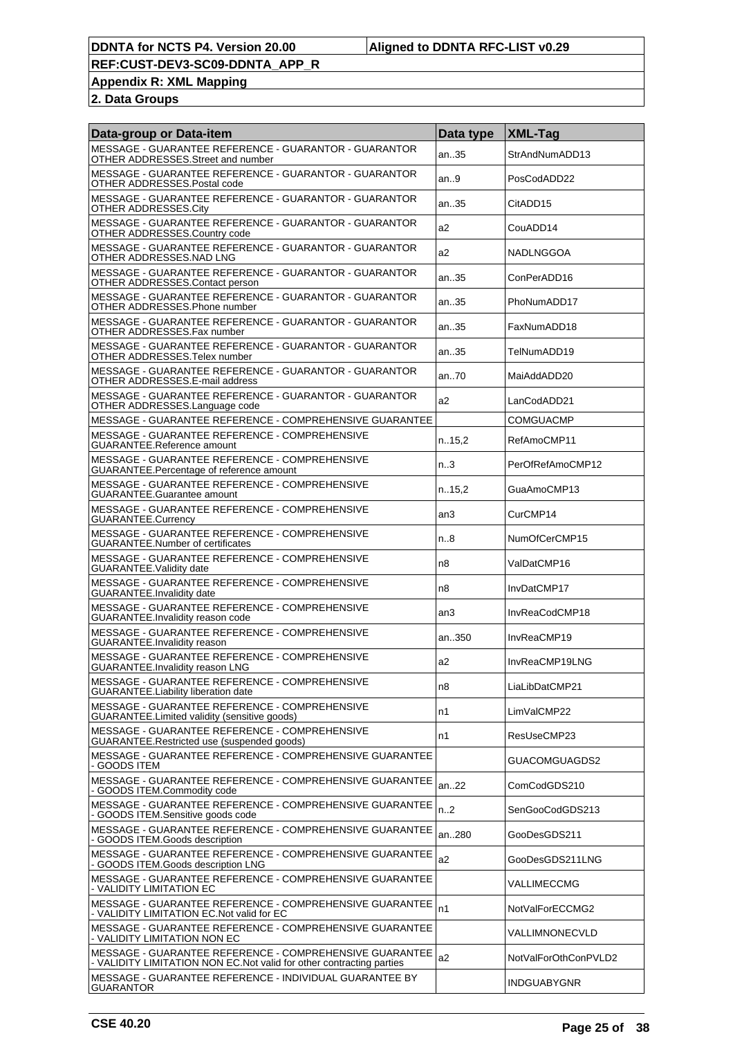| Data-group or Data-item | Data type | XML-Tag |
| --- | --- | --- |
| MESSAGE - GUARANTEE REFERENCE - GUARANTOR - GUARANTOR OTHER ADDRESSES.Street and number | an..35 | StrAndNumADD13 |
| MESSAGE - GUARANTEE REFERENCE - GUARANTOR - GUARANTOR OTHER ADDRESSES.Postal code | an..9 | PosCodADD22 |
| MESSAGE - GUARANTEE REFERENCE - GUARANTOR - GUARANTOR OTHER ADDRESSES.City | an..35 | CitADD15 |
| MESSAGE - GUARANTEE REFERENCE - GUARANTOR - GUARANTOR OTHER ADDRESSES.Country code | a2 | CouADD14 |
| MESSAGE - GUARANTEE REFERENCE - GUARANTOR - GUARANTOR OTHER ADDRESSES.NAD LNG | a2 | NADLNGGOA |
| MESSAGE - GUARANTEE REFERENCE - GUARANTOR - GUARANTOR OTHER ADDRESSES.Contact person | an..35 | ConPerADD16 |
| MESSAGE - GUARANTEE REFERENCE - GUARANTOR - GUARANTOR OTHER ADDRESSES.Phone number | an..35 | PhoNumADD17 |
| MESSAGE - GUARANTEE REFERENCE - GUARANTOR - GUARANTOR OTHER ADDRESSES.Fax number | an..35 | FaxNumADD18 |
| MESSAGE - GUARANTEE REFERENCE - GUARANTOR - GUARANTOR OTHER ADDRESSES.Telex number | an..35 | TelNumADD19 |
| MESSAGE - GUARANTEE REFERENCE - GUARANTOR - GUARANTOR OTHER ADDRESSES.E-mail address | an..70 | MaiAddADD20 |
| MESSAGE - GUARANTEE REFERENCE - GUARANTOR - GUARANTOR OTHER ADDRESSES.Language code | a2 | LanCodADD21 |
| MESSAGE - GUARANTEE REFERENCE - COMPREHENSIVE GUARANTEE | | COMGUACMP |
| MESSAGE - GUARANTEE REFERENCE - COMPREHENSIVE GUARANTEE.Reference amount | n..15,2 | RefAmoCMP11 |
| MESSAGE - GUARANTEE REFERENCE - COMPREHENSIVE GUARANTEE.Percentage of reference amount | n..3 | PerOfRefAmoCMP12 |
| MESSAGE - GUARANTEE REFERENCE - COMPREHENSIVE GUARANTEE.Guarantee amount | n..15,2 | GuaAmoCMP13 |
| MESSAGE - GUARANTEE REFERENCE - COMPREHENSIVE GUARANTEE.Currency | an3 | CurCMP14 |
| MESSAGE - GUARANTEE REFERENCE - COMPREHENSIVE GUARANTEE.Number of certificates | n..8 | NumOfCerCMP15 |
| MESSAGE - GUARANTEE REFERENCE - COMPREHENSIVE GUARANTEE.Validity date | n8 | ValDatCMP16 |
| MESSAGE - GUARANTEE REFERENCE - COMPREHENSIVE GUARANTEE.Invalidity date | n8 | InvDatCMP17 |
| MESSAGE - GUARANTEE REFERENCE - COMPREHENSIVE GUARANTEE.Invalidity reason code | an3 | InvReaCodCMP18 |
| MESSAGE - GUARANTEE REFERENCE - COMPREHENSIVE GUARANTEE.Invalidity reason | an..350 | InvReaCMP19 |
| MESSAGE - GUARANTEE REFERENCE - COMPREHENSIVE GUARANTEE.Invalidity reason LNG | a2 | InvReaCMP19LNG |
| MESSAGE - GUARANTEE REFERENCE - COMPREHENSIVE GUARANTEE.Liability liberation date | n8 | LiaLibDatCMP21 |
| MESSAGE - GUARANTEE REFERENCE - COMPREHENSIVE GUARANTEE.Limited validity (sensitive goods) | n1 | LimValCMP22 |
| MESSAGE - GUARANTEE REFERENCE - COMPREHENSIVE GUARANTEE.Restricted use (suspended goods) | n1 | ResUseCMP23 |
| MESSAGE - GUARANTEE REFERENCE - COMPREHENSIVE GUARANTEE - GOODS ITEM | | GUACOMGUAGDS2 |
| MESSAGE - GUARANTEE REFERENCE - COMPREHENSIVE GUARANTEE - GOODS ITEM.Commodity code | an..22 | ComCodGDS210 |
| MESSAGE - GUARANTEE REFERENCE - COMPREHENSIVE GUARANTEE - GOODS ITEM.Sensitive goods code | n..2 | SenGooCodGDS213 |
| MESSAGE - GUARANTEE REFERENCE - COMPREHENSIVE GUARANTEE - GOODS ITEM.Goods description | an..280 | GooDesGDS211 |
| MESSAGE - GUARANTEE REFERENCE - COMPREHENSIVE GUARANTEE - GOODS ITEM.Goods description LNG | a2 | GooDesGDS211LNG |
| MESSAGE - GUARANTEE REFERENCE - COMPREHENSIVE GUARANTEE - VALIDITY LIMITATION EC | | VALLIMECCMG |
| MESSAGE - GUARANTEE REFERENCE - COMPREHENSIVE GUARANTEE - VALIDITY LIMITATION EC.Not valid for EC | n1 | NotValForECCMG2 |
| MESSAGE - GUARANTEE REFERENCE - COMPREHENSIVE GUARANTEE - VALIDITY LIMITATION NON EC | | VALLIMNONECVLD |
| MESSAGE - GUARANTEE REFERENCE - COMPREHENSIVE GUARANTEE - VALIDITY LIMITATION NON EC.Not valid for other contracting parties | a2 | NotValForOthConPVLD2 |
| MESSAGE - GUARANTEE REFERENCE - INDIVIDUAL GUARANTEE BY GUARANTOR | | INDGUABYGNR |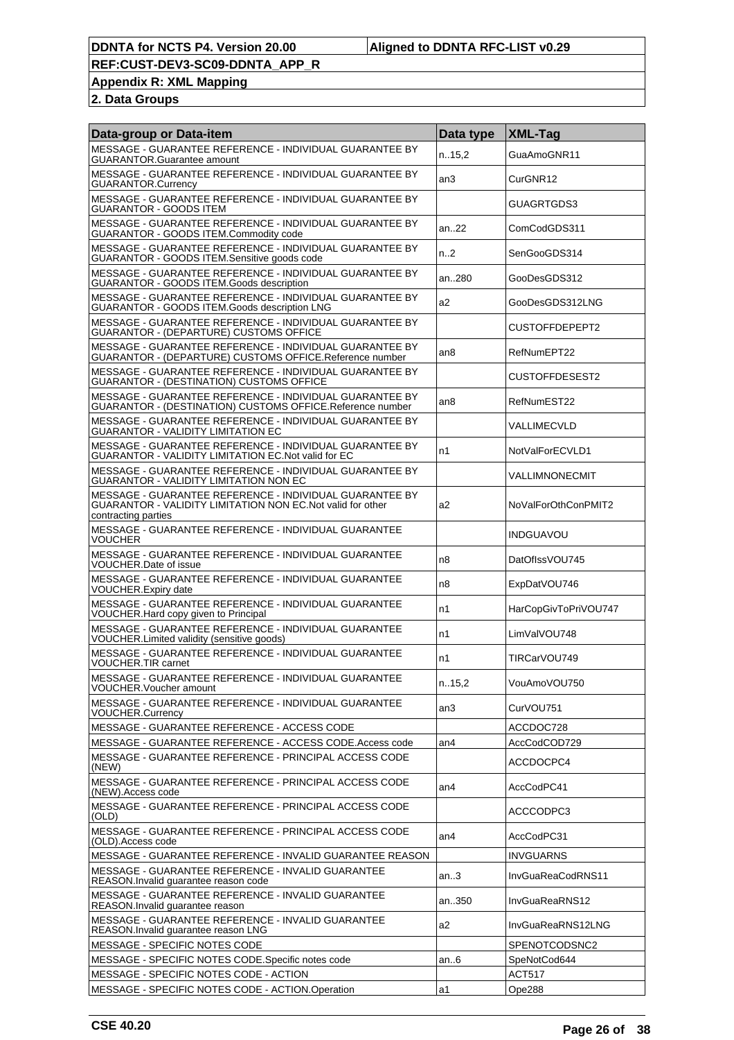| Data-group or Data-item | Data type | XML-Tag |
|---|---|---|
| MESSAGE - GUARANTEE REFERENCE - INDIVIDUAL GUARANTEE BY GUARANTOR.Guarantee amount | n..15,2 | GuaAmoGNR11 |
| MESSAGE - GUARANTEE REFERENCE - INDIVIDUAL GUARANTEE BY GUARANTOR.Currency | an3 | CurGNR12 |
| MESSAGE - GUARANTEE REFERENCE - INDIVIDUAL GUARANTEE BY GUARANTOR - GOODS ITEM | | GUAGRTGDS3 |
| MESSAGE - GUARANTEE REFERENCE - INDIVIDUAL GUARANTEE BY GUARANTOR - GOODS ITEM.Commodity code | an..22 | ComCodGDS311 |
| MESSAGE - GUARANTEE REFERENCE - INDIVIDUAL GUARANTEE BY GUARANTOR - GOODS ITEM.Sensitive goods code | n..2 | SenGooGDS314 |
| MESSAGE - GUARANTEE REFERENCE - INDIVIDUAL GUARANTEE BY GUARANTOR - GOODS ITEM.Goods description | an..280 | GooDesGDS312 |
| MESSAGE - GUARANTEE REFERENCE - INDIVIDUAL GUARANTEE BY GUARANTOR - GOODS ITEM.Goods description LNG | a2 | GooDesGDS312LNG |
| MESSAGE - GUARANTEE REFERENCE - INDIVIDUAL GUARANTEE BY GUARANTOR - (DEPARTURE) CUSTOMS OFFICE | | CUSTOFFDEPEPT2 |
| MESSAGE - GUARANTEE REFERENCE - INDIVIDUAL GUARANTEE BY GUARANTOR - (DEPARTURE) CUSTOMS OFFICE.Reference number | an8 | RefNumEPT22 |
| MESSAGE - GUARANTEE REFERENCE - INDIVIDUAL GUARANTEE BY GUARANTOR - (DESTINATION) CUSTOMS OFFICE | | CUSTOFFDESEST2 |
| MESSAGE - GUARANTEE REFERENCE - INDIVIDUAL GUARANTEE BY GUARANTOR - (DESTINATION) CUSTOMS OFFICE.Reference number | an8 | RefNumEST22 |
| MESSAGE - GUARANTEE REFERENCE - INDIVIDUAL GUARANTEE BY GUARANTOR - VALIDITY LIMITATION EC | | VALLIMECVLD |
| MESSAGE - GUARANTEE REFERENCE - INDIVIDUAL GUARANTEE BY GUARANTOR - VALIDITY LIMITATION EC.Not valid for EC | n1 | NotValForECVLD1 |
| MESSAGE - GUARANTEE REFERENCE - INDIVIDUAL GUARANTEE BY GUARANTOR - VALIDITY LIMITATION NON EC | | VALLIMNONECMIT |
| MESSAGE - GUARANTEE REFERENCE - INDIVIDUAL GUARANTEE BY GUARANTOR - VALIDITY LIMITATION NON EC.Not valid for other contracting parties | a2 | NoValForOthConPMIT2 |
| MESSAGE - GUARANTEE REFERENCE - INDIVIDUAL GUARANTEE VOUCHER | | INDGUAVOU |
| MESSAGE - GUARANTEE REFERENCE - INDIVIDUAL GUARANTEE VOUCHER.Date of issue | n8 | DatOfIssVOU745 |
| MESSAGE - GUARANTEE REFERENCE - INDIVIDUAL GUARANTEE VOUCHER.Expiry date | n8 | ExpDatVOU746 |
| MESSAGE - GUARANTEE REFERENCE - INDIVIDUAL GUARANTEE VOUCHER.Hard copy given to Principal | n1 | HarCopGivToPriVOU747 |
| MESSAGE - GUARANTEE REFERENCE - INDIVIDUAL GUARANTEE VOUCHER.Limited validity (sensitive goods) | n1 | LimValVOU748 |
| MESSAGE - GUARANTEE REFERENCE - INDIVIDUAL GUARANTEE VOUCHER.TIR carnet | n1 | TIRCarVOU749 |
| MESSAGE - GUARANTEE REFERENCE - INDIVIDUAL GUARANTEE VOUCHER.Voucher amount | n..15,2 | VouAmoVOU750 |
| MESSAGE - GUARANTEE REFERENCE - INDIVIDUAL GUARANTEE VOUCHER.Currency | an3 | CurVOU751 |
| MESSAGE - GUARANTEE REFERENCE - ACCESS CODE | | ACCDOC728 |
| MESSAGE - GUARANTEE REFERENCE - ACCESS CODE.Access code | an4 | AccCodCOD729 |
| MESSAGE - GUARANTEE REFERENCE - PRINCIPAL ACCESS CODE (NEW) | | ACCDOCPC4 |
| MESSAGE - GUARANTEE REFERENCE - PRINCIPAL ACCESS CODE (NEW).Access code | an4 | AccCodPC41 |
| MESSAGE - GUARANTEE REFERENCE - PRINCIPAL ACCESS CODE (OLD) | | ACCCODPC3 |
| MESSAGE - GUARANTEE REFERENCE - PRINCIPAL ACCESS CODE (OLD).Access code | an4 | AccCodPC31 |
| MESSAGE - GUARANTEE REFERENCE - INVALID GUARANTEE REASON | | INVGUARNS |
| MESSAGE - GUARANTEE REFERENCE - INVALID GUARANTEE REASON.Invalid guarantee reason code | an..3 | InvGuaReaCodRNS11 |
| MESSAGE - GUARANTEE REFERENCE - INVALID GUARANTEE REASON.Invalid guarantee reason | an..350 | InvGuaReaRNS12 |
| MESSAGE - GUARANTEE REFERENCE - INVALID GUARANTEE REASON.Invalid guarantee reason LNG | a2 | InvGuaReaRNS12LNG |
| MESSAGE - SPECIFIC NOTES CODE | | SPENOTCODSNC2 |
| MESSAGE - SPECIFIC NOTES CODE.Specific notes code | an..6 | SpeNotCod644 |
| MESSAGE - SPECIFIC NOTES CODE - ACTION | | ACT517 |
| MESSAGE - SPECIFIC NOTES CODE - ACTION.Operation | a1 | Ope288 |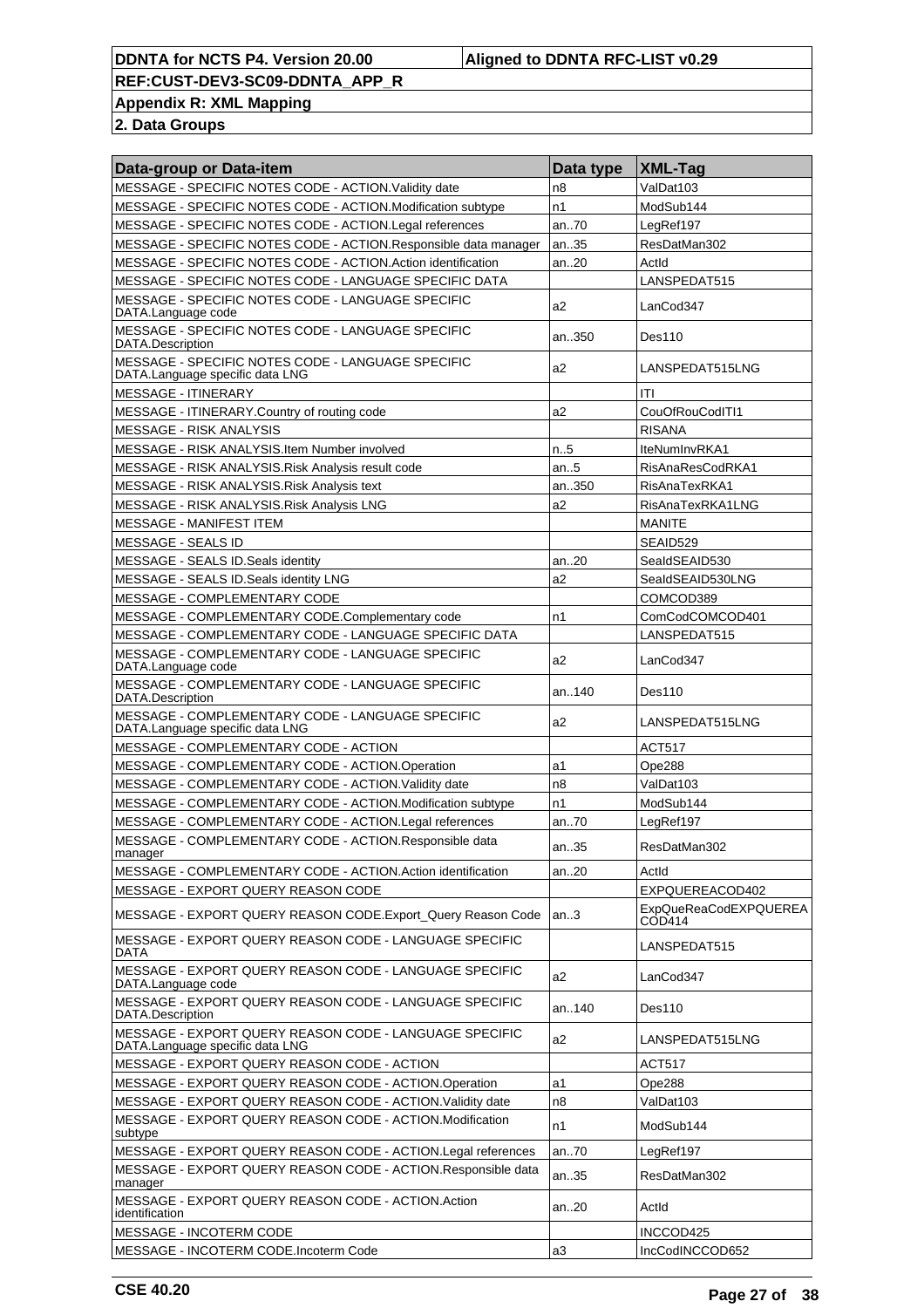| Data-group or Data-item | Data type | XML-Tag |
|---|---|---|
| MESSAGE - SPECIFIC NOTES CODE - ACTION.Validity date | n8 | ValDat103 |
| MESSAGE - SPECIFIC NOTES CODE - ACTION.Modification subtype | n1 | ModSub144 |
| MESSAGE - SPECIFIC NOTES CODE - ACTION.Legal references | an..70 | LegRef197 |
| MESSAGE - SPECIFIC NOTES CODE - ACTION.Responsible data manager | an..35 | ResDatMan302 |
| MESSAGE - SPECIFIC NOTES CODE - ACTION.Action identification | an..20 | ActId |
| MESSAGE - SPECIFIC NOTES CODE - LANGUAGE SPECIFIC DATA | | LANSPEDAT515 |
| MESSAGE - SPECIFIC NOTES CODE - LANGUAGE SPECIFIC DATA.Language code | a2 | LanCod347 |
| MESSAGE - SPECIFIC NOTES CODE - LANGUAGE SPECIFIC DATA.Description | an..350 | Des110 |
| MESSAGE - SPECIFIC NOTES CODE - LANGUAGE SPECIFIC DATA.Language specific data LNG | a2 | LANSPEDAT515LNG |
| MESSAGE - ITINERARY | | ITI |
| MESSAGE - ITINERARY.Country of routing code | a2 | CouOfRouCodITI1 |
| MESSAGE - RISK ANALYSIS | | RISANA |
| MESSAGE - RISK ANALYSIS.Item Number involved | n..5 | IteNumInvRKA1 |
| MESSAGE - RISK ANALYSIS.Risk Analysis result code | an..5 | RisAnaResCodRKA1 |
| MESSAGE - RISK ANALYSIS.Risk Analysis text | an..350 | RisAnaTexRKA1 |
| MESSAGE - RISK ANALYSIS.Risk Analysis LNG | a2 | RisAnaTexRKA1LNG |
| MESSAGE - MANIFEST ITEM | | MANITE |
| MESSAGE - SEALS ID | | SEAID529 |
| MESSAGE - SEALS ID.Seals identity | an..20 | SealdSEAID530 |
| MESSAGE - SEALS ID.Seals identity LNG | a2 | SealdSEAID530LNG |
| MESSAGE - COMPLEMENTARY CODE | | COMCOD389 |
| MESSAGE - COMPLEMENTARY CODE.Complementary code | n1 | ComCodCOMCOD401 |
| MESSAGE - COMPLEMENTARY CODE - LANGUAGE SPECIFIC DATA | | LANSPEDAT515 |
| MESSAGE - COMPLEMENTARY CODE - LANGUAGE SPECIFIC DATA.Language code | a2 | LanCod347 |
| MESSAGE - COMPLEMENTARY CODE - LANGUAGE SPECIFIC DATA.Description | an..140 | Des110 |
| MESSAGE - COMPLEMENTARY CODE - LANGUAGE SPECIFIC DATA.Language specific data LNG | a2 | LANSPEDAT515LNG |
| MESSAGE - COMPLEMENTARY CODE - ACTION | | ACT517 |
| MESSAGE - COMPLEMENTARY CODE - ACTION.Operation | a1 | Ope288 |
| MESSAGE - COMPLEMENTARY CODE - ACTION.Validity date | n8 | ValDat103 |
| MESSAGE - COMPLEMENTARY CODE - ACTION.Modification subtype | n1 | ModSub144 |
| MESSAGE - COMPLEMENTARY CODE - ACTION.Legal references | an..70 | LegRef197 |
| MESSAGE - COMPLEMENTARY CODE - ACTION.Responsible data manager | an..35 | ResDatMan302 |
| MESSAGE - COMPLEMENTARY CODE - ACTION.Action identification | an..20 | ActId |
| MESSAGE - EXPORT QUERY REASON CODE | | EXPQUEREACOD402 |
| MESSAGE - EXPORT QUERY REASON CODE.Export_Query Reason Code | an..3 | ExpQueReaCodEXPQUEREACOD414 |
| MESSAGE - EXPORT QUERY REASON CODE - LANGUAGE SPECIFIC DATA | | LANSPEDAT515 |
| MESSAGE - EXPORT QUERY REASON CODE - LANGUAGE SPECIFIC DATA.Language code | a2 | LanCod347 |
| MESSAGE - EXPORT QUERY REASON CODE - LANGUAGE SPECIFIC DATA.Description | an..140 | Des110 |
| MESSAGE - EXPORT QUERY REASON CODE - LANGUAGE SPECIFIC DATA.Language specific data LNG | a2 | LANSPEDAT515LNG |
| MESSAGE - EXPORT QUERY REASON CODE - ACTION | | ACT517 |
| MESSAGE - EXPORT QUERY REASON CODE - ACTION.Operation | a1 | Ope288 |
| MESSAGE - EXPORT QUERY REASON CODE - ACTION.Validity date | n8 | ValDat103 |
| MESSAGE - EXPORT QUERY REASON CODE - ACTION.Modification subtype | n1 | ModSub144 |
| MESSAGE - EXPORT QUERY REASON CODE - ACTION.Legal references | an..70 | LegRef197 |
| MESSAGE - EXPORT QUERY REASON CODE - ACTION.Responsible data manager | an..35 | ResDatMan302 |
| MESSAGE - EXPORT QUERY REASON CODE - ACTION.Action identification | an..20 | ActId |
| MESSAGE - INCOTERM CODE | | INCCOD425 |
| MESSAGE - INCOTERM CODE.Incoterm Code | a3 | IncCodINCCOD652 |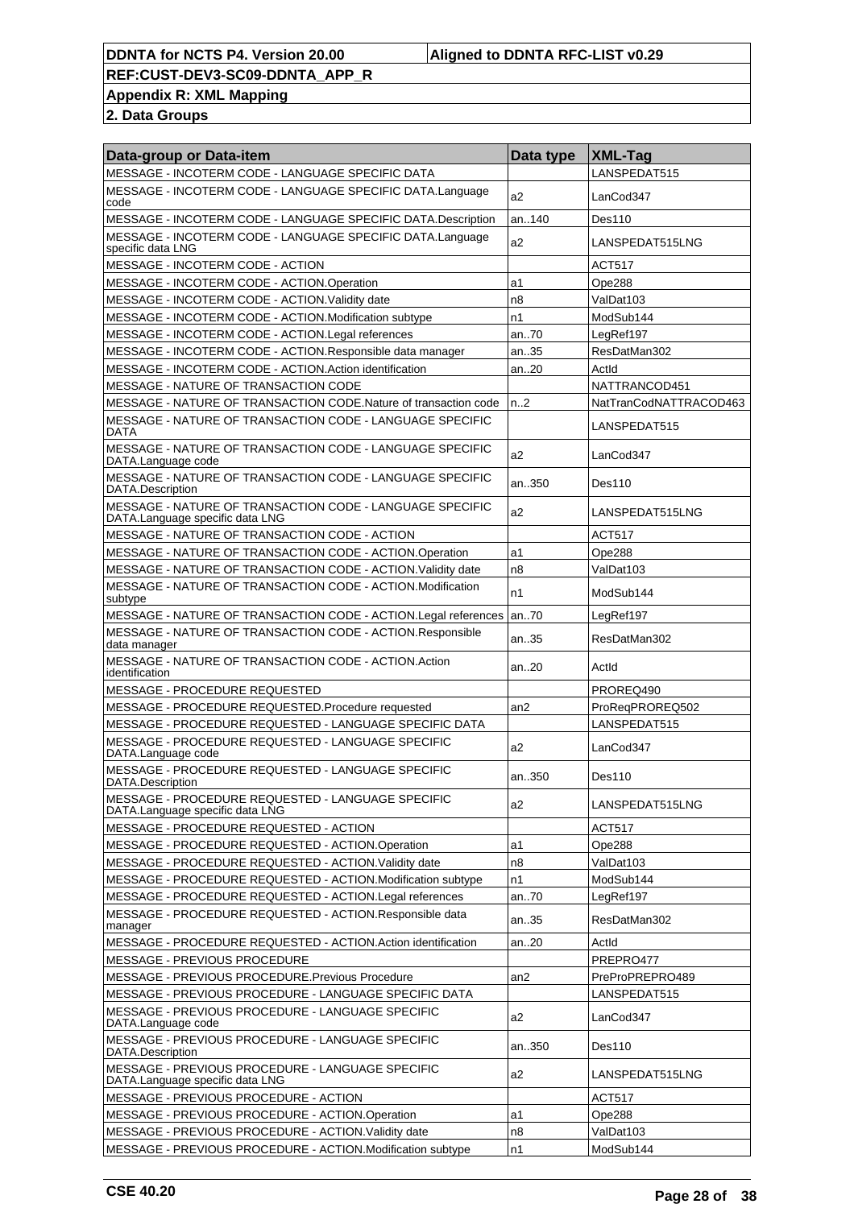**DDNTA for NCTS P4. Version 20.00** | **Aligned to DDNTA RFC-LIST v0.29**

**REF:CUST-DEV3-SC09-DDNTA_APP_R**

**Appendix R: XML Mapping**

**2. Data Groups**

| Data-group or Data-item | Data type | XML-Tag |
|---|---|---|
| MESSAGE - INCOTERM CODE - LANGUAGE SPECIFIC DATA | | LANSPEDAT515 |
| MESSAGE - INCOTERM CODE - LANGUAGE SPECIFIC DATA.Language code | a2 | LanCod347 |
| MESSAGE - INCOTERM CODE - LANGUAGE SPECIFIC DATA.Description | an..140 | Des110 |
| MESSAGE - INCOTERM CODE - LANGUAGE SPECIFIC DATA.Language specific data LNG | a2 | LANSPEDAT515LNG |
| MESSAGE - INCOTERM CODE - ACTION | | ACT517 |
| MESSAGE - INCOTERM CODE - ACTION.Operation | a1 | Ope288 |
| MESSAGE - INCOTERM CODE - ACTION.Validity date | n8 | ValDat103 |
| MESSAGE - INCOTERM CODE - ACTION.Modification subtype | n1 | ModSub144 |
| MESSAGE - INCOTERM CODE - ACTION.Legal references | an..70 | LegRef197 |
| MESSAGE - INCOTERM CODE - ACTION.Responsible data manager | an..35 | ResDatMan302 |
| MESSAGE - INCOTERM CODE - ACTION.Action identification | an..20 | ActId |
| MESSAGE - NATURE OF TRANSACTION CODE | | NATTRANCOD451 |
| MESSAGE - NATURE OF TRANSACTION CODE.Nature of transaction code | n..2 | NatTranCodNATTRACOD463 |
| MESSAGE - NATURE OF TRANSACTION CODE - LANGUAGE SPECIFIC DATA | | LANSPEDAT515 |
| MESSAGE - NATURE OF TRANSACTION CODE - LANGUAGE SPECIFIC DATA.Language code | a2 | LanCod347 |
| MESSAGE - NATURE OF TRANSACTION CODE - LANGUAGE SPECIFIC DATA.Description | an..350 | Des110 |
| MESSAGE - NATURE OF TRANSACTION CODE - LANGUAGE SPECIFIC DATA.Language specific data LNG | a2 | LANSPEDAT515LNG |
| MESSAGE - NATURE OF TRANSACTION CODE - ACTION | | ACT517 |
| MESSAGE - NATURE OF TRANSACTION CODE - ACTION.Operation | a1 | Ope288 |
| MESSAGE - NATURE OF TRANSACTION CODE - ACTION.Validity date | n8 | ValDat103 |
| MESSAGE - NATURE OF TRANSACTION CODE - ACTION.Modification subtype | n1 | ModSub144 |
| MESSAGE - NATURE OF TRANSACTION CODE - ACTION.Legal references | an..70 | LegRef197 |
| MESSAGE - NATURE OF TRANSACTION CODE - ACTION.Responsible data manager | an..35 | ResDatMan302 |
| MESSAGE - NATURE OF TRANSACTION CODE - ACTION.Action identification | an..20 | ActId |
| MESSAGE - PROCEDURE REQUESTED | | PROREQ490 |
| MESSAGE - PROCEDURE REQUESTED.Procedure requested | an2 | ProReqPROREQ502 |
| MESSAGE - PROCEDURE REQUESTED - LANGUAGE SPECIFIC DATA | | LANSPEDAT515 |
| MESSAGE - PROCEDURE REQUESTED - LANGUAGE SPECIFIC DATA.Language code | a2 | LanCod347 |
| MESSAGE - PROCEDURE REQUESTED - LANGUAGE SPECIFIC DATA.Description | an..350 | Des110 |
| MESSAGE - PROCEDURE REQUESTED - LANGUAGE SPECIFIC DATA.Language specific data LNG | a2 | LANSPEDAT515LNG |
| MESSAGE - PROCEDURE REQUESTED - ACTION | | ACT517 |
| MESSAGE - PROCEDURE REQUESTED - ACTION.Operation | a1 | Ope288 |
| MESSAGE - PROCEDURE REQUESTED - ACTION.Validity date | n8 | ValDat103 |
| MESSAGE - PROCEDURE REQUESTED - ACTION.Modification subtype | n1 | ModSub144 |
| MESSAGE - PROCEDURE REQUESTED - ACTION.Legal references | an..70 | LegRef197 |
| MESSAGE - PROCEDURE REQUESTED - ACTION.Responsible data manager | an..35 | ResDatMan302 |
| MESSAGE - PROCEDURE REQUESTED - ACTION.Action identification | an..20 | ActId |
| MESSAGE - PREVIOUS PROCEDURE | | PREPRO477 |
| MESSAGE - PREVIOUS PROCEDURE.Previous Procedure | an2 | PreProPREPRO489 |
| MESSAGE - PREVIOUS PROCEDURE - LANGUAGE SPECIFIC DATA | | LANSPEDAT515 |
| MESSAGE - PREVIOUS PROCEDURE - LANGUAGE SPECIFIC DATA.Language code | a2 | LanCod347 |
| MESSAGE - PREVIOUS PROCEDURE - LANGUAGE SPECIFIC DATA.Description | an..350 | Des110 |
| MESSAGE - PREVIOUS PROCEDURE - LANGUAGE SPECIFIC DATA.Language specific data LNG | a2 | LANSPEDAT515LNG |
| MESSAGE - PREVIOUS PROCEDURE - ACTION | | ACT517 |
| MESSAGE - PREVIOUS PROCEDURE - ACTION.Operation | a1 | Ope288 |
| MESSAGE - PREVIOUS PROCEDURE - ACTION.Validity date | n8 | ValDat103 |
| MESSAGE - PREVIOUS PROCEDURE - ACTION.Modification subtype | n1 | ModSub144 |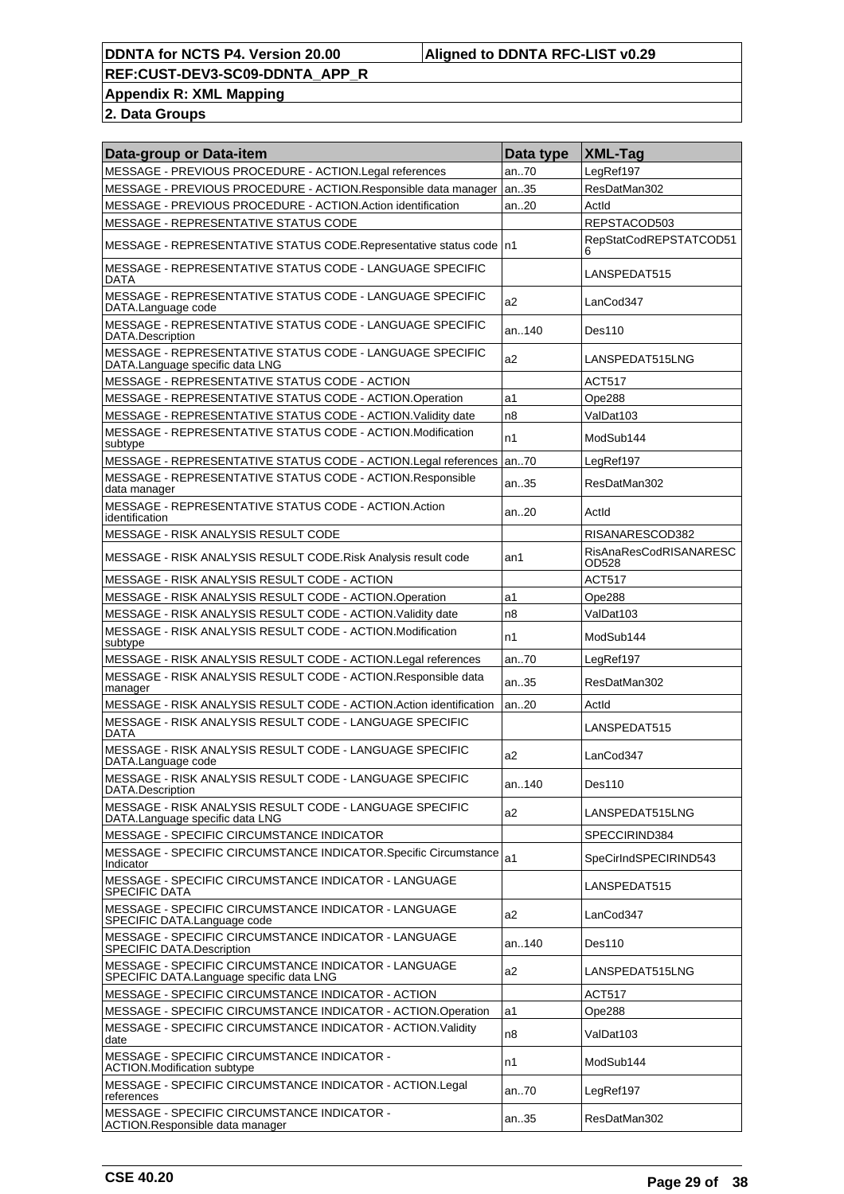**Appendix R: XML Mapping**

**2. Data Groups**

| Data-group or Data-item | Data type | XML-Tag |
| --- | --- | --- |
| MESSAGE - PREVIOUS PROCEDURE - ACTION.Legal references | an..70 | LegRef197 |
| MESSAGE - PREVIOUS PROCEDURE - ACTION.Responsible data manager | an..35 | ResDatMan302 |
| MESSAGE - PREVIOUS PROCEDURE - ACTION.Action identification | an..20 | ActId |
| MESSAGE - REPRESENTATIVE STATUS CODE | | REPSTACOD503 |
| MESSAGE - REPRESENTATIVE STATUS CODE.Representative status code | n1 | RepStatCodREPSTATCOD516 |
| MESSAGE - REPRESENTATIVE STATUS CODE - LANGUAGE SPECIFIC DATA | | LANSPEDAT515 |
| MESSAGE - REPRESENTATIVE STATUS CODE - LANGUAGE SPECIFIC DATA.Language code | a2 | LanCod347 |
| MESSAGE - REPRESENTATIVE STATUS CODE - LANGUAGE SPECIFIC DATA.Description | an..140 | Des110 |
| MESSAGE - REPRESENTATIVE STATUS CODE - LANGUAGE SPECIFIC DATA.Language specific data LNG | a2 | LANSPEDAT515LNG |
| MESSAGE - REPRESENTATIVE STATUS CODE - ACTION | | ACT517 |
| MESSAGE - REPRESENTATIVE STATUS CODE - ACTION.Operation | a1 | Ope288 |
| MESSAGE - REPRESENTATIVE STATUS CODE - ACTION.Validity date | n8 | ValDat103 |
| MESSAGE - REPRESENTATIVE STATUS CODE - ACTION.Modification subtype | n1 | ModSub144 |
| MESSAGE - REPRESENTATIVE STATUS CODE - ACTION.Legal references | an..70 | LegRef197 |
| MESSAGE - REPRESENTATIVE STATUS CODE - ACTION.Responsible data manager | an..35 | ResDatMan302 |
| MESSAGE - REPRESENTATIVE STATUS CODE - ACTION.Action identification | an..20 | ActId |
| MESSAGE - RISK ANALYSIS RESULT CODE | | RISANARESCOD382 |
| MESSAGE - RISK ANALYSIS RESULT CODE.Risk Analysis result code | an1 | RisAnaResCodRISANARESCOD528 |
| MESSAGE - RISK ANALYSIS RESULT CODE - ACTION | | ACT517 |
| MESSAGE - RISK ANALYSIS RESULT CODE - ACTION.Operation | a1 | Ope288 |
| MESSAGE - RISK ANALYSIS RESULT CODE - ACTION.Validity date | n8 | ValDat103 |
| MESSAGE - RISK ANALYSIS RESULT CODE - ACTION.Modification subtype | n1 | ModSub144 |
| MESSAGE - RISK ANALYSIS RESULT CODE - ACTION.Legal references | an..70 | LegRef197 |
| MESSAGE - RISK ANALYSIS RESULT CODE - ACTION.Responsible data manager | an..35 | ResDatMan302 |
| MESSAGE - RISK ANALYSIS RESULT CODE - ACTION.Action identification | an..20 | ActId |
| MESSAGE - RISK ANALYSIS RESULT CODE - LANGUAGE SPECIFIC DATA | | LANSPEDAT515 |
| MESSAGE - RISK ANALYSIS RESULT CODE - LANGUAGE SPECIFIC DATA.Language code | a2 | LanCod347 |
| MESSAGE - RISK ANALYSIS RESULT CODE - LANGUAGE SPECIFIC DATA.Description | an..140 | Des110 |
| MESSAGE - RISK ANALYSIS RESULT CODE - LANGUAGE SPECIFIC DATA.Language specific data LNG | a2 | LANSPEDAT515LNG |
| MESSAGE - SPECIFIC CIRCUMSTANCE INDICATOR | | SPECCIRIND384 |
| MESSAGE - SPECIFIC CIRCUMSTANCE INDICATOR.Specific Circumstance Indicator | a1 | SpeCirIndSPECIRIND543 |
| MESSAGE - SPECIFIC CIRCUMSTANCE INDICATOR - LANGUAGE SPECIFIC DATA | | LANSPEDAT515 |
| MESSAGE - SPECIFIC CIRCUMSTANCE INDICATOR - LANGUAGE SPECIFIC DATA.Language code | a2 | LanCod347 |
| MESSAGE - SPECIFIC CIRCUMSTANCE INDICATOR - LANGUAGE SPECIFIC DATA.Description | an..140 | Des110 |
| MESSAGE - SPECIFIC CIRCUMSTANCE INDICATOR - LANGUAGE SPECIFIC DATA.Language specific data LNG | a2 | LANSPEDAT515LNG |
| MESSAGE - SPECIFIC CIRCUMSTANCE INDICATOR - ACTION | | ACT517 |
| MESSAGE - SPECIFIC CIRCUMSTANCE INDICATOR - ACTION.Operation | a1 | Ope288 |
| MESSAGE - SPECIFIC CIRCUMSTANCE INDICATOR - ACTION.Validity date | n8 | ValDat103 |
| MESSAGE - SPECIFIC CIRCUMSTANCE INDICATOR - ACTION.Modification subtype | n1 | ModSub144 |
| MESSAGE - SPECIFIC CIRCUMSTANCE INDICATOR - ACTION.Legal references | an..70 | LegRef197 |
| MESSAGE - SPECIFIC CIRCUMSTANCE INDICATOR - ACTION.Responsible data manager | an..35 | ResDatMan302 |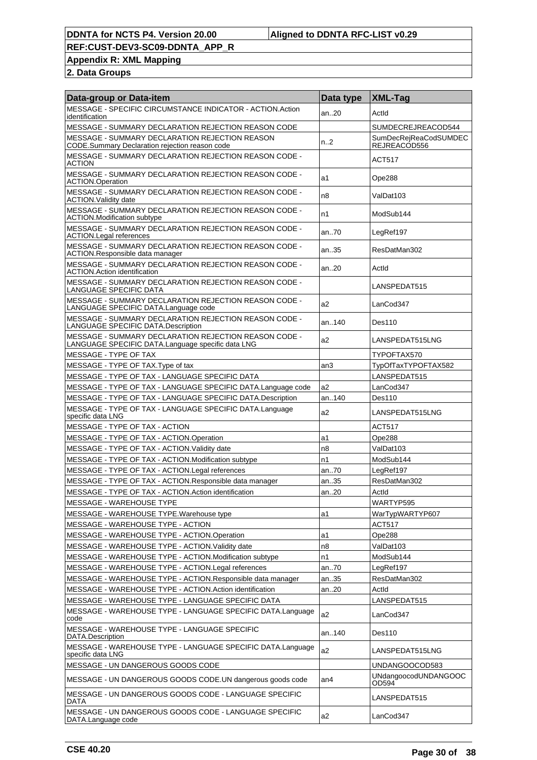| Data-group or Data-item | Data type | XML-Tag |
|---|---|---|
| MESSAGE - SPECIFIC CIRCUMSTANCE INDICATOR - ACTION.Action identification | an..20 | ActId |
| MESSAGE - SUMMARY DECLARATION REJECTION REASON CODE | | SUMDECREJREACOD544 |
| MESSAGE - SUMMARY DECLARATION REJECTION REASON CODE.Summary Declaration rejection reason code | n..2 | SumDecRejReaCodSUMDECREJREACOD556 |
| MESSAGE - SUMMARY DECLARATION REJECTION REASON CODE - ACTION | | ACT517 |
| MESSAGE - SUMMARY DECLARATION REJECTION REASON CODE - ACTION.Operation | a1 | Ope288 |
| MESSAGE - SUMMARY DECLARATION REJECTION REASON CODE - ACTION.Validity date | n8 | ValDat103 |
| MESSAGE - SUMMARY DECLARATION REJECTION REASON CODE - ACTION.Modification subtype | n1 | ModSub144 |
| MESSAGE - SUMMARY DECLARATION REJECTION REASON CODE - ACTION.Legal references | an..70 | LegRef197 |
| MESSAGE - SUMMARY DECLARATION REJECTION REASON CODE - ACTION.Responsible data manager | an..35 | ResDatMan302 |
| MESSAGE - SUMMARY DECLARATION REJECTION REASON CODE - ACTION.Action identification | an..20 | ActId |
| MESSAGE - SUMMARY DECLARATION REJECTION REASON CODE - LANGUAGE SPECIFIC DATA | | LANSPEDAT515 |
| MESSAGE - SUMMARY DECLARATION REJECTION REASON CODE - LANGUAGE SPECIFIC DATA.Language code | a2 | LanCod347 |
| MESSAGE - SUMMARY DECLARATION REJECTION REASON CODE - LANGUAGE SPECIFIC DATA.Description | an..140 | Des110 |
| MESSAGE - SUMMARY DECLARATION REJECTION REASON CODE - LANGUAGE SPECIFIC DATA.Language specific data LNG | a2 | LANSPEDAT515LNG |
| MESSAGE - TYPE OF TAX | | TYPOFTAX570 |
| MESSAGE - TYPE OF TAX.Type of tax | an3 | TypOfTaxTYPOFTAX582 |
| MESSAGE - TYPE OF TAX - LANGUAGE SPECIFIC DATA | | LANSPEDAT515 |
| MESSAGE - TYPE OF TAX - LANGUAGE SPECIFIC DATA.Language code | a2 | LanCod347 |
| MESSAGE - TYPE OF TAX - LANGUAGE SPECIFIC DATA.Description | an..140 | Des110 |
| MESSAGE - TYPE OF TAX - LANGUAGE SPECIFIC DATA.Language specific data LNG | a2 | LANSPEDAT515LNG |
| MESSAGE - TYPE OF TAX - ACTION | | ACT517 |
| MESSAGE - TYPE OF TAX - ACTION.Operation | a1 | Ope288 |
| MESSAGE - TYPE OF TAX - ACTION.Validity date | n8 | ValDat103 |
| MESSAGE - TYPE OF TAX - ACTION.Modification subtype | n1 | ModSub144 |
| MESSAGE - TYPE OF TAX - ACTION.Legal references | an..70 | LegRef197 |
| MESSAGE - TYPE OF TAX - ACTION.Responsible data manager | an..35 | ResDatMan302 |
| MESSAGE - TYPE OF TAX - ACTION.Action identification | an..20 | ActId |
| MESSAGE - WAREHOUSE TYPE | | WARTYP595 |
| MESSAGE - WAREHOUSE TYPE.Warehouse type | a1 | WarTypWARTYP607 |
| MESSAGE - WAREHOUSE TYPE - ACTION | | ACT517 |
| MESSAGE - WAREHOUSE TYPE - ACTION.Operation | a1 | Ope288 |
| MESSAGE - WAREHOUSE TYPE - ACTION.Validity date | n8 | ValDat103 |
| MESSAGE - WAREHOUSE TYPE - ACTION.Modification subtype | n1 | ModSub144 |
| MESSAGE - WAREHOUSE TYPE - ACTION.Legal references | an..70 | LegRef197 |
| MESSAGE - WAREHOUSE TYPE - ACTION.Responsible data manager | an..35 | ResDatMan302 |
| MESSAGE - WAREHOUSE TYPE - ACTION.Action identification | an..20 | ActId |
| MESSAGE - WAREHOUSE TYPE - LANGUAGE SPECIFIC DATA | | LANSPEDAT515 |
| MESSAGE - WAREHOUSE TYPE - LANGUAGE SPECIFIC DATA.Language code | a2 | LanCod347 |
| MESSAGE - WAREHOUSE TYPE - LANGUAGE SPECIFIC DATA.Description | an..140 | Des110 |
| MESSAGE - WAREHOUSE TYPE - LANGUAGE SPECIFIC DATA.Language specific data LNG | a2 | LANSPEDAT515LNG |
| MESSAGE - UN DANGEROUS GOODS CODE | | UNDANGOOCOD583 |
| MESSAGE - UN DANGEROUS GOODS CODE.UN dangerous goods code | an4 | UNdangoocodUNDANGOOCOD594 |
| MESSAGE - UN DANGEROUS GOODS CODE - LANGUAGE SPECIFIC DATA | | LANSPEDAT515 |
| MESSAGE - UN DANGEROUS GOODS CODE - LANGUAGE SPECIFIC DATA.Language code | a2 | LanCod347 |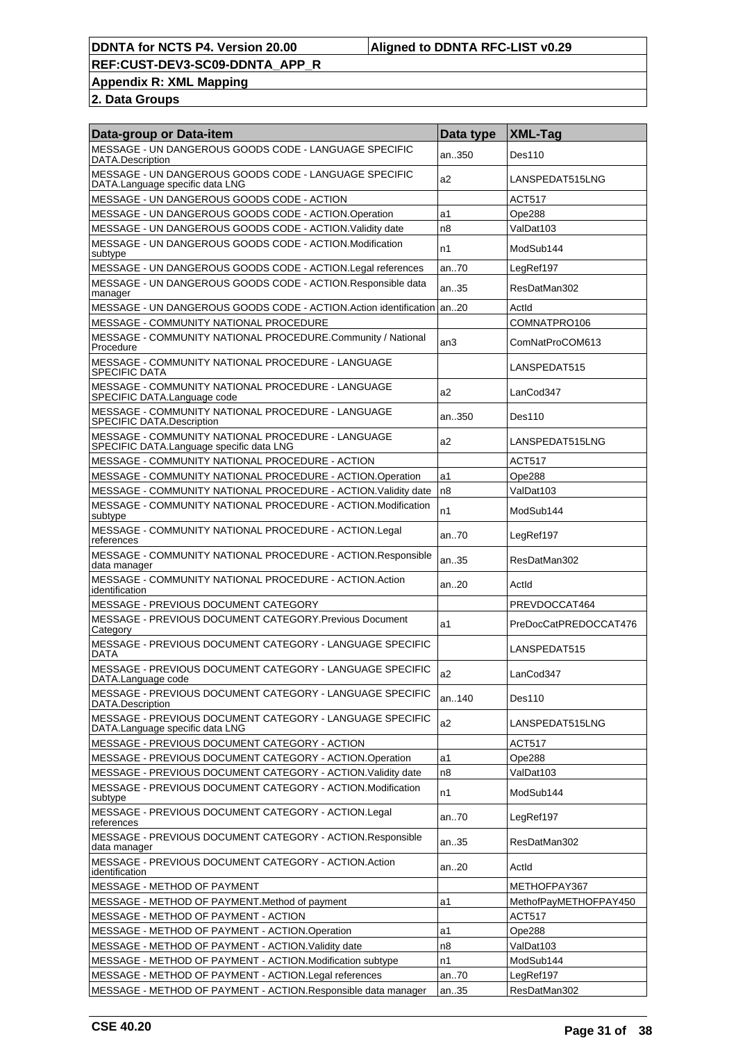| Data-group or Data-item | Data type | XML-Tag |
|---|---|---|
| MESSAGE - UN DANGEROUS GOODS CODE - LANGUAGE SPECIFIC DATA.Description | an..350 | Des110 |
| MESSAGE - UN DANGEROUS GOODS CODE - LANGUAGE SPECIFIC DATA.Language specific data LNG | a2 | LANSPEDAT515LNG |
| MESSAGE - UN DANGEROUS GOODS CODE - ACTION | | ACT517 |
| MESSAGE - UN DANGEROUS GOODS CODE - ACTION.Operation | a1 | Ope288 |
| MESSAGE - UN DANGEROUS GOODS CODE - ACTION.Validity date | n8 | ValDat103 |
| MESSAGE - UN DANGEROUS GOODS CODE - ACTION.Modification subtype | n1 | ModSub144 |
| MESSAGE - UN DANGEROUS GOODS CODE - ACTION.Legal references | an..70 | LegRef197 |
| MESSAGE - UN DANGEROUS GOODS CODE - ACTION.Responsible data manager | an..35 | ResDatMan302 |
| MESSAGE - UN DANGEROUS GOODS CODE - ACTION.Action identification | an..20 | ActId |
| MESSAGE - COMMUNITY NATIONAL PROCEDURE | | COMNATPRO106 |
| MESSAGE - COMMUNITY NATIONAL PROCEDURE.Community / National Procedure | an3 | ComNatProCOM613 |
| MESSAGE - COMMUNITY NATIONAL PROCEDURE - LANGUAGE SPECIFIC DATA | | LANSPEDAT515 |
| MESSAGE - COMMUNITY NATIONAL PROCEDURE - LANGUAGE SPECIFIC DATA.Language code | a2 | LanCod347 |
| MESSAGE - COMMUNITY NATIONAL PROCEDURE - LANGUAGE SPECIFIC DATA.Description | an..350 | Des110 |
| MESSAGE - COMMUNITY NATIONAL PROCEDURE - LANGUAGE SPECIFIC DATA.Language specific data LNG | a2 | LANSPEDAT515LNG |
| MESSAGE - COMMUNITY NATIONAL PROCEDURE - ACTION | | ACT517 |
| MESSAGE - COMMUNITY NATIONAL PROCEDURE - ACTION.Operation | a1 | Ope288 |
| MESSAGE - COMMUNITY NATIONAL PROCEDURE - ACTION.Validity date | n8 | ValDat103 |
| MESSAGE - COMMUNITY NATIONAL PROCEDURE - ACTION.Modification subtype | n1 | ModSub144 |
| MESSAGE - COMMUNITY NATIONAL PROCEDURE - ACTION.Legal references | an..70 | LegRef197 |
| MESSAGE - COMMUNITY NATIONAL PROCEDURE - ACTION.Responsible data manager | an..35 | ResDatMan302 |
| MESSAGE - COMMUNITY NATIONAL PROCEDURE - ACTION.Action identification | an..20 | ActId |
| MESSAGE - PREVIOUS DOCUMENT CATEGORY | | PREVDOCCAT464 |
| MESSAGE - PREVIOUS DOCUMENT CATEGORY.Previous Document Category | a1 | PreDocCatPREDOCCAT476 |
| MESSAGE - PREVIOUS DOCUMENT CATEGORY - LANGUAGE SPECIFIC DATA | | LANSPEDAT515 |
| MESSAGE - PREVIOUS DOCUMENT CATEGORY - LANGUAGE SPECIFIC DATA.Language code | a2 | LanCod347 |
| MESSAGE - PREVIOUS DOCUMENT CATEGORY - LANGUAGE SPECIFIC DATA.Description | an..140 | Des110 |
| MESSAGE - PREVIOUS DOCUMENT CATEGORY - LANGUAGE SPECIFIC DATA.Language specific data LNG | a2 | LANSPEDAT515LNG |
| MESSAGE - PREVIOUS DOCUMENT CATEGORY - ACTION | | ACT517 |
| MESSAGE - PREVIOUS DOCUMENT CATEGORY - ACTION.Operation | a1 | Ope288 |
| MESSAGE - PREVIOUS DOCUMENT CATEGORY - ACTION.Validity date | n8 | ValDat103 |
| MESSAGE - PREVIOUS DOCUMENT CATEGORY - ACTION.Modification subtype | n1 | ModSub144 |
| MESSAGE - PREVIOUS DOCUMENT CATEGORY - ACTION.Legal references | an..70 | LegRef197 |
| MESSAGE - PREVIOUS DOCUMENT CATEGORY - ACTION.Responsible data manager | an..35 | ResDatMan302 |
| MESSAGE - PREVIOUS DOCUMENT CATEGORY - ACTION.Action identification | an..20 | ActId |
| MESSAGE - METHOD OF PAYMENT | | METHOFPAY367 |
| MESSAGE - METHOD OF PAYMENT.Method of payment | a1 | MethofPayMETHOFPAY450 |
| MESSAGE - METHOD OF PAYMENT - ACTION | | ACT517 |
| MESSAGE - METHOD OF PAYMENT - ACTION.Operation | a1 | Ope288 |
| MESSAGE - METHOD OF PAYMENT - ACTION.Validity date | n8 | ValDat103 |
| MESSAGE - METHOD OF PAYMENT - ACTION.Modification subtype | n1 | ModSub144 |
| MESSAGE - METHOD OF PAYMENT - ACTION.Legal references | an..70 | LegRef197 |
| MESSAGE - METHOD OF PAYMENT - ACTION.Responsible data manager | an..35 | ResDatMan302 |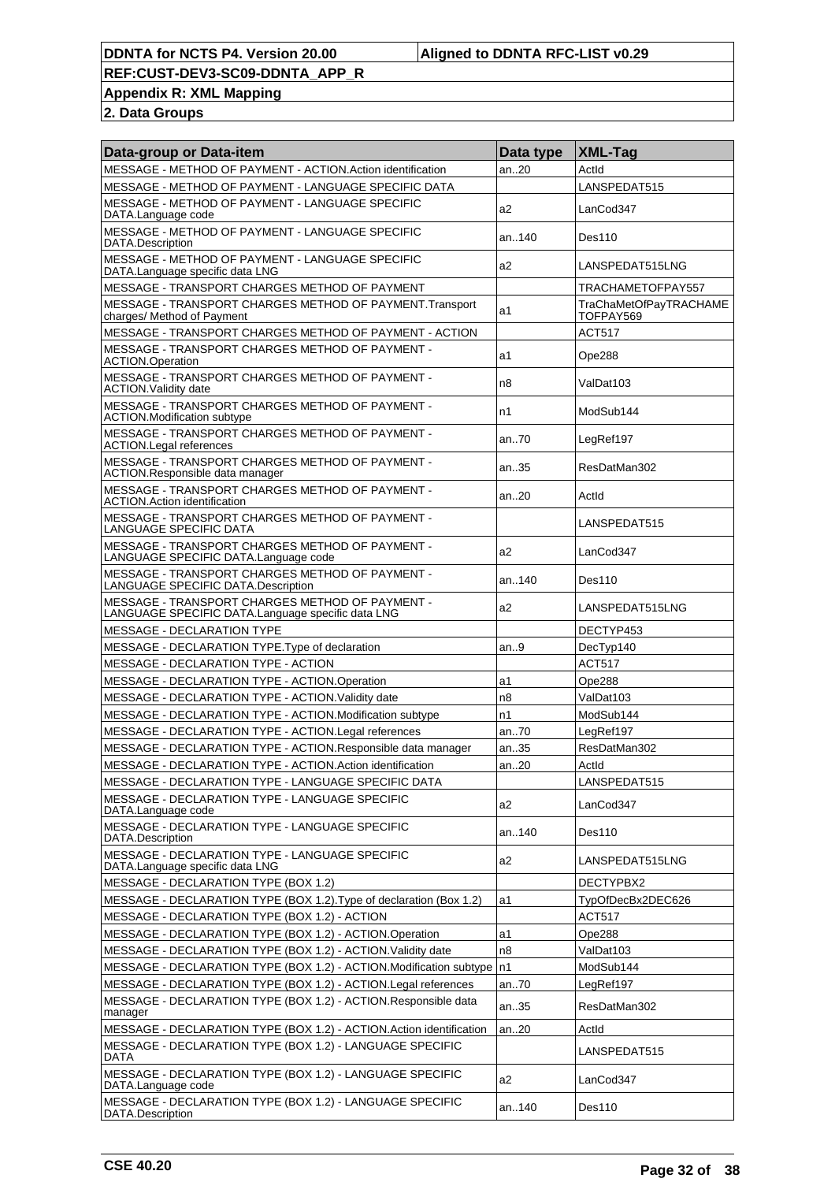| Data-group or Data-item | Data type | XML-Tag |
|---|---|---|
| MESSAGE - METHOD OF PAYMENT - ACTION.Action identification | an..20 | ActId |
| MESSAGE - METHOD OF PAYMENT - LANGUAGE SPECIFIC DATA | | LANSPEDAT515 |
| MESSAGE - METHOD OF PAYMENT - LANGUAGE SPECIFIC DATA.Language code | a2 | LanCod347 |
| MESSAGE - METHOD OF PAYMENT - LANGUAGE SPECIFIC DATA.Description | an..140 | Des110 |
| MESSAGE - METHOD OF PAYMENT - LANGUAGE SPECIFIC DATA.Language specific data LNG | a2 | LANSPEDAT515LNG |
| MESSAGE - TRANSPORT CHARGES METHOD OF PAYMENT | | TRACHAMETOFPAY557 |
| MESSAGE - TRANSPORT CHARGES METHOD OF PAYMENT.Transport charges/ Method of Payment | a1 | TraChaMetOfPayTRACHAMETOFPAY569 |
| MESSAGE - TRANSPORT CHARGES METHOD OF PAYMENT - ACTION | | ACT517 |
| MESSAGE - TRANSPORT CHARGES METHOD OF PAYMENT - ACTION.Operation | a1 | Ope288 |
| MESSAGE - TRANSPORT CHARGES METHOD OF PAYMENT - ACTION.Validity date | n8 | ValDat103 |
| MESSAGE - TRANSPORT CHARGES METHOD OF PAYMENT - ACTION.Modification subtype | n1 | ModSub144 |
| MESSAGE - TRANSPORT CHARGES METHOD OF PAYMENT - ACTION.Legal references | an..70 | LegRef197 |
| MESSAGE - TRANSPORT CHARGES METHOD OF PAYMENT - ACTION.Responsible data manager | an..35 | ResDatMan302 |
| MESSAGE - TRANSPORT CHARGES METHOD OF PAYMENT - ACTION.Action identification | an..20 | ActId |
| MESSAGE - TRANSPORT CHARGES METHOD OF PAYMENT - LANGUAGE SPECIFIC DATA | | LANSPEDAT515 |
| MESSAGE - TRANSPORT CHARGES METHOD OF PAYMENT - LANGUAGE SPECIFIC DATA.Language code | a2 | LanCod347 |
| MESSAGE - TRANSPORT CHARGES METHOD OF PAYMENT - LANGUAGE SPECIFIC DATA.Description | an..140 | Des110 |
| MESSAGE - TRANSPORT CHARGES METHOD OF PAYMENT - LANGUAGE SPECIFIC DATA.Language specific data LNG | a2 | LANSPEDAT515LNG |
| MESSAGE - DECLARATION TYPE | | DECTYP453 |
| MESSAGE - DECLARATION TYPE.Type of declaration | an..9 | DecTyp140 |
| MESSAGE - DECLARATION TYPE - ACTION | | ACT517 |
| MESSAGE - DECLARATION TYPE - ACTION.Operation | a1 | Ope288 |
| MESSAGE - DECLARATION TYPE - ACTION.Validity date | n8 | ValDat103 |
| MESSAGE - DECLARATION TYPE - ACTION.Modification subtype | n1 | ModSub144 |
| MESSAGE - DECLARATION TYPE - ACTION.Legal references | an..70 | LegRef197 |
| MESSAGE - DECLARATION TYPE - ACTION.Responsible data manager | an..35 | ResDatMan302 |
| MESSAGE - DECLARATION TYPE - ACTION.Action identification | an..20 | ActId |
| MESSAGE - DECLARATION TYPE - LANGUAGE SPECIFIC DATA | | LANSPEDAT515 |
| MESSAGE - DECLARATION TYPE - LANGUAGE SPECIFIC DATA.Language code | a2 | LanCod347 |
| MESSAGE - DECLARATION TYPE - LANGUAGE SPECIFIC DATA.Description | an..140 | Des110 |
| MESSAGE - DECLARATION TYPE - LANGUAGE SPECIFIC DATA.Language specific data LNG | a2 | LANSPEDAT515LNG |
| MESSAGE - DECLARATION TYPE (BOX 1.2) | | DECTYPBX2 |
| MESSAGE - DECLARATION TYPE (BOX 1.2).Type of declaration (Box 1.2) | a1 | TypOfDecBx2DEC626 |
| MESSAGE - DECLARATION TYPE (BOX 1.2) - ACTION | | ACT517 |
| MESSAGE - DECLARATION TYPE (BOX 1.2) - ACTION.Operation | a1 | Ope288 |
| MESSAGE - DECLARATION TYPE (BOX 1.2) - ACTION.Validity date | n8 | ValDat103 |
| MESSAGE - DECLARATION TYPE (BOX 1.2) - ACTION.Modification subtype | n1 | ModSub144 |
| MESSAGE - DECLARATION TYPE (BOX 1.2) - ACTION.Legal references | an..70 | LegRef197 |
| MESSAGE - DECLARATION TYPE (BOX 1.2) - ACTION.Responsible data manager | an..35 | ResDatMan302 |
| MESSAGE - DECLARATION TYPE (BOX 1.2) - ACTION.Action identification | an..20 | ActId |
| MESSAGE - DECLARATION TYPE (BOX 1.2) - LANGUAGE SPECIFIC DATA | | LANSPEDAT515 |
| MESSAGE - DECLARATION TYPE (BOX 1.2) - LANGUAGE SPECIFIC DATA.Language code | a2 | LanCod347 |
| MESSAGE - DECLARATION TYPE (BOX 1.2) - LANGUAGE SPECIFIC DATA.Description | an..140 | Des110 |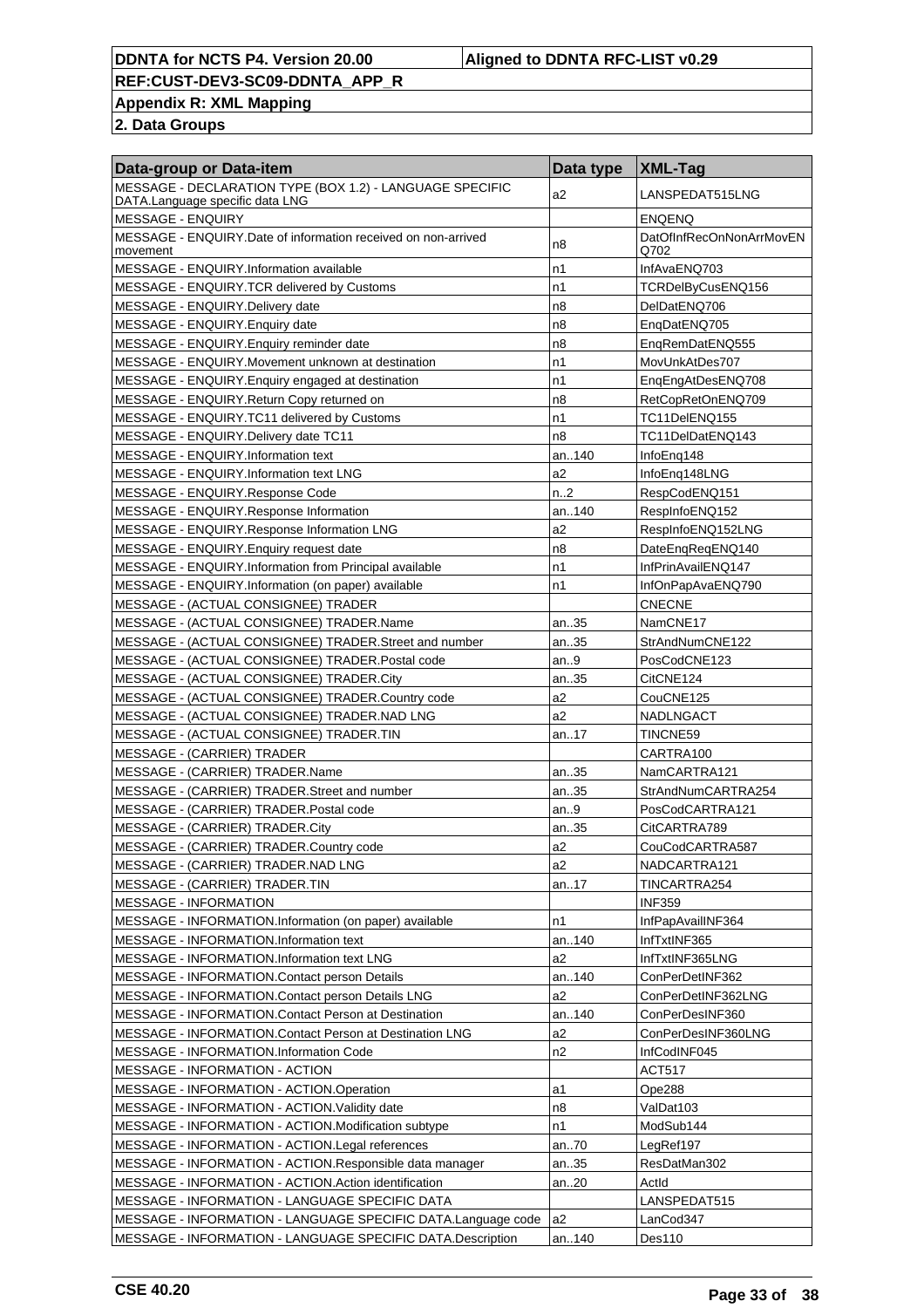| Data-group or Data-item | Data type | XML-Tag |
|---|---|---|
| MESSAGE - DECLARATION TYPE (BOX 1.2) - LANGUAGE SPECIFIC DATA.Language specific data LNG | a2 | LANSPEDAT515LNG |
| MESSAGE - ENQUIRY | | ENQENQ |
| MESSAGE - ENQUIRY.Date of information received on non-arrived movement | n8 | DatOfInfRecOnNonArrMovENQ702 |
| MESSAGE - ENQUIRY.Information available | n1 | InfAvaENQ703 |
| MESSAGE - ENQUIRY.TCR delivered by Customs | n1 | TCRDelByCusENQ156 |
| MESSAGE - ENQUIRY.Delivery date | n8 | DelDatENQ706 |
| MESSAGE - ENQUIRY.Enquiry date | n8 | EnqDatENQ705 |
| MESSAGE - ENQUIRY.Enquiry reminder date | n8 | EnqRemDatENQ555 |
| MESSAGE - ENQUIRY.Movement unknown at destination | n1 | MovUnkAtDes707 |
| MESSAGE - ENQUIRY.Enquiry engaged at destination | n1 | EnqEngAtDesENQ708 |
| MESSAGE - ENQUIRY.Return Copy returned on | n8 | RetCopRetOnENQ709 |
| MESSAGE - ENQUIRY.TC11 delivered by Customs | n1 | TC11DelENQ155 |
| MESSAGE - ENQUIRY.Delivery date TC11 | n8 | TC11DelDatENQ143 |
| MESSAGE - ENQUIRY.Information text | an..140 | InfoEnq148 |
| MESSAGE - ENQUIRY.Information text LNG | a2 | InfoEnq148LNG |
| MESSAGE - ENQUIRY.Response Code | n..2 | RespCodENQ151 |
| MESSAGE - ENQUIRY.Response Information | an..140 | RespInfoENQ152 |
| MESSAGE - ENQUIRY.Response Information LNG | a2 | RespInfoENQ152LNG |
| MESSAGE - ENQUIRY.Enquiry request date | n8 | DateEnqReqENQ140 |
| MESSAGE - ENQUIRY.Information from Principal available | n1 | InfPrinAvailENQ147 |
| MESSAGE - ENQUIRY.Information (on paper) available | n1 | InfOnPapAvaENQ790 |
| MESSAGE - (ACTUAL CONSIGNEE) TRADER | | CNECNE |
| MESSAGE - (ACTUAL CONSIGNEE) TRADER.Name | an..35 | NamCNE17 |
| MESSAGE - (ACTUAL CONSIGNEE) TRADER.Street and number | an..35 | StrAndNumCNE122 |
| MESSAGE - (ACTUAL CONSIGNEE) TRADER.Postal code | an..9 | PosCodCNE123 |
| MESSAGE - (ACTUAL CONSIGNEE) TRADER.City | an..35 | CitCNE124 |
| MESSAGE - (ACTUAL CONSIGNEE) TRADER.Country code | a2 | CouCNE125 |
| MESSAGE - (ACTUAL CONSIGNEE) TRADER.NAD LNG | a2 | NADLNGACT |
| MESSAGE - (ACTUAL CONSIGNEE) TRADER.TIN | an..17 | TINCNE59 |
| MESSAGE - (CARRIER) TRADER | | CARTRA100 |
| MESSAGE - (CARRIER) TRADER.Name | an..35 | NamCARTRA121 |
| MESSAGE - (CARRIER) TRADER.Street and number | an..35 | StrAndNumCARTRA254 |
| MESSAGE - (CARRIER) TRADER.Postal code | an..9 | PosCodCARTRA121 |
| MESSAGE - (CARRIER) TRADER.City | an..35 | CitCARTRA789 |
| MESSAGE - (CARRIER) TRADER.Country code | a2 | CouCodCARTRA587 |
| MESSAGE - (CARRIER) TRADER.NAD LNG | a2 | NADCARTRA121 |
| MESSAGE - (CARRIER) TRADER.TIN | an..17 | TINCARTRA254 |
| MESSAGE - INFORMATION | | INF359 |
| MESSAGE - INFORMATION.Information (on paper) available | n1 | InfPapAvailINF364 |
| MESSAGE - INFORMATION.Information text | an..140 | InfTxtINF365 |
| MESSAGE - INFORMATION.Information text LNG | a2 | InfTxtINF365LNG |
| MESSAGE - INFORMATION.Contact person Details | an..140 | ConPerDetINF362 |
| MESSAGE - INFORMATION.Contact person Details LNG | a2 | ConPerDetINF362LNG |
| MESSAGE - INFORMATION.Contact Person at Destination | an..140 | ConPerDesINF360 |
| MESSAGE - INFORMATION.Contact Person at Destination LNG | a2 | ConPerDesINF360LNG |
| MESSAGE - INFORMATION.Information Code | n2 | InfCodINF045 |
| MESSAGE - INFORMATION - ACTION | | ACT517 |
| MESSAGE - INFORMATION - ACTION.Operation | a1 | Ope288 |
| MESSAGE - INFORMATION - ACTION.Validity date | n8 | ValDat103 |
| MESSAGE - INFORMATION - ACTION.Modification subtype | n1 | ModSub144 |
| MESSAGE - INFORMATION - ACTION.Legal references | an..70 | LegRef197 |
| MESSAGE - INFORMATION - ACTION.Responsible data manager | an..35 | ResDatMan302 |
| MESSAGE - INFORMATION - ACTION.Action identification | an..20 | ActId |
| MESSAGE - INFORMATION - LANGUAGE SPECIFIC DATA | | LANSPEDAT515 |
| MESSAGE - INFORMATION - LANGUAGE SPECIFIC DATA.Language code | a2 | LanCod347 |
| MESSAGE - INFORMATION - LANGUAGE SPECIFIC DATA.Description | an..140 | Des110 |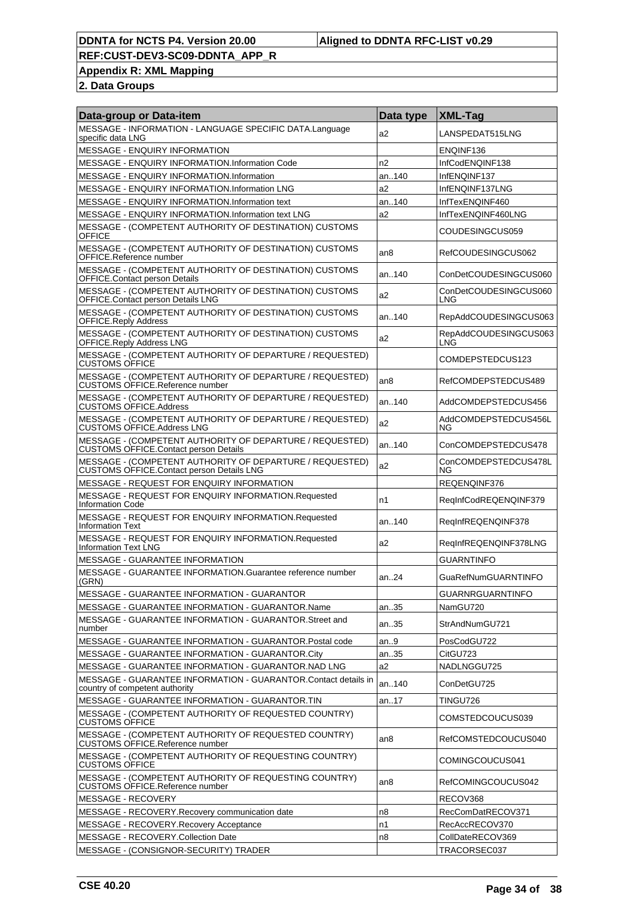| Data-group or Data-item | Data type | XML-Tag |
|---|---|---|
| MESSAGE - INFORMATION - LANGUAGE SPECIFIC DATA.Language specific data LNG | a2 | LANSPEDAT515LNG |
| MESSAGE - ENQUIRY INFORMATION | | ENQINF136 |
| MESSAGE - ENQUIRY INFORMATION.Information Code | n2 | InfCodENQINF138 |
| MESSAGE - ENQUIRY INFORMATION.Information | an..140 | InfENQINF137 |
| MESSAGE - ENQUIRY INFORMATION.Information LNG | a2 | InfENQINF137LNG |
| MESSAGE - ENQUIRY INFORMATION.Information text | an..140 | InfTexENQINF460 |
| MESSAGE - ENQUIRY INFORMATION.Information text LNG | a2 | InfTexENQINF460LNG |
| MESSAGE - (COMPETENT AUTHORITY OF DESTINATION) CUSTOMS OFFICE | | COUDESINGCUS059 |
| MESSAGE - (COMPETENT AUTHORITY OF DESTINATION) CUSTOMS OFFICE.Reference number | an8 | RefCOUDESINGCUS062 |
| MESSAGE - (COMPETENT AUTHORITY OF DESTINATION) CUSTOMS OFFICE.Contact person Details | an..140 | ConDetCOUDESINGCUS060 |
| MESSAGE - (COMPETENT AUTHORITY OF DESTINATION) CUSTOMS OFFICE.Contact person Details LNG | a2 | ConDetCOUDESINGCUS060LNG |
| MESSAGE - (COMPETENT AUTHORITY OF DESTINATION) CUSTOMS OFFICE.Reply Address | an..140 | RepAddCOUDESINGCUS063 |
| MESSAGE - (COMPETENT AUTHORITY OF DESTINATION) CUSTOMS OFFICE.Reply Address LNG | a2 | RepAddCOUDESINGCUS063LNG |
| MESSAGE - (COMPETENT AUTHORITY OF DEPARTURE / REQUESTED) CUSTOMS OFFICE | | COMDEPSTEDCUS123 |
| MESSAGE - (COMPETENT AUTHORITY OF DEPARTURE / REQUESTED) CUSTOMS OFFICE.Reference number | an8 | RefCOMDEPSTEDCUS489 |
| MESSAGE - (COMPETENT AUTHORITY OF DEPARTURE / REQUESTED) CUSTOMS OFFICE.Address | an..140 | AddCOMDEPSTEDCUS456 |
| MESSAGE - (COMPETENT AUTHORITY OF DEPARTURE / REQUESTED) CUSTOMS OFFICE.Address LNG | a2 | AddCOMDEPSTEDCUS456LNG |
| MESSAGE - (COMPETENT AUTHORITY OF DEPARTURE / REQUESTED) CUSTOMS OFFICE.Contact person Details | an..140 | ConCOMDEPSTEDCUS478 |
| MESSAGE - (COMPETENT AUTHORITY OF DEPARTURE / REQUESTED) CUSTOMS OFFICE.Contact person Details LNG | a2 | ConCOMDEPSTEDCUS478LNG |
| MESSAGE - REQUEST FOR ENQUIRY INFORMATION | | REQENQINF376 |
| MESSAGE - REQUEST FOR ENQUIRY INFORMATION.Requested Information Code | n1 | ReqInfCodREQENQINF379 |
| MESSAGE - REQUEST FOR ENQUIRY INFORMATION.Requested Information Text | an..140 | ReqInfREQENQINF378 |
| MESSAGE - REQUEST FOR ENQUIRY INFORMATION.Requested Information Text LNG | a2 | ReqInfREQENQINF378LNG |
| MESSAGE - GUARANTEE INFORMATION | | GUARNTINFO |
| MESSAGE - GUARANTEE INFORMATION.Guarantee reference number (GRN) | an..24 | GuaRefNumGUARNTINFO |
| MESSAGE - GUARANTEE INFORMATION - GUARANTOR | | GUARNRGUARNTINFO |
| MESSAGE - GUARANTEE INFORMATION - GUARANTOR.Name | an..35 | NamGU720 |
| MESSAGE - GUARANTEE INFORMATION - GUARANTOR.Street and number | an..35 | StrAndNumGU721 |
| MESSAGE - GUARANTEE INFORMATION - GUARANTOR.Postal code | an..9 | PosCodGU722 |
| MESSAGE - GUARANTEE INFORMATION - GUARANTOR.City | an..35 | CitGU723 |
| MESSAGE - GUARANTEE INFORMATION - GUARANTOR.NAD LNG | a2 | NADLNGGU725 |
| MESSAGE - GUARANTEE INFORMATION - GUARANTOR.Contact details in country of competent authority | an..140 | ConDetGU725 |
| MESSAGE - GUARANTEE INFORMATION - GUARANTOR.TIN | an..17 | TINGU726 |
| MESSAGE - (COMPETENT AUTHORITY OF REQUESTED COUNTRY) CUSTOMS OFFICE | | COMSTEDCOUCUS039 |
| MESSAGE - (COMPETENT AUTHORITY OF REQUESTED COUNTRY) CUSTOMS OFFICE.Reference number | an8 | RefCOMSTEDCOUCUS040 |
| MESSAGE - (COMPETENT AUTHORITY OF REQUESTING COUNTRY) CUSTOMS OFFICE | | COMINGCOUCUS041 |
| MESSAGE - (COMPETENT AUTHORITY OF REQUESTING COUNTRY) CUSTOMS OFFICE.Reference number | an8 | RefCOMINGCOUCUS042 |
| MESSAGE - RECOVERY | | RECOV368 |
| MESSAGE - RECOVERY.Recovery communication date | n8 | RecComDatRECOV371 |
| MESSAGE - RECOVERY.Recovery Acceptance | n1 | RecAccRECOV370 |
| MESSAGE - RECOVERY.Collection Date | n8 | CollDateRECOV369 |
| MESSAGE - (CONSIGNOR-SECURITY) TRADER | | TRACORSEC037 |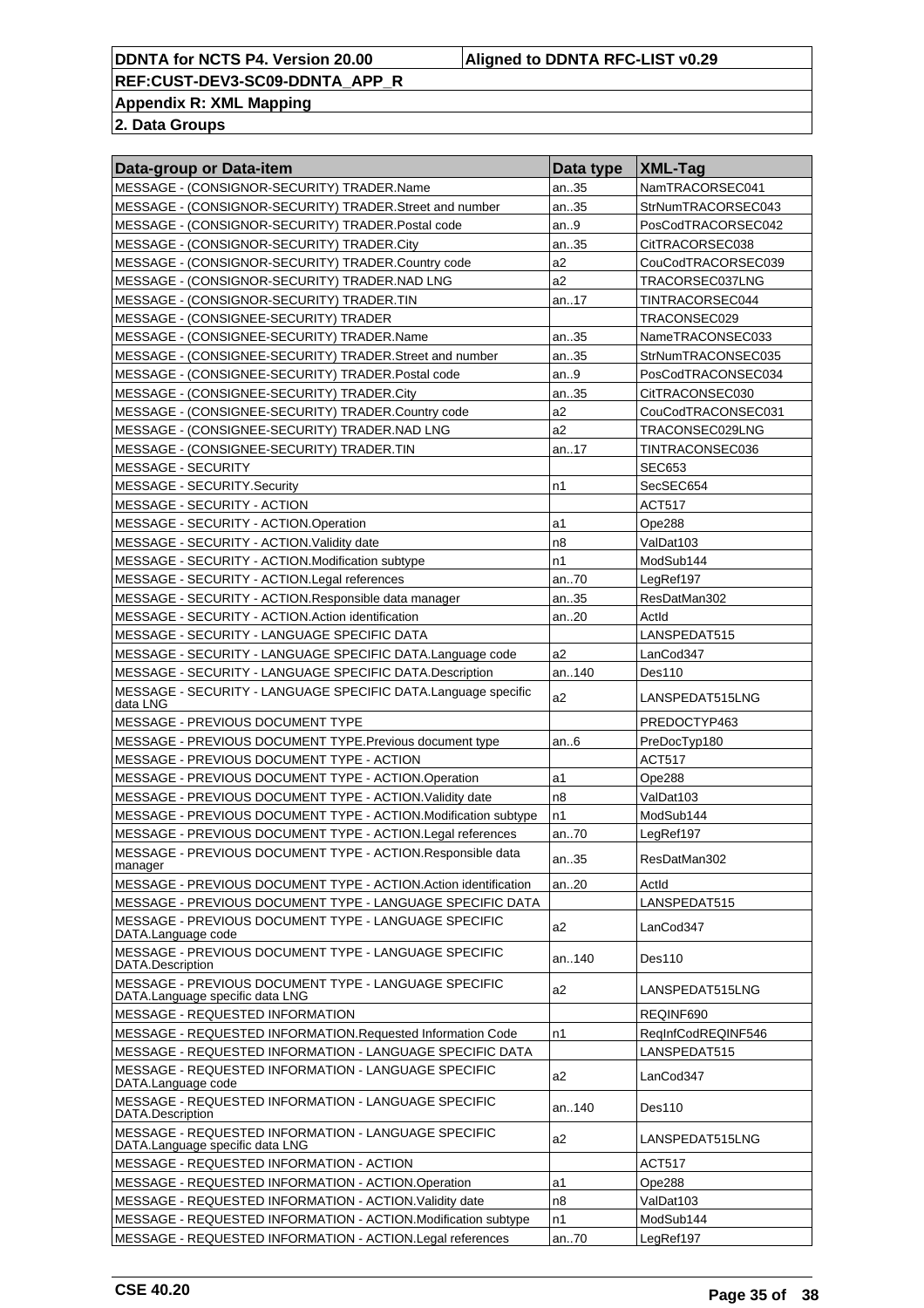| Data-group or Data-item | Data type | XML-Tag |
|---|---|---|
| MESSAGE - (CONSIGNOR-SECURITY) TRADER.Name | an..35 | NamTRACORSEC041 |
| MESSAGE - (CONSIGNOR-SECURITY) TRADER.Street and number | an..35 | StrNumTRACORSEC043 |
| MESSAGE - (CONSIGNOR-SECURITY) TRADER.Postal code | an..9 | PosCodTRACORSEC042 |
| MESSAGE - (CONSIGNOR-SECURITY) TRADER.City | an..35 | CitTRACORSEC038 |
| MESSAGE - (CONSIGNOR-SECURITY) TRADER.Country code | a2 | CouCodTRACORSEC039 |
| MESSAGE - (CONSIGNOR-SECURITY) TRADER.NAD LNG | a2 | TRACORSEC037LNG |
| MESSAGE - (CONSIGNOR-SECURITY) TRADER.TIN | an..17 | TINTRACORSEC044 |
| MESSAGE - (CONSIGNEE-SECURITY) TRADER | | TRACONSEC029 |
| MESSAGE - (CONSIGNEE-SECURITY) TRADER.Name | an..35 | NameTRACONSEC033 |
| MESSAGE - (CONSIGNEE-SECURITY) TRADER.Street and number | an..35 | StrNumTRACONSEC035 |
| MESSAGE - (CONSIGNEE-SECURITY) TRADER.Postal code | an..9 | PosCodTRACONSEC034 |
| MESSAGE - (CONSIGNEE-SECURITY) TRADER.City | an..35 | CitTRACONSEC030 |
| MESSAGE - (CONSIGNEE-SECURITY) TRADER.Country code | a2 | CouCodTRACONSEC031 |
| MESSAGE - (CONSIGNEE-SECURITY) TRADER.NAD LNG | a2 | TRACONSEC029LNG |
| MESSAGE - (CONSIGNEE-SECURITY) TRADER.TIN | an..17 | TINTRACONSEC036 |
| MESSAGE - SECURITY | | SEC653 |
| MESSAGE - SECURITY.Security | n1 | SecSEC654 |
| MESSAGE - SECURITY - ACTION | | ACT517 |
| MESSAGE - SECURITY - ACTION.Operation | a1 | Ope288 |
| MESSAGE - SECURITY - ACTION.Validity date | n8 | ValDat103 |
| MESSAGE - SECURITY - ACTION.Modification subtype | n1 | ModSub144 |
| MESSAGE - SECURITY - ACTION.Legal references | an..70 | LegRef197 |
| MESSAGE - SECURITY - ACTION.Responsible data manager | an..35 | ResDatMan302 |
| MESSAGE - SECURITY - ACTION.Action identification | an..20 | ActId |
| MESSAGE - SECURITY - LANGUAGE SPECIFIC DATA | | LANSPEDAT515 |
| MESSAGE - SECURITY - LANGUAGE SPECIFIC DATA.Language code | a2 | LanCod347 |
| MESSAGE - SECURITY - LANGUAGE SPECIFIC DATA.Description | an..140 | Des110 |
| MESSAGE - SECURITY - LANGUAGE SPECIFIC DATA.Language specific data LNG | a2 | LANSPEDAT515LNG |
| MESSAGE - PREVIOUS DOCUMENT TYPE | | PREDOCTYP463 |
| MESSAGE - PREVIOUS DOCUMENT TYPE.Previous document type | an..6 | PreDocTyp180 |
| MESSAGE - PREVIOUS DOCUMENT TYPE - ACTION | | ACT517 |
| MESSAGE - PREVIOUS DOCUMENT TYPE - ACTION.Operation | a1 | Ope288 |
| MESSAGE - PREVIOUS DOCUMENT TYPE - ACTION.Validity date | n8 | ValDat103 |
| MESSAGE - PREVIOUS DOCUMENT TYPE - ACTION.Modification subtype | n1 | ModSub144 |
| MESSAGE - PREVIOUS DOCUMENT TYPE - ACTION.Legal references | an..70 | LegRef197 |
| MESSAGE - PREVIOUS DOCUMENT TYPE - ACTION.Responsible data manager | an..35 | ResDatMan302 |
| MESSAGE - PREVIOUS DOCUMENT TYPE - ACTION.Action identification | an..20 | ActId |
| MESSAGE - PREVIOUS DOCUMENT TYPE - LANGUAGE SPECIFIC DATA | | LANSPEDAT515 |
| MESSAGE - PREVIOUS DOCUMENT TYPE - LANGUAGE SPECIFIC DATA.Language code | a2 | LanCod347 |
| MESSAGE - PREVIOUS DOCUMENT TYPE - LANGUAGE SPECIFIC DATA.Description | an..140 | Des110 |
| MESSAGE - PREVIOUS DOCUMENT TYPE - LANGUAGE SPECIFIC DATA.Language specific data LNG | a2 | LANSPEDAT515LNG |
| MESSAGE - REQUESTED INFORMATION | | REQINF690 |
| MESSAGE - REQUESTED INFORMATION.Requested Information Code | n1 | ReqInfCodREQINF546 |
| MESSAGE - REQUESTED INFORMATION - LANGUAGE SPECIFIC DATA | | LANSPEDAT515 |
| MESSAGE - REQUESTED INFORMATION - LANGUAGE SPECIFIC DATA.Language code | a2 | LanCod347 |
| MESSAGE - REQUESTED INFORMATION - LANGUAGE SPECIFIC DATA.Description | an..140 | Des110 |
| MESSAGE - REQUESTED INFORMATION - LANGUAGE SPECIFIC DATA.Language specific data LNG | a2 | LANSPEDAT515LNG |
| MESSAGE - REQUESTED INFORMATION - ACTION | | ACT517 |
| MESSAGE - REQUESTED INFORMATION - ACTION.Operation | a1 | Ope288 |
| MESSAGE - REQUESTED INFORMATION - ACTION.Validity date | n8 | ValDat103 |
| MESSAGE - REQUESTED INFORMATION - ACTION.Modification subtype | n1 | ModSub144 |
| MESSAGE - REQUESTED INFORMATION - ACTION.Legal references | an..70 | LegRef197 |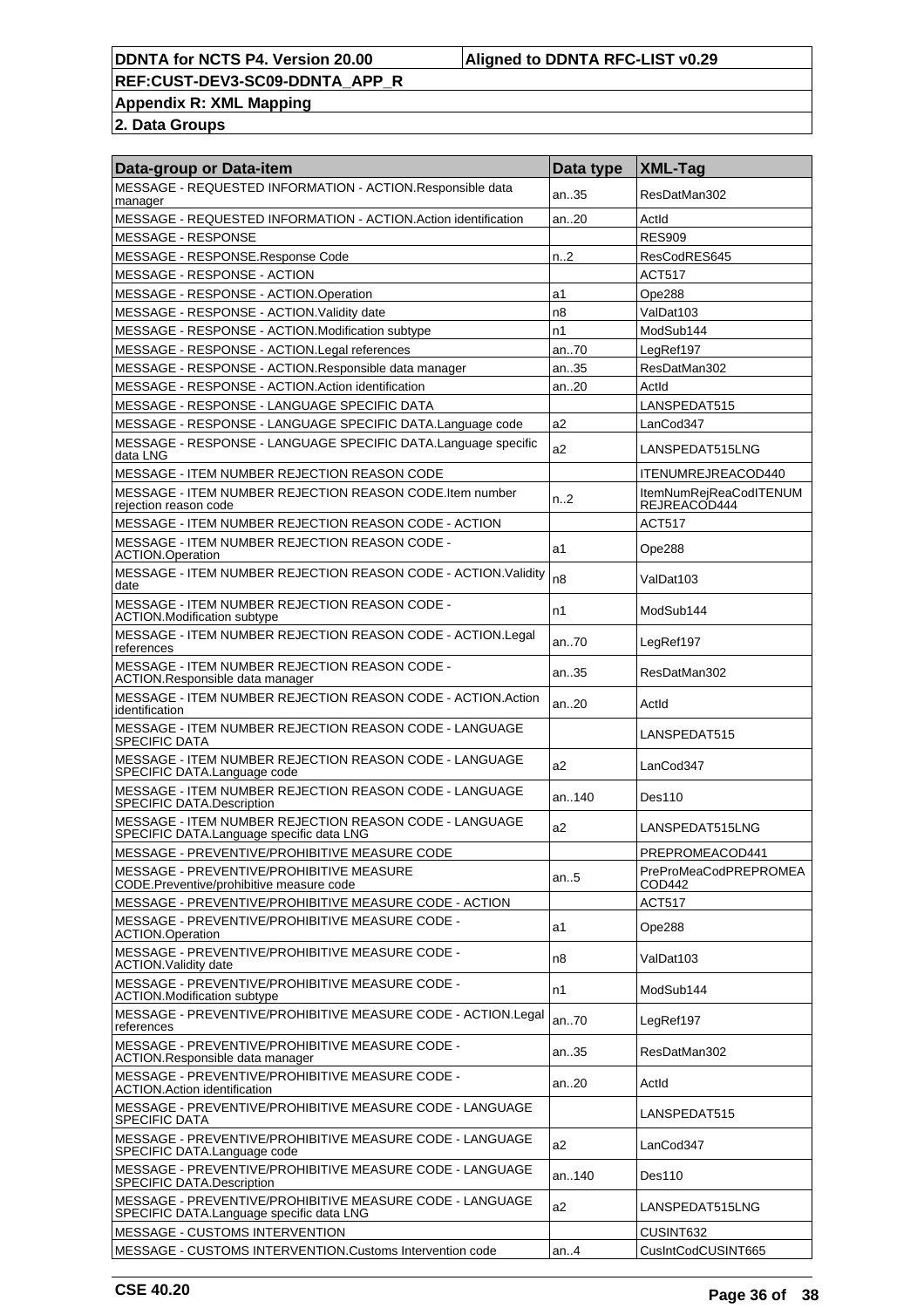| Data-group or Data-item | Data type | XML-Tag |
|---|---|---|
| MESSAGE - REQUESTED INFORMATION - ACTION.Responsible data manager | an..35 | ResDatMan302 |
| MESSAGE - REQUESTED INFORMATION - ACTION.Action identification | an..20 | ActId |
| MESSAGE - RESPONSE | | RES909 |
| MESSAGE - RESPONSE.Response Code | n..2 | ResCodRES645 |
| MESSAGE - RESPONSE - ACTION | | ACT517 |
| MESSAGE - RESPONSE - ACTION.Operation | a1 | Ope288 |
| MESSAGE - RESPONSE - ACTION.Validity date | n8 | ValDat103 |
| MESSAGE - RESPONSE - ACTION.Modification subtype | n1 | ModSub144 |
| MESSAGE - RESPONSE - ACTION.Legal references | an..70 | LegRef197 |
| MESSAGE - RESPONSE - ACTION.Responsible data manager | an..35 | ResDatMan302 |
| MESSAGE - RESPONSE - ACTION.Action identification | an..20 | ActId |
| MESSAGE - RESPONSE - LANGUAGE SPECIFIC DATA | | LANSPEDAT515 |
| MESSAGE - RESPONSE - LANGUAGE SPECIFIC DATA.Language code | a2 | LanCod347 |
| MESSAGE - RESPONSE - LANGUAGE SPECIFIC DATA.Language specific data LNG | a2 | LANSPEDAT515LNG |
| MESSAGE - ITEM NUMBER REJECTION REASON CODE | | ITENUMREJREACOD440 |
| MESSAGE - ITEM NUMBER REJECTION REASON CODE.Item number rejection reason code | n..2 | ItemNumRejReaCodITENUMREJREACOD444 |
| MESSAGE - ITEM NUMBER REJECTION REASON CODE - ACTION | | ACT517 |
| MESSAGE - ITEM NUMBER REJECTION REASON CODE - ACTION.Operation | a1 | Ope288 |
| MESSAGE - ITEM NUMBER REJECTION REASON CODE - ACTION.Validity date | n8 | ValDat103 |
| MESSAGE - ITEM NUMBER REJECTION REASON CODE - ACTION.Modification subtype | n1 | ModSub144 |
| MESSAGE - ITEM NUMBER REJECTION REASON CODE - ACTION.Legal references | an..70 | LegRef197 |
| MESSAGE - ITEM NUMBER REJECTION REASON CODE - ACTION.Responsible data manager | an..35 | ResDatMan302 |
| MESSAGE - ITEM NUMBER REJECTION REASON CODE - ACTION.Action identification | an..20 | ActId |
| MESSAGE - ITEM NUMBER REJECTION REASON CODE - LANGUAGE SPECIFIC DATA | | LANSPEDAT515 |
| MESSAGE - ITEM NUMBER REJECTION REASON CODE - LANGUAGE SPECIFIC DATA.Language code | a2 | LanCod347 |
| MESSAGE - ITEM NUMBER REJECTION REASON CODE - LANGUAGE SPECIFIC DATA.Description | an..140 | Des110 |
| MESSAGE - ITEM NUMBER REJECTION REASON CODE - LANGUAGE SPECIFIC DATA.Language specific data LNG | a2 | LANSPEDAT515LNG |
| MESSAGE - PREVENTIVE/PROHIBITIVE MEASURE CODE | | PREPROMEACOD441 |
| MESSAGE - PREVENTIVE/PROHIBITIVE MEASURE CODE.Preventive/prohibitive measure code | an..5 | PreProMeaCodPREPROMEACOD442 |
| MESSAGE - PREVENTIVE/PROHIBITIVE MEASURE CODE - ACTION | | ACT517 |
| MESSAGE - PREVENTIVE/PROHIBITIVE MEASURE CODE - ACTION.Operation | a1 | Ope288 |
| MESSAGE - PREVENTIVE/PROHIBITIVE MEASURE CODE - ACTION.Validity date | n8 | ValDat103 |
| MESSAGE - PREVENTIVE/PROHIBITIVE MEASURE CODE - ACTION.Modification subtype | n1 | ModSub144 |
| MESSAGE - PREVENTIVE/PROHIBITIVE MEASURE CODE - ACTION.Legal references | an..70 | LegRef197 |
| MESSAGE - PREVENTIVE/PROHIBITIVE MEASURE CODE - ACTION.Responsible data manager | an..35 | ResDatMan302 |
| MESSAGE - PREVENTIVE/PROHIBITIVE MEASURE CODE - ACTION.Action identification | an..20 | ActId |
| MESSAGE - PREVENTIVE/PROHIBITIVE MEASURE CODE - LANGUAGE SPECIFIC DATA | | LANSPEDAT515 |
| MESSAGE - PREVENTIVE/PROHIBITIVE MEASURE CODE - LANGUAGE SPECIFIC DATA.Language code | a2 | LanCod347 |
| MESSAGE - PREVENTIVE/PROHIBITIVE MEASURE CODE - LANGUAGE SPECIFIC DATA.Description | an..140 | Des110 |
| MESSAGE - PREVENTIVE/PROHIBITIVE MEASURE CODE - LANGUAGE SPECIFIC DATA.Language specific data LNG | a2 | LANSPEDAT515LNG |
| MESSAGE - CUSTOMS INTERVENTION | | CUSINT632 |
| MESSAGE - CUSTOMS INTERVENTION.Customs Intervention code | an..4 | CusIntCodCUSINT665 |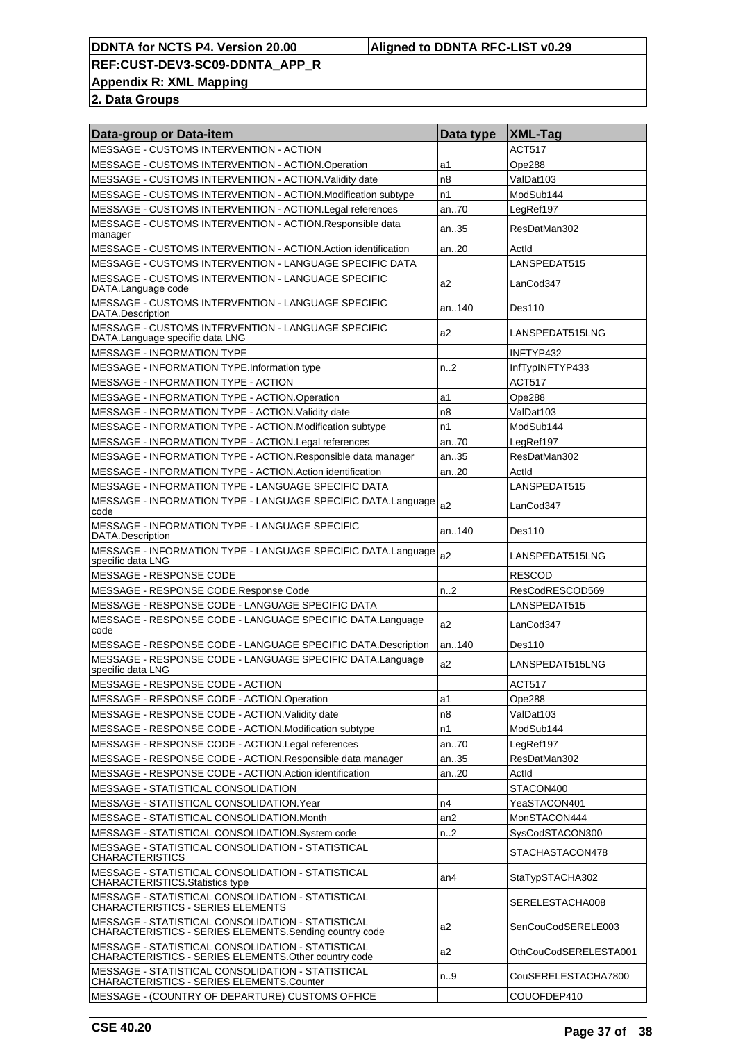| Data-group or Data-item | Data type | XML-Tag |
|---|---|---|
| MESSAGE - CUSTOMS INTERVENTION - ACTION | | ACT517 |
| MESSAGE - CUSTOMS INTERVENTION - ACTION.Operation | a1 | Ope288 |
| MESSAGE - CUSTOMS INTERVENTION - ACTION.Validity date | n8 | ValDat103 |
| MESSAGE - CUSTOMS INTERVENTION - ACTION.Modification subtype | n1 | ModSub144 |
| MESSAGE - CUSTOMS INTERVENTION - ACTION.Legal references | an..70 | LegRef197 |
| MESSAGE - CUSTOMS INTERVENTION - ACTION.Responsible data manager | an..35 | ResDatMan302 |
| MESSAGE - CUSTOMS INTERVENTION - ACTION.Action identification | an..20 | ActId |
| MESSAGE - CUSTOMS INTERVENTION - LANGUAGE SPECIFIC DATA | | LANSPEDAT515 |
| MESSAGE - CUSTOMS INTERVENTION - LANGUAGE SPECIFIC DATA.Language code | a2 | LanCod347 |
| MESSAGE - CUSTOMS INTERVENTION - LANGUAGE SPECIFIC DATA.Description | an..140 | Des110 |
| MESSAGE - CUSTOMS INTERVENTION - LANGUAGE SPECIFIC DATA.Language specific data LNG | a2 | LANSPEDAT515LNG |
| MESSAGE - INFORMATION TYPE | | INFTYP432 |
| MESSAGE - INFORMATION TYPE.Information type | n..2 | InfTypINFTYP433 |
| MESSAGE - INFORMATION TYPE - ACTION | | ACT517 |
| MESSAGE - INFORMATION TYPE - ACTION.Operation | a1 | Ope288 |
| MESSAGE - INFORMATION TYPE - ACTION.Validity date | n8 | ValDat103 |
| MESSAGE - INFORMATION TYPE - ACTION.Modification subtype | n1 | ModSub144 |
| MESSAGE - INFORMATION TYPE - ACTION.Legal references | an..70 | LegRef197 |
| MESSAGE - INFORMATION TYPE - ACTION.Responsible data manager | an..35 | ResDatMan302 |
| MESSAGE - INFORMATION TYPE - ACTION.Action identification | an..20 | ActId |
| MESSAGE - INFORMATION TYPE - LANGUAGE SPECIFIC DATA | | LANSPEDAT515 |
| MESSAGE - INFORMATION TYPE - LANGUAGE SPECIFIC DATA.Language code | a2 | LanCod347 |
| MESSAGE - INFORMATION TYPE - LANGUAGE SPECIFIC DATA.Description | an..140 | Des110 |
| MESSAGE - INFORMATION TYPE - LANGUAGE SPECIFIC DATA.Language specific data LNG | a2 | LANSPEDAT515LNG |
| MESSAGE - RESPONSE CODE | | RESCOD |
| MESSAGE - RESPONSE CODE.Response Code | n..2 | ResCodRESCOD569 |
| MESSAGE - RESPONSE CODE - LANGUAGE SPECIFIC DATA | | LANSPEDAT515 |
| MESSAGE - RESPONSE CODE - LANGUAGE SPECIFIC DATA.Language code | a2 | LanCod347 |
| MESSAGE - RESPONSE CODE - LANGUAGE SPECIFIC DATA.Description | an..140 | Des110 |
| MESSAGE - RESPONSE CODE - LANGUAGE SPECIFIC DATA.Language specific data LNG | a2 | LANSPEDAT515LNG |
| MESSAGE - RESPONSE CODE - ACTION | | ACT517 |
| MESSAGE - RESPONSE CODE - ACTION.Operation | a1 | Ope288 |
| MESSAGE - RESPONSE CODE - ACTION.Validity date | n8 | ValDat103 |
| MESSAGE - RESPONSE CODE - ACTION.Modification subtype | n1 | ModSub144 |
| MESSAGE - RESPONSE CODE - ACTION.Legal references | an..70 | LegRef197 |
| MESSAGE - RESPONSE CODE - ACTION.Responsible data manager | an..35 | ResDatMan302 |
| MESSAGE - RESPONSE CODE - ACTION.Action identification | an..20 | ActId |
| MESSAGE - STATISTICAL CONSOLIDATION | | STACON400 |
| MESSAGE - STATISTICAL CONSOLIDATION.Year | n4 | YeaSTACON401 |
| MESSAGE - STATISTICAL CONSOLIDATION.Month | an2 | MonSTACON444 |
| MESSAGE - STATISTICAL CONSOLIDATION.System code | n..2 | SysCodSTACON300 |
| MESSAGE - STATISTICAL CONSOLIDATION - STATISTICAL CHARACTERISTICS | | STACHASTACON478 |
| MESSAGE - STATISTICAL CONSOLIDATION - STATISTICAL CHARACTERISTICS.Statistics type | an4 | StaTypSTACHA302 |
| MESSAGE - STATISTICAL CONSOLIDATION - STATISTICAL CHARACTERISTICS - SERIES ELEMENTS | | SERELESTACHA008 |
| MESSAGE - STATISTICAL CONSOLIDATION - STATISTICAL CHARACTERISTICS - SERIES ELEMENTS.Sending country code | a2 | SenCouCodSERELE003 |
| MESSAGE - STATISTICAL CONSOLIDATION - STATISTICAL CHARACTERISTICS - SERIES ELEMENTS.Other country code | a2 | OthCouCodSERELESTA001 |
| MESSAGE - STATISTICAL CONSOLIDATION - STATISTICAL CHARACTERISTICS - SERIES ELEMENTS.Counter | n..9 | CouSERELESTACHA7800 |
| MESSAGE - (COUNTRY OF DEPARTURE) CUSTOMS OFFICE | | COUOFDEP410 |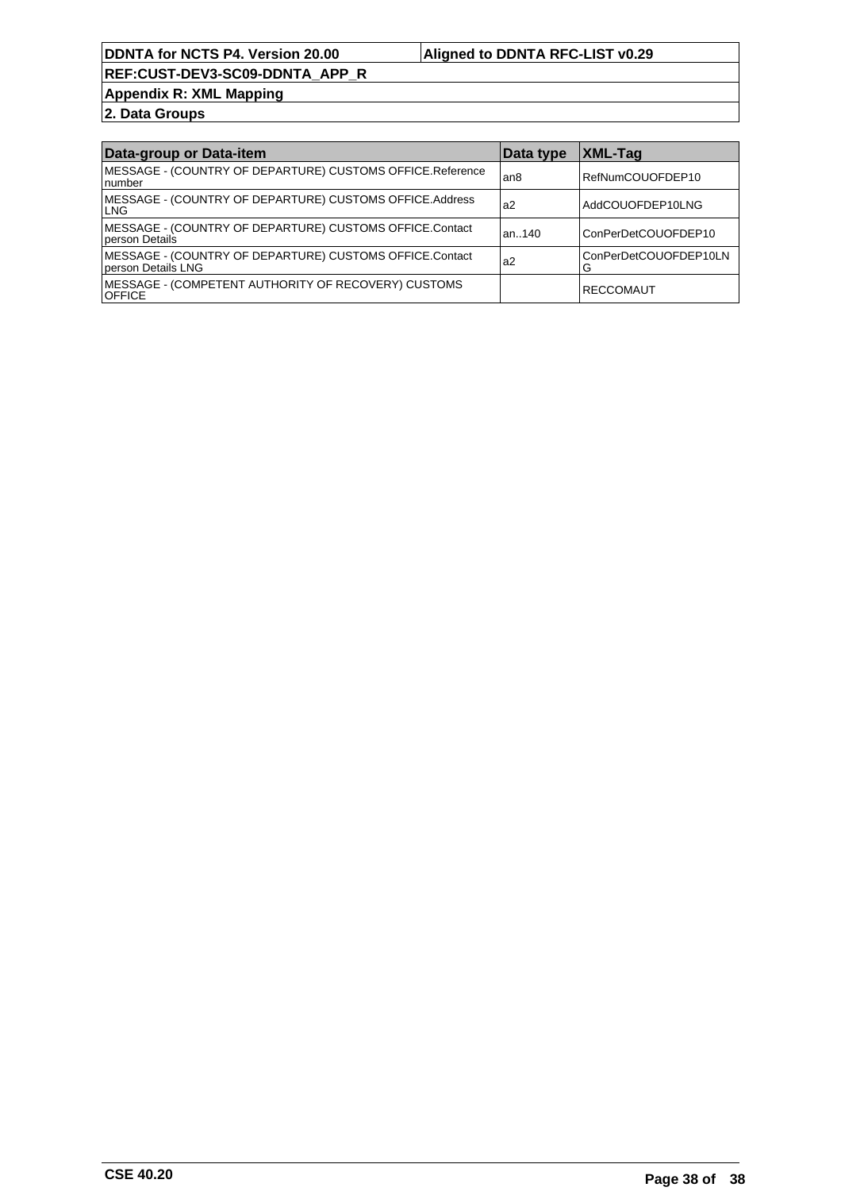| Data-group or Data-item | Data type | XML-Tag |
|---|---|---|
| MESSAGE - (COUNTRY OF DEPARTURE) CUSTOMS OFFICE.Reference number | an8 | RefNumCOUOFDEP10 |
| MESSAGE - (COUNTRY OF DEPARTURE) CUSTOMS OFFICE.Address LNG | a2 | AddCOUOFDEP10LNG |
| MESSAGE - (COUNTRY OF DEPARTURE) CUSTOMS OFFICE.Contact person Details | an..140 | ConPerDetCOUOFDEP10 |
| MESSAGE - (COUNTRY OF DEPARTURE) CUSTOMS OFFICE.Contact person Details LNG | a2 | ConPerDetCOUOFDEP10LNG |
| MESSAGE - (COMPETENT AUTHORITY OF RECOVERY) CUSTOMS OFFICE | | RECCOMAUT |